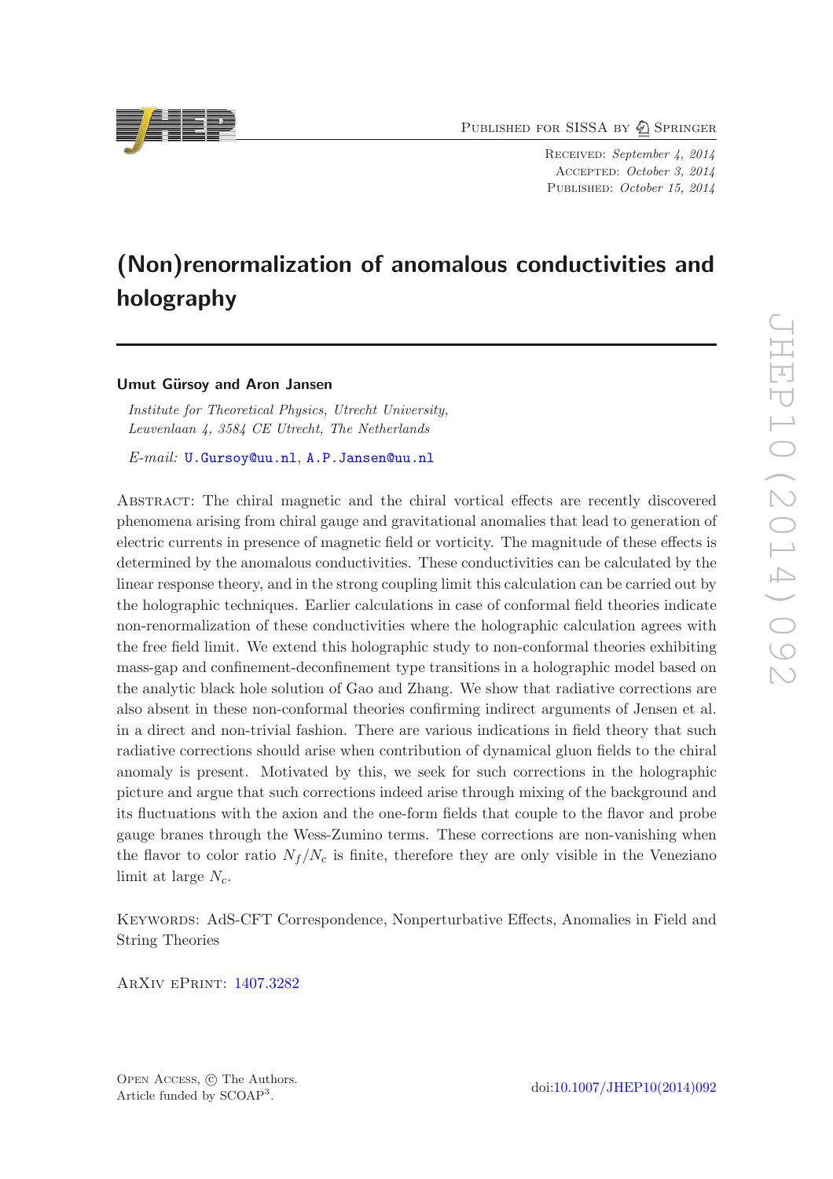Published for SISSA by Springer

Received: *September 4, 2014*
Accepted: *October 3, 2014*
Published: *October 15, 2014*

# (Non)renormalization of anomalous conductivities and holography

**Umut Gürsoy and Aron Jansen**

*Institute for Theoretical Physics, Utrecht University,*
*Leuvenlaan 4, 3584 CE Utrecht, The Netherlands*

*E-mail:* U.Gursoy@uu.nl, A.P.Jansen@uu.nl

Abstract: The chiral magnetic and the chiral vortical effects are recently discovered phenomena arising from chiral gauge and gravitational anomalies that lead to generation of electric currents in presence of magnetic field or vorticity. The magnitude of these effects is determined by the anomalous conductivities. These conductivities can be calculated by the linear response theory, and in the strong coupling limit this calculation can be carried out by the holographic techniques. Earlier calculations in case of conformal field theories indicate non-renormalization of these conductivities where the holographic calculation agrees with the free field limit. We extend this holographic study to non-conformal theories exhibiting mass-gap and confinement-deconfinement type transitions in a holographic model based on the analytic black hole solution of Gao and Zhang. We show that radiative corrections are also absent in these non-conformal theories confirming indirect arguments of Jensen et al. in a direct and non-trivial fashion. There are various indications in field theory that such radiative corrections should arise when contribution of dynamical gluon fields to the chiral anomaly is present. Motivated by this, we seek for such corrections in the holographic picture and argue that such corrections indeed arise through mixing of the background and its fluctuations with the axion and the one-form fields that couple to the flavor and probe gauge branes through the Wess-Zumino terms. These corrections are non-vanishing when the flavor to color ratio $N_f/N_c$ is finite, therefore they are only visible in the Veneziano limit at large $N_c$.

Keywords: AdS-CFT Correspondence, Nonperturbative Effects, Anomalies in Field and String Theories

ArXiv ePrint: 1407.3282

Open Access, © The Authors.
Article funded by SCOAP[3].

doi:10.1007/JHEP10(2014)092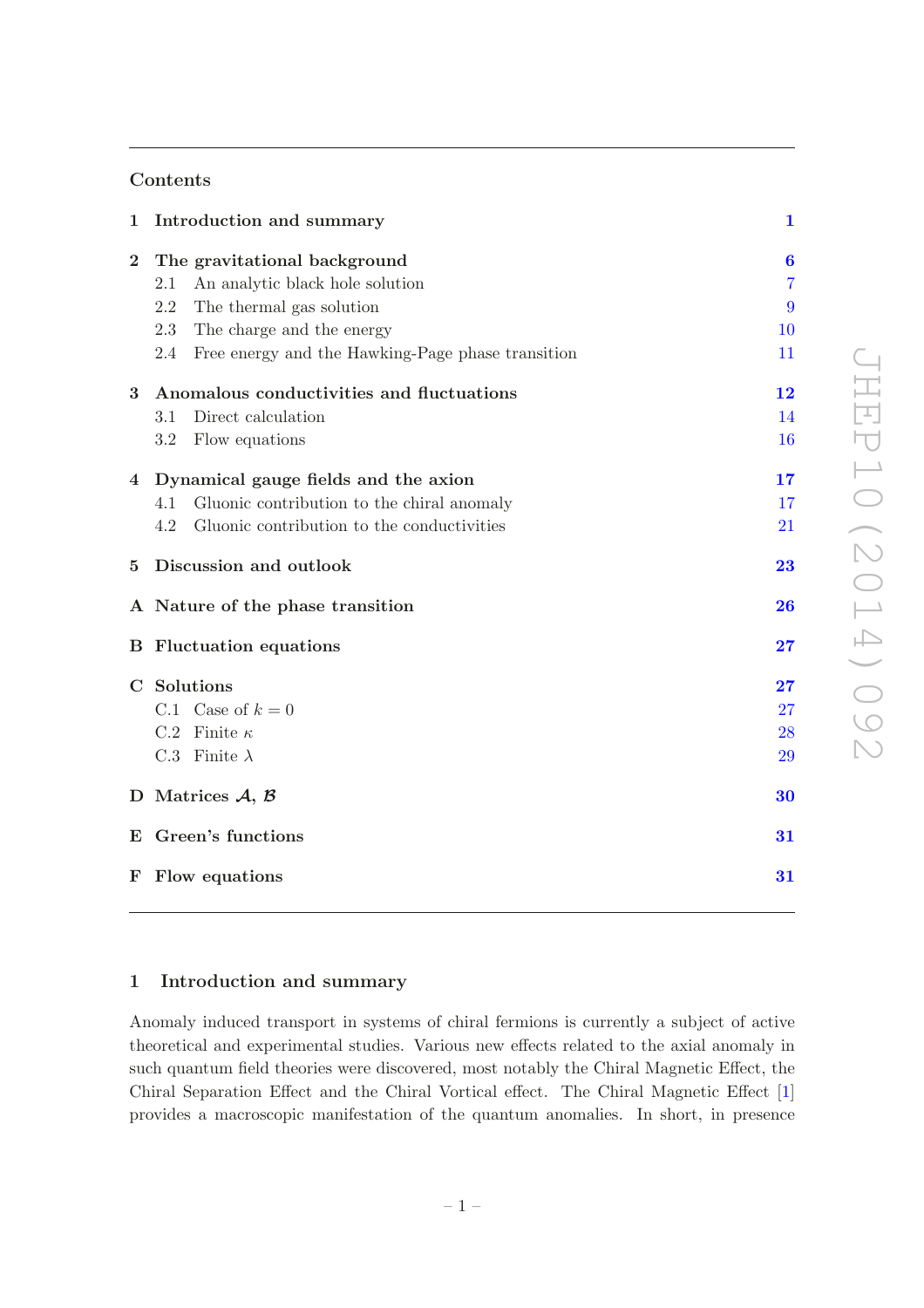## Contents

| | | |
|---|---|---|
| **1** | **Introduction and summary** | **1** |
| **2** | **The gravitational background** | **6** |
| | 2.1 An analytic black hole solution | 7 |
| | 2.2 The thermal gas solution | 9 |
| | 2.3 The charge and the energy | 10 |
| | 2.4 Free energy and the Hawking-Page phase transition | 11 |
| **3** | **Anomalous conductivities and fluctuations** | **12** |
| | 3.1 Direct calculation | 14 |
| | 3.2 Flow equations | 16 |
| **4** | **Dynamical gauge fields and the axion** | **17** |
| | 4.1 Gluonic contribution to the chiral anomaly | 17 |
| | 4.2 Gluonic contribution to the conductivities | 21 |
| **5** | **Discussion and outlook** | **23** |
| **A** | **Nature of the phase transition** | **26** |
| **B** | **Fluctuation equations** | **27** |
| **C** | **Solutions** | **27** |
| | C.1 Case of $k = 0$ | 27 |
| | C.2 Finite $\kappa$ | 28 |
| | C.3 Finite $\lambda$ | 29 |
| **D** | **Matrices $\mathcal{A}$, $\mathcal{B}$** | **30** |
| **E** | **Green's functions** | **31** |
| **F** | **Flow equations** | **31** |

## 1 Introduction and summary

Anomaly induced transport in systems of chiral fermions is currently a subject of active theoretical and experimental studies. Various new effects related to the axial anomaly in such quantum field theories were discovered, most notably the Chiral Magnetic Effect, the Chiral Separation Effect and the Chiral Vortical effect. The Chiral Magnetic Effect [1] provides a macroscopic manifestation of the quantum anomalies. In short, in presence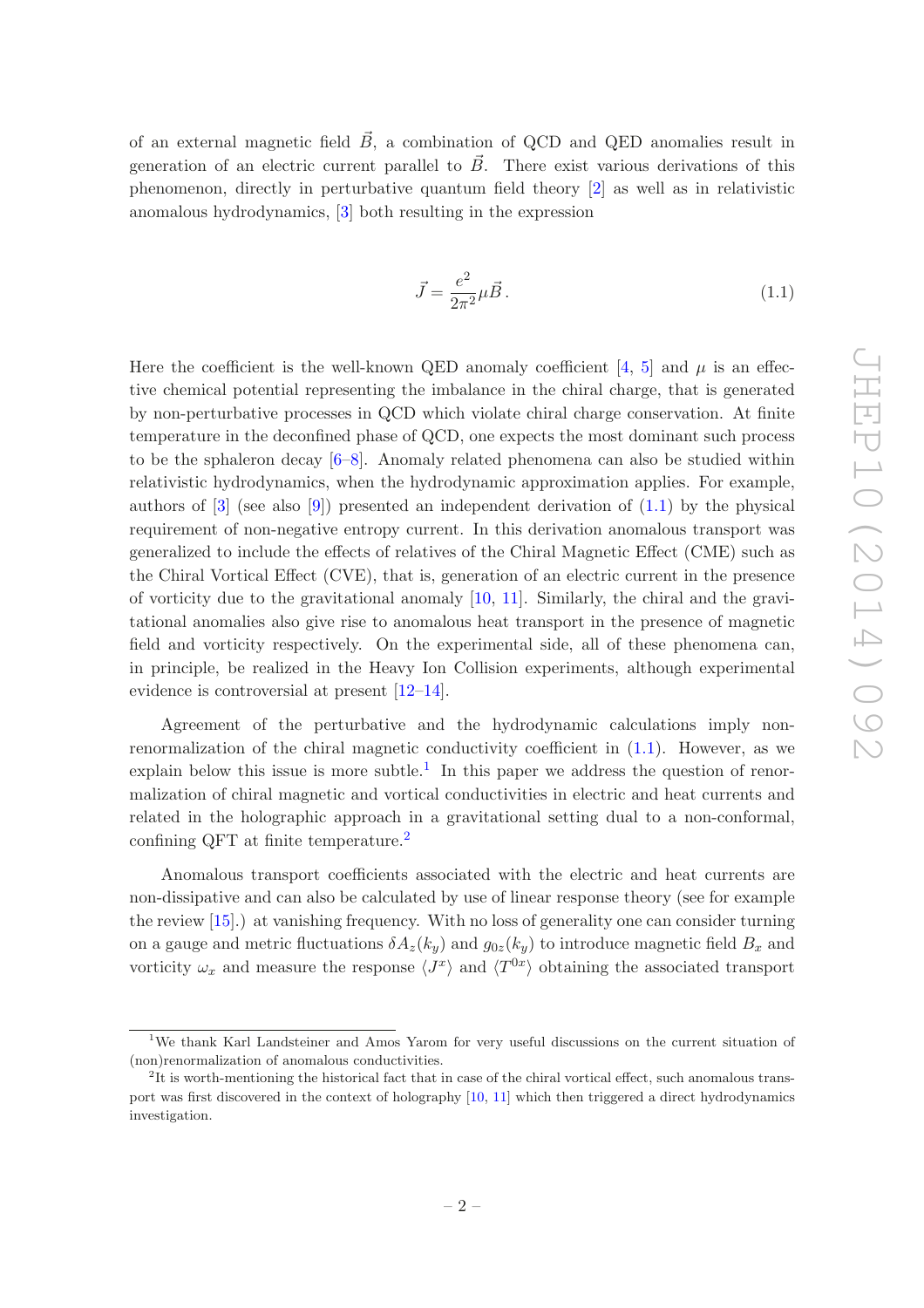of an external magnetic field $\vec{B}$, a combination of QCD and QED anomalies result in generation of an electric current parallel to $\vec{B}$. There exist various derivations of this phenomenon, directly in perturbative quantum field theory [2] as well as in relativistic anomalous hydrodynamics, [3] both resulting in the expression

$$\vec{J} = \frac{e^2}{2\pi^2}\mu\vec{B}\,. \tag{1.1}$$

Here the coefficient is the well-known QED anomaly coefficient [4, 5] and $\mu$ is an effective chemical potential representing the imbalance in the chiral charge, that is generated by non-perturbative processes in QCD which violate chiral charge conservation. At finite temperature in the deconfined phase of QCD, one expects the most dominant such process to be the sphaleron decay [6–8]. Anomaly related phenomena can also be studied within relativistic hydrodynamics, when the hydrodynamic approximation applies. For example, authors of [3] (see also [9]) presented an independent derivation of (1.1) by the physical requirement of non-negative entropy current. In this derivation anomalous transport was generalized to include the effects of relatives of the Chiral Magnetic Effect (CME) such as the Chiral Vortical Effect (CVE), that is, generation of an electric current in the presence of vorticity due to the gravitational anomaly [10, 11]. Similarly, the chiral and the gravitational anomalies also give rise to anomalous heat transport in the presence of magnetic field and vorticity respectively. On the experimental side, all of these phenomena can, in principle, be realized in the Heavy Ion Collision experiments, although experimental evidence is controversial at present [12–14].

Agreement of the perturbative and the hydrodynamic calculations imply non-renormalization of the chiral magnetic conductivity coefficient in (1.1). However, as we explain below this issue is more subtle.[1] In this paper we address the question of renormalization of chiral magnetic and vortical conductivities in electric and heat currents and related in the holographic approach in a gravitational setting dual to a non-conformal, confining QFT at finite temperature.[2]

Anomalous transport coefficients associated with the electric and heat currents are non-dissipative and can also be calculated by use of linear response theory (see for example the review [15].) at vanishing frequency. With no loss of generality one can consider turning on a gauge and metric fluctuations $\delta A_z(k_y)$ and $g_{0z}(k_y)$ to introduce magnetic field $B_x$ and vorticity $\omega_x$ and measure the response $\langle J^x\rangle$ and $\langle T^{0x}\rangle$ obtaining the associated transport

[1] We thank Karl Landsteiner and Amos Yarom for very useful discussions on the current situation of (non)renormalization of anomalous conductivities.

[2] It is worth-mentioning the historical fact that in case of the chiral vortical effect, such anomalous transport was first discovered in the context of holography [10, 11] which then triggered a direct hydrodynamics investigation.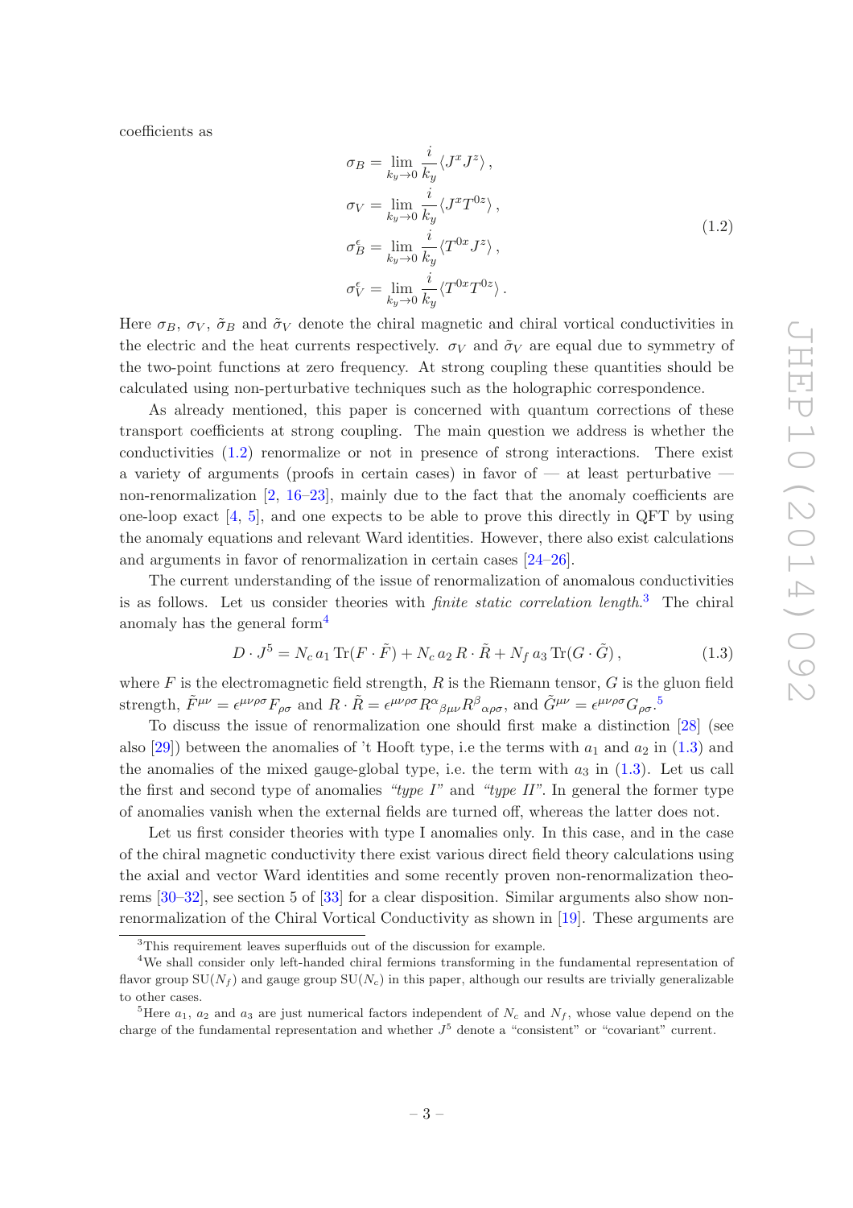coefficients as

$$
\begin{aligned}
\sigma_B &= \lim_{k_y \to 0} \frac{i}{k_y} \langle J^x J^z \rangle \,, \\
\sigma_V &= \lim_{k_y \to 0} \frac{i}{k_y} \langle J^x T^{0z} \rangle \,, \\
\sigma_B^\epsilon &= \lim_{k_y \to 0} \frac{i}{k_y} \langle T^{0x} J^z \rangle \,, \\
\sigma_V^\epsilon &= \lim_{k_y \to 0} \frac{i}{k_y} \langle T^{0x} T^{0z} \rangle \,.
\end{aligned}
\tag{1.2}
$$

Here $\sigma_B$, $\sigma_V$, $\tilde{\sigma}_B$ and $\tilde{\sigma}_V$ denote the chiral magnetic and chiral vortical conductivities in the electric and the heat currents respectively. $\sigma_V$ and $\tilde{\sigma}_V$ are equal due to symmetry of the two-point functions at zero frequency. At strong coupling these quantities should be calculated using non-perturbative techniques such as the holographic correspondence.

As already mentioned, this paper is concerned with quantum corrections of these transport coefficients at strong coupling. The main question we address is whether the conductivities (1.2) renormalize or not in presence of strong interactions. There exist a variety of arguments (proofs in certain cases) in favor of — at least perturbative — non-renormalization [2, 16–23], mainly due to the fact that the anomaly coefficients are one-loop exact [4, 5], and one expects to be able to prove this directly in QFT by using the anomaly equations and relevant Ward identities. However, there also exist calculations and arguments in favor of renormalization in certain cases [24–26].

The current understanding of the issue of renormalization of anomalous conductivities is as follows. Let us consider theories with *finite static correlation length*.[3] The chiral anomaly has the general form[4]

$$
D \cdot J^5 = N_c \, a_1 \, \mathrm{Tr}(F \cdot \tilde{F}) + N_c \, a_2 \, R \cdot \tilde{R} + N_f \, a_3 \, \mathrm{Tr}(G \cdot \tilde{G}) \,, \tag{1.3}
$$

where $F$ is the electromagnetic field strength, $R$ is the Riemann tensor, $G$ is the gluon field strength, $\tilde{F}^{\mu\nu} = \epsilon^{\mu\nu\rho\sigma} F_{\rho\sigma}$ and $R \cdot \tilde{R} = \epsilon^{\mu\nu\rho\sigma} R^\alpha{}_{\beta\mu\nu} R^\beta{}_{\alpha\rho\sigma}$, and $\tilde{G}^{\mu\nu} = \epsilon^{\mu\nu\rho\sigma} G_{\rho\sigma}$.[5]

To discuss the issue of renormalization one should first make a distinction [28] (see also [29]) between the anomalies of 't Hooft type, i.e the terms with $a_1$ and $a_2$ in (1.3) and the anomalies of the mixed gauge-global type, i.e. the term with $a_3$ in (1.3). Let us call the first and second type of anomalies *"type I"* and *"type II"*. In general the former type of anomalies vanish when the external fields are turned off, whereas the latter does not.

Let us first consider theories with type I anomalies only. In this case, and in the case of the chiral magnetic conductivity there exist various direct field theory calculations using the axial and vector Ward identities and some recently proven non-renormalization theorems [30–32], see section 5 of [33] for a clear disposition. Similar arguments also show non-renormalization of the Chiral Vortical Conductivity as shown in [19]. These arguments are

[3] This requirement leaves superfluids out of the discussion for example.

[4] We shall consider only left-handed chiral fermions transforming in the fundamental representation of flavor group $SU(N_f)$ and gauge group $SU(N_c)$ in this paper, although our results are trivially generalizable to other cases.

[5] Here $a_1$, $a_2$ and $a_3$ are just numerical factors independent of $N_c$ and $N_f$, whose value depend on the charge of the fundamental representation and whether $J^5$ denote a "consistent" or "covariant" current.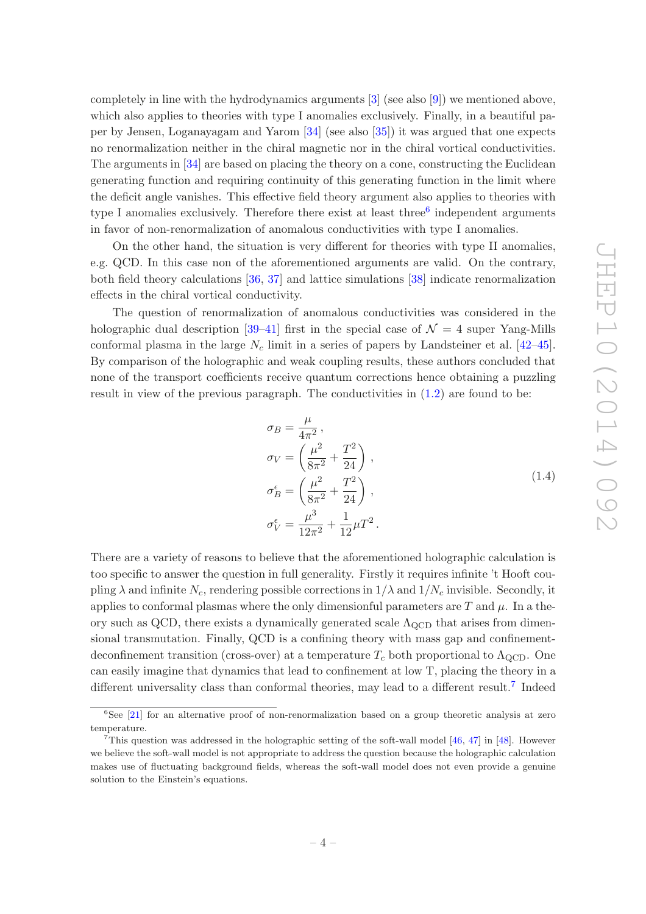completely in line with the hydrodynamics arguments [3] (see also [9]) we mentioned above, which also applies to theories with type I anomalies exclusively. Finally, in a beautiful paper by Jensen, Loganayagam and Yarom [34] (see also [35]) it was argued that one expects no renormalization neither in the chiral magnetic nor in the chiral vortical conductivities. The arguments in [34] are based on placing the theory on a cone, constructing the Euclidean generating function and requiring continuity of this generating function in the limit where the deficit angle vanishes. This effective field theory argument also applies to theories with type I anomalies exclusively. Therefore there exist at least three[6] independent arguments in favor of non-renormalization of anomalous conductivities with type I anomalies.

On the other hand, the situation is very different for theories with type II anomalies, e.g. QCD. In this case non of the aforementioned arguments are valid. On the contrary, both field theory calculations [36, 37] and lattice simulations [38] indicate renormalization effects in the chiral vortical conductivity.

The question of renormalization of anomalous conductivities was considered in the holographic dual description [39–41] first in the special case of $\mathcal{N} = 4$ super Yang-Mills conformal plasma in the large $N_c$ limit in a series of papers by Landsteiner et al. [42–45]. By comparison of the holographic and weak coupling results, these authors concluded that none of the transport coefficients receive quantum corrections hence obtaining a puzzling result in view of the previous paragraph. The conductivities in (1.2) are found to be:

$$
\begin{aligned}
\sigma_B &= \frac{\mu}{4\pi^2}\,, \\
\sigma_V &= \left(\frac{\mu^2}{8\pi^2} + \frac{T^2}{24}\right), \\
\sigma_B^\epsilon &= \left(\frac{\mu^2}{8\pi^2} + \frac{T^2}{24}\right), \\
\sigma_V^\epsilon &= \frac{\mu^3}{12\pi^2} + \frac{1}{12}\mu T^2\,.
\end{aligned}
\tag{1.4}
$$

There are a variety of reasons to believe that the aforementioned holographic calculation is too specific to answer the question in full generality. Firstly it requires infinite 't Hooft coupling $\lambda$ and infinite $N_c$, rendering possible corrections in $1/\lambda$ and $1/N_c$ invisible. Secondly, it applies to conformal plasmas where the only dimensionful parameters are $T$ and $\mu$. In a theory such as QCD, there exists a dynamically generated scale $\Lambda_{\text{QCD}}$ that arises from dimensional transmutation. Finally, QCD is a confining theory with mass gap and confinement-deconfinement transition (cross-over) at a temperature $T_c$ both proportional to $\Lambda_{\text{QCD}}$. One can easily imagine that dynamics that lead to confinement at low T, placing the theory in a different universality class than conformal theories, may lead to a different result.[7] Indeed

[6] See [21] for an alternative proof of non-renormalization based on a group theoretic analysis at zero temperature.

[7] This question was addressed in the holographic setting of the soft-wall model [46, 47] in [48]. However we believe the soft-wall model is not appropriate to address the question because the holographic calculation makes use of fluctuating background fields, whereas the soft-wall model does not even provide a genuine solution to the Einstein's equations.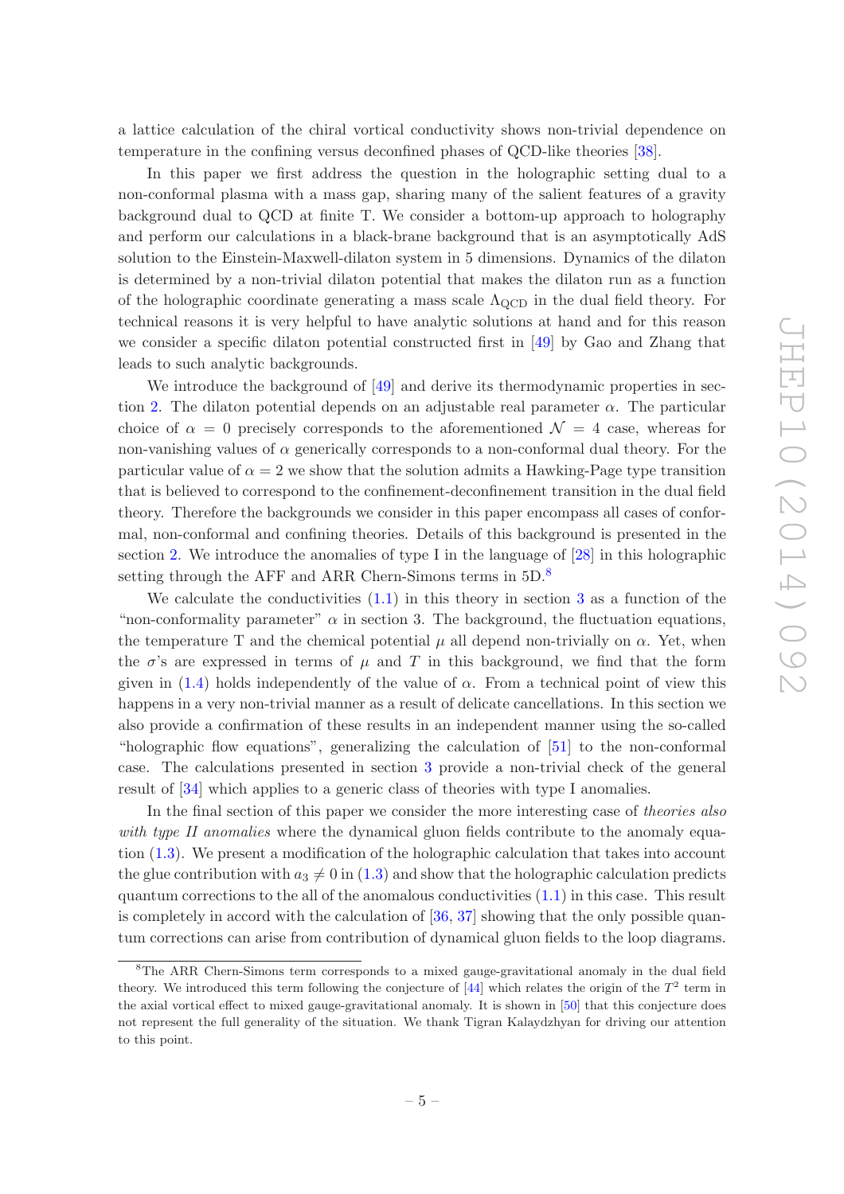a lattice calculation of the chiral vortical conductivity shows non-trivial dependence on temperature in the confining versus deconfined phases of QCD-like theories [38].

In this paper we first address the question in the holographic setting dual to a non-conformal plasma with a mass gap, sharing many of the salient features of a gravity background dual to QCD at finite T. We consider a bottom-up approach to holography and perform our calculations in a black-brane background that is an asymptotically AdS solution to the Einstein-Maxwell-dilaton system in 5 dimensions. Dynamics of the dilaton is determined by a non-trivial dilaton potential that makes the dilaton run as a function of the holographic coordinate generating a mass scale $\Lambda_{\rm QCD}$ in the dual field theory. For technical reasons it is very helpful to have analytic solutions at hand and for this reason we consider a specific dilaton potential constructed first in [49] by Gao and Zhang that leads to such analytic backgrounds.

We introduce the background of [49] and derive its thermodynamic properties in section 2. The dilaton potential depends on an adjustable real parameter $\alpha$. The particular choice of $\alpha = 0$ precisely corresponds to the aforementioned $\mathcal{N} = 4$ case, whereas for non-vanishing values of $\alpha$ generically corresponds to a non-conformal dual theory. For the particular value of $\alpha = 2$ we show that the solution admits a Hawking-Page type transition that is believed to correspond to the confinement-deconfinement transition in the dual field theory. Therefore the backgrounds we consider in this paper encompass all cases of conformal, non-conformal and confining theories. Details of this background is presented in the section 2. We introduce the anomalies of type I in the language of [28] in this holographic setting through the AFF and ARR Chern-Simons terms in 5D.[8]

We calculate the conductivities (1.1) in this theory in section 3 as a function of the "non-conformality parameter" $\alpha$ in section 3. The background, the fluctuation equations, the temperature T and the chemical potential $\mu$ all depend non-trivially on $\alpha$. Yet, when the $\sigma$'s are expressed in terms of $\mu$ and $T$ in this background, we find that the form given in (1.4) holds independently of the value of $\alpha$. From a technical point of view this happens in a very non-trivial manner as a result of delicate cancellations. In this section we also provide a confirmation of these results in an independent manner using the so-called "holographic flow equations", generalizing the calculation of [51] to the non-conformal case. The calculations presented in section 3 provide a non-trivial check of the general result of [34] which applies to a generic class of theories with type I anomalies.

In the final section of this paper we consider the more interesting case of *theories also with type II anomalies* where the dynamical gluon fields contribute to the anomaly equation (1.3). We present a modification of the holographic calculation that takes into account the glue contribution with $a_3 \neq 0$ in (1.3) and show that the holographic calculation predicts quantum corrections to the all of the anomalous conductivities (1.1) in this case. This result is completely in accord with the calculation of [36, 37] showing that the only possible quantum corrections can arise from contribution of dynamical gluon fields to the loop diagrams.

[8]The ARR Chern-Simons term corresponds to a mixed gauge-gravitational anomaly in the dual field theory. We introduced this term following the conjecture of [44] which relates the origin of the $T^2$ term in the axial vortical effect to mixed gauge-gravitational anomaly. It is shown in [50] that this conjecture does not represent the full generality of the situation. We thank Tigran Kalaydzhyan for driving our attention to this point.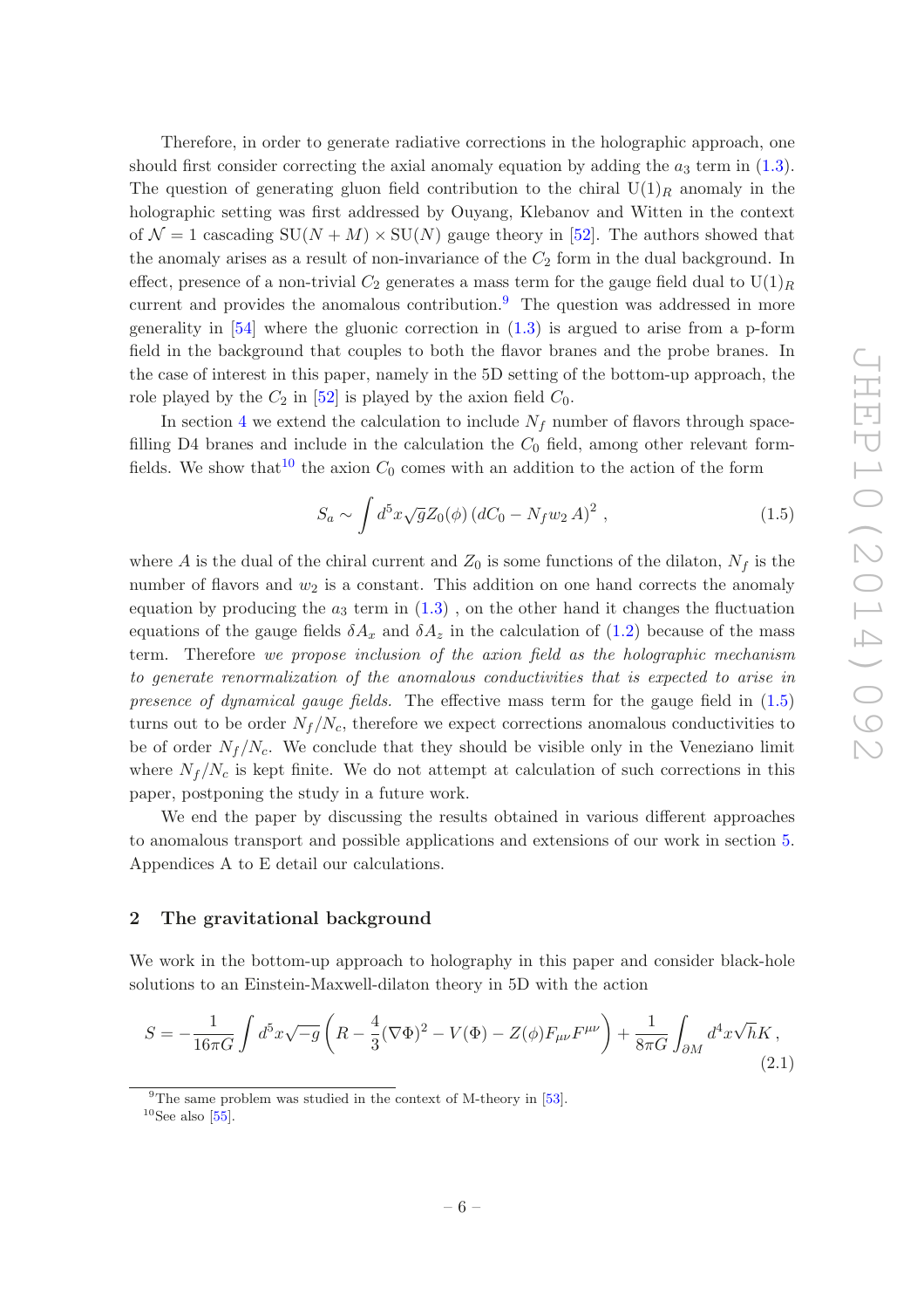Therefore, in order to generate radiative corrections in the holographic approach, one should first consider correcting the axial anomaly equation by adding the $a_3$ term in (1.3). The question of generating gluon field contribution to the chiral $\mathrm{U}(1)_R$ anomaly in the holographic setting was first addressed by Ouyang, Klebanov and Witten in the context of $\mathcal{N}=1$ cascading $\mathrm{SU}(N+M)\times\mathrm{SU}(N)$ gauge theory in [52]. The authors showed that the anomaly arises as a result of non-invariance of the $C_2$ form in the dual background. In effect, presence of a non-trivial $C_2$ generates a mass term for the gauge field dual to $\mathrm{U}(1)_R$ current and provides the anomalous contribution.[9] The question was addressed in more generality in [54] where the gluonic correction in (1.3) is argued to arise from a p-form field in the background that couples to both the flavor branes and the probe branes. In the case of interest in this paper, namely in the 5D setting of the bottom-up approach, the role played by the $C_2$ in [52] is played by the axion field $C_0$.

In section 4 we extend the calculation to include $N_f$ number of flavors through space-filling D4 branes and include in the calculation the $C_0$ field, among other relevant form-fields. We show that[10] the axion $C_0$ comes with an addition to the action of the form

$$S_a \sim \int d^5x\sqrt{g}Z_0(\phi)\left(dC_0 - N_f w_2\, A\right)^2\,, \tag{1.5}$$

where $A$ is the dual of the chiral current and $Z_0$ is some functions of the dilaton, $N_f$ is the number of flavors and $w_2$ is a constant. This addition on one hand corrects the anomaly equation by producing the $a_3$ term in (1.3) , on the other hand it changes the fluctuation equations of the gauge fields $\delta A_x$ and $\delta A_z$ in the calculation of (1.2) because of the mass term. Therefore *we propose inclusion of the axion field as the holographic mechanism to generate renormalization of the anomalous conductivities that is expected to arise in presence of dynamical gauge fields.* The effective mass term for the gauge field in (1.5) turns out to be order $N_f/N_c$, therefore we expect corrections anomalous conductivities to be of order $N_f/N_c$. We conclude that they should be visible only in the Veneziano limit where $N_f/N_c$ is kept finite. We do not attempt at calculation of such corrections in this paper, postponing the study in a future work.

We end the paper by discussing the results obtained in various different approaches to anomalous transport and possible applications and extensions of our work in section 5. Appendices A to E detail our calculations.

## 2 The gravitational background

We work in the bottom-up approach to holography in this paper and consider black-hole solutions to an Einstein-Maxwell-dilaton theory in 5D with the action

$$S = -\frac{1}{16\pi G}\int d^5x\sqrt{-g}\left(R - \frac{4}{3}(\nabla\Phi)^2 - V(\Phi) - Z(\phi)F_{\mu\nu}F^{\mu\nu}\right) + \frac{1}{8\pi G}\int_{\partial M} d^4x\sqrt{h}K\,, \tag{2.1}$$

[9] The same problem was studied in the context of M-theory in [53].

[10] See also [55].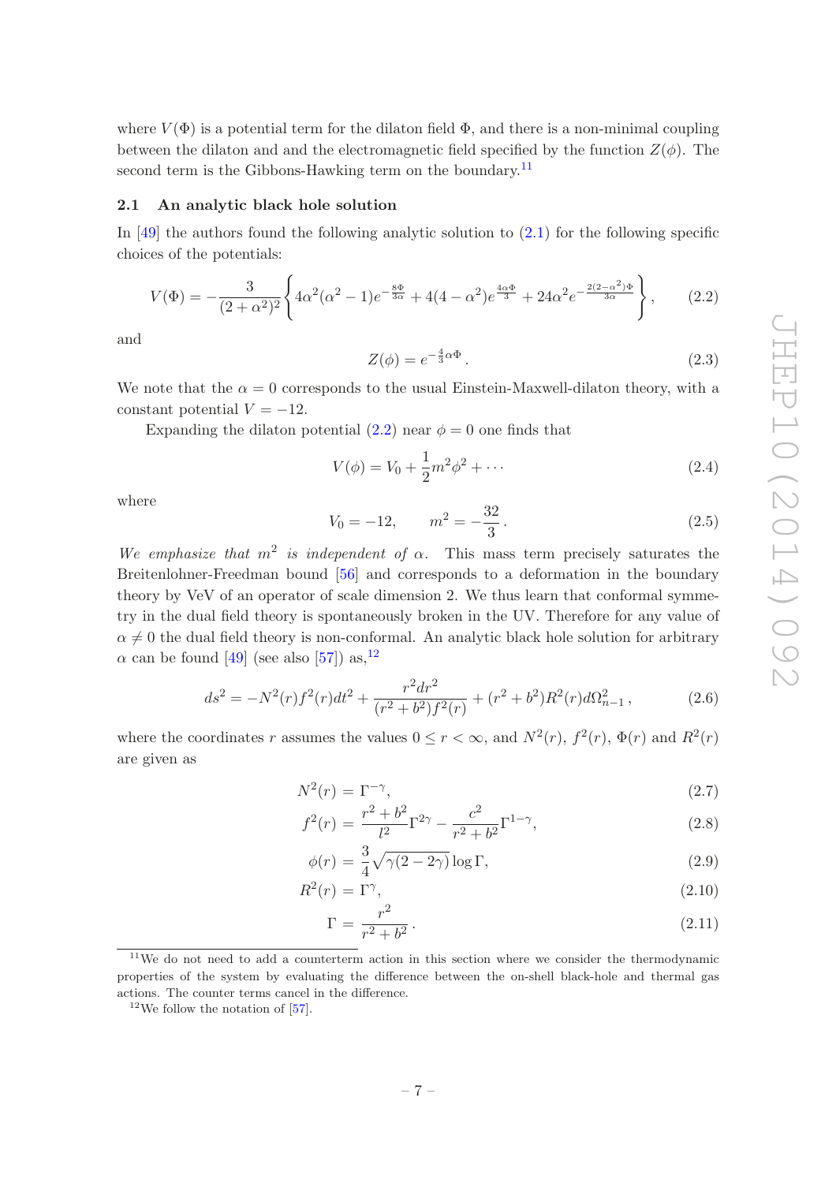where $V(\Phi)$ is a potential term for the dilaton field $\Phi$, and there is a non-minimal coupling between the dilaton and and the electromagnetic field specified by the function $Z(\phi)$. The second term is the Gibbons-Hawking term on the boundary.[11]

### 2.1 An analytic black hole solution

In [49] the authors found the following analytic solution to (2.1) for the following specific choices of the potentials:

$$V(\Phi) = -\frac{3}{(2+\alpha^2)^2}\left\{4\alpha^2(\alpha^2-1)e^{-\frac{8\Phi}{3\alpha}} + 4(4-\alpha^2)e^{\frac{4\alpha\Phi}{3}} + 24\alpha^2 e^{-\frac{2(2-\alpha^2)\Phi}{3\alpha}}\right\}, \tag{2.2}$$

and

$$Z(\phi) = e^{-\frac{4}{3}\alpha\Phi}. \tag{2.3}$$

We note that the $\alpha = 0$ corresponds to the usual Einstein-Maxwell-dilaton theory, with a constant potential $V = -12$.

Expanding the dilaton potential (2.2) near $\phi = 0$ one finds that

$$V(\phi) = V_0 + \frac{1}{2}m^2\phi^2 + \cdots \tag{2.4}$$

where

$$V_0 = -12, \qquad m^2 = -\frac{32}{3}. \tag{2.5}$$

*We emphasize that $m^2$ is independent of $\alpha$.* This mass term precisely saturates the Breitenlohner-Freedman bound [56] and corresponds to a deformation in the boundary theory by VeV of an operator of scale dimension 2. We thus learn that conformal symmetry in the dual field theory is spontaneously broken in the UV. Therefore for any value of $\alpha \neq 0$ the dual field theory is non-conformal. An analytic black hole solution for arbitrary $\alpha$ can be found [49] (see also [57]) as,[12]

$$ds^2 = -N^2(r)f^2(r)dt^2 + \frac{r^2dr^2}{(r^2+b^2)f^2(r)} + (r^2+b^2)R^2(r)d\Omega^2_{n-1}, \tag{2.6}$$

where the coordinates $r$ assumes the values $0 \le r < \infty$, and $N^2(r)$, $f^2(r)$, $\Phi(r)$ and $R^2(r)$ are given as

$$N^2(r) = \Gamma^{-\gamma}, \tag{2.7}$$

$$f^2(r) = \frac{r^2+b^2}{l^2}\Gamma^{2\gamma} - \frac{c^2}{r^2+b^2}\Gamma^{1-\gamma}, \tag{2.8}$$

$$\phi(r) = \frac{3}{4}\sqrt{\gamma(2-2\gamma)}\log\Gamma, \tag{2.9}$$

$$R^2(r) = \Gamma^{\gamma}, \tag{2.10}$$

$$\Gamma = \frac{r^2}{r^2+b^2}. \tag{2.11}$$

[11] We do not need to add a counterterm action in this section where we consider the thermodynamic properties of the system by evaluating the difference between the on-shell black-hole and thermal gas actions. The counter terms cancel in the difference.

[12] We follow the notation of [57].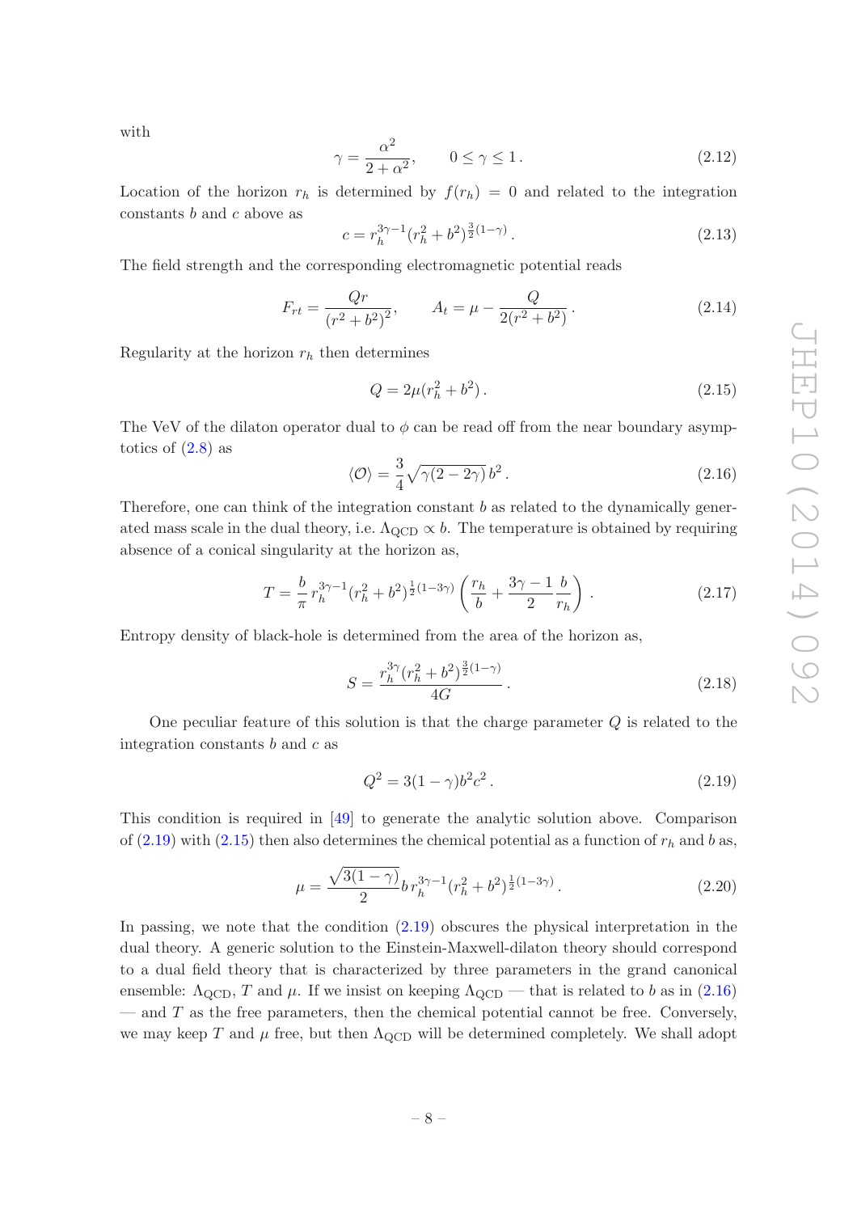with

$$
\gamma = \frac{\alpha^2}{2+\alpha^2}, \qquad 0 \le \gamma \le 1 . \tag{2.12}
$$

Location of the horizon $r_h$ is determined by $f(r_h) = 0$ and related to the integration constants $b$ and $c$ above as

$$
c = r_h^{3\gamma-1}(r_h^2 + b^2)^{\frac{3}{2}(1-\gamma)} . \tag{2.13}
$$

The field strength and the corresponding electromagnetic potential reads

$$
F_{rt} = \frac{Qr}{(r^2+b^2)^2}, \qquad A_t = \mu - \frac{Q}{2(r^2+b^2)} . \tag{2.14}
$$

Regularity at the horizon $r_h$ then determines

$$
Q = 2\mu(r_h^2 + b^2) . \tag{2.15}
$$

The VeV of the dilaton operator dual to $\phi$ can be read off from the near boundary asymptotics of (2.8) as

$$
\langle \mathcal{O} \rangle = \frac{3}{4}\sqrt{\gamma(2-2\gamma)}\, b^2 . \tag{2.16}
$$

Therefore, one can think of the integration constant $b$ as related to the dynamically generated mass scale in the dual theory, i.e. $\Lambda_{\text{QCD}} \propto b$. The temperature is obtained by requiring absence of a conical singularity at the horizon as,

$$
T = \frac{b}{\pi} r_h^{3\gamma-1}(r_h^2+b^2)^{\frac{1}{2}(1-3\gamma)}\left(\frac{r_h}{b} + \frac{3\gamma-1}{2}\frac{b}{r_h}\right) . \tag{2.17}
$$

Entropy density of black-hole is determined from the area of the horizon as,

$$
S = \frac{r_h^{3\gamma}(r_h^2+b^2)^{\frac{3}{2}(1-\gamma)}}{4G} . \tag{2.18}
$$

One peculiar feature of this solution is that the charge parameter $Q$ is related to the integration constants $b$ and $c$ as

$$
Q^2 = 3(1-\gamma)b^2c^2 . \tag{2.19}
$$

This condition is required in [49] to generate the analytic solution above. Comparison of (2.19) with (2.15) then also determines the chemical potential as a function of $r_h$ and $b$ as,

$$
\mu = \frac{\sqrt{3(1-\gamma)}}{2} b\, r_h^{3\gamma-1}(r_h^2+b^2)^{\frac{1}{2}(1-3\gamma)} . \tag{2.20}
$$

In passing, we note that the condition (2.19) obscures the physical interpretation in the dual theory. A generic solution to the Einstein-Maxwell-dilaton theory should correspond to a dual field theory that is characterized by three parameters in the grand canonical ensemble: $\Lambda_{\text{QCD}}$, $T$ and $\mu$. If we insist on keeping $\Lambda_{\text{QCD}}$ — that is related to $b$ as in (2.16) — and $T$ as the free parameters, then the chemical potential cannot be free. Conversely, we may keep $T$ and $\mu$ free, but then $\Lambda_{\text{QCD}}$ will be determined completely. We shall adopt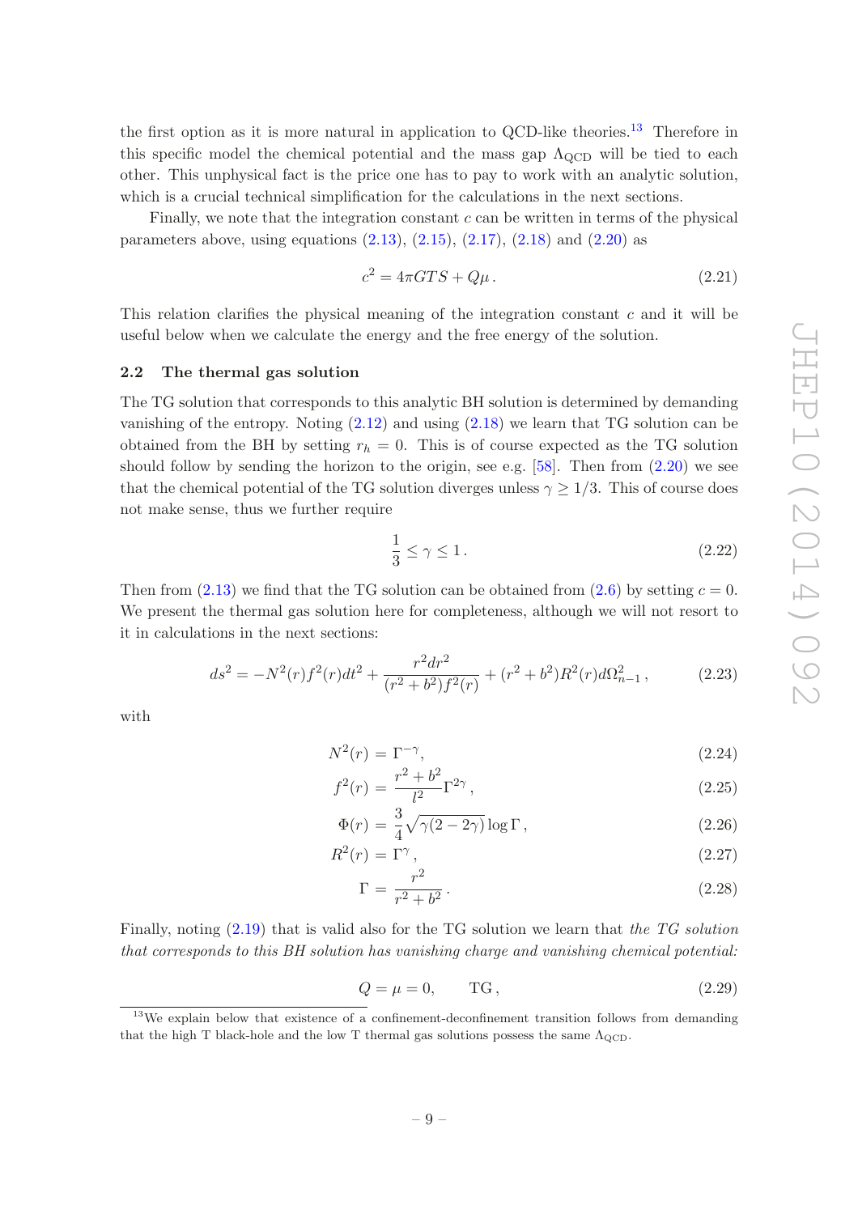the first option as it is more natural in application to QCD-like theories.[13] Therefore in this specific model the chemical potential and the mass gap $\Lambda_{\rm QCD}$ will be tied to each other. This unphysical fact is the price one has to pay to work with an analytic solution, which is a crucial technical simplification for the calculations in the next sections.

Finally, we note that the integration constant $c$ can be written in terms of the physical parameters above, using equations (2.13), (2.15), (2.17), (2.18) and (2.20) as

$$c^2 = 4\pi G T S + Q\mu\,. \tag{2.21}$$

This relation clarifies the physical meaning of the integration constant $c$ and it will be useful below when we calculate the energy and the free energy of the solution.

### 2.2 The thermal gas solution

The TG solution that corresponds to this analytic BH solution is determined by demanding vanishing of the entropy. Noting (2.12) and using (2.18) we learn that TG solution can be obtained from the BH by setting $r_h = 0$. This is of course expected as the TG solution should follow by sending the horizon to the origin, see e.g. [58]. Then from (2.20) we see that the chemical potential of the TG solution diverges unless $\gamma \geq 1/3$. This of course does not make sense, thus we further require

$$\frac{1}{3} \leq \gamma \leq 1\,. \tag{2.22}$$

Then from (2.13) we find that the TG solution can be obtained from (2.6) by setting $c = 0$. We present the thermal gas solution here for completeness, although we will not resort to it in calculations in the next sections:

$$ds^2 = -N^2(r) f^2(r) dt^2 + \frac{r^2 dr^2}{(r^2+b^2) f^2(r)} + (r^2+b^2) R^2(r) d\Omega_{n-1}^2\,, \tag{2.23}$$

with

$$N^2(r) = \Gamma^{-\gamma}, \tag{2.24}$$

$$f^2(r) = \frac{r^2+b^2}{l^2}\Gamma^{2\gamma}\,, \tag{2.25}$$

$$\Phi(r) = \frac{3}{4}\sqrt{\gamma(2-2\gamma)}\log\Gamma\,, \tag{2.26}$$

$$R^2(r) = \Gamma^{\gamma}\,, \tag{2.27}$$

$$\Gamma = \frac{r^2}{r^2+b^2}\,. \tag{2.28}$$

Finally, noting (2.19) that is valid also for the TG solution we learn that *the TG solution that corresponds to this BH solution has vanishing charge and vanishing chemical potential:*

$$Q = \mu = 0, \qquad \text{TG}\,, \tag{2.29}$$

[13] We explain below that existence of a confinement-deconfinement transition follows from demanding that the high T black-hole and the low T thermal gas solutions possess the same $\Lambda_{\rm QCD}$.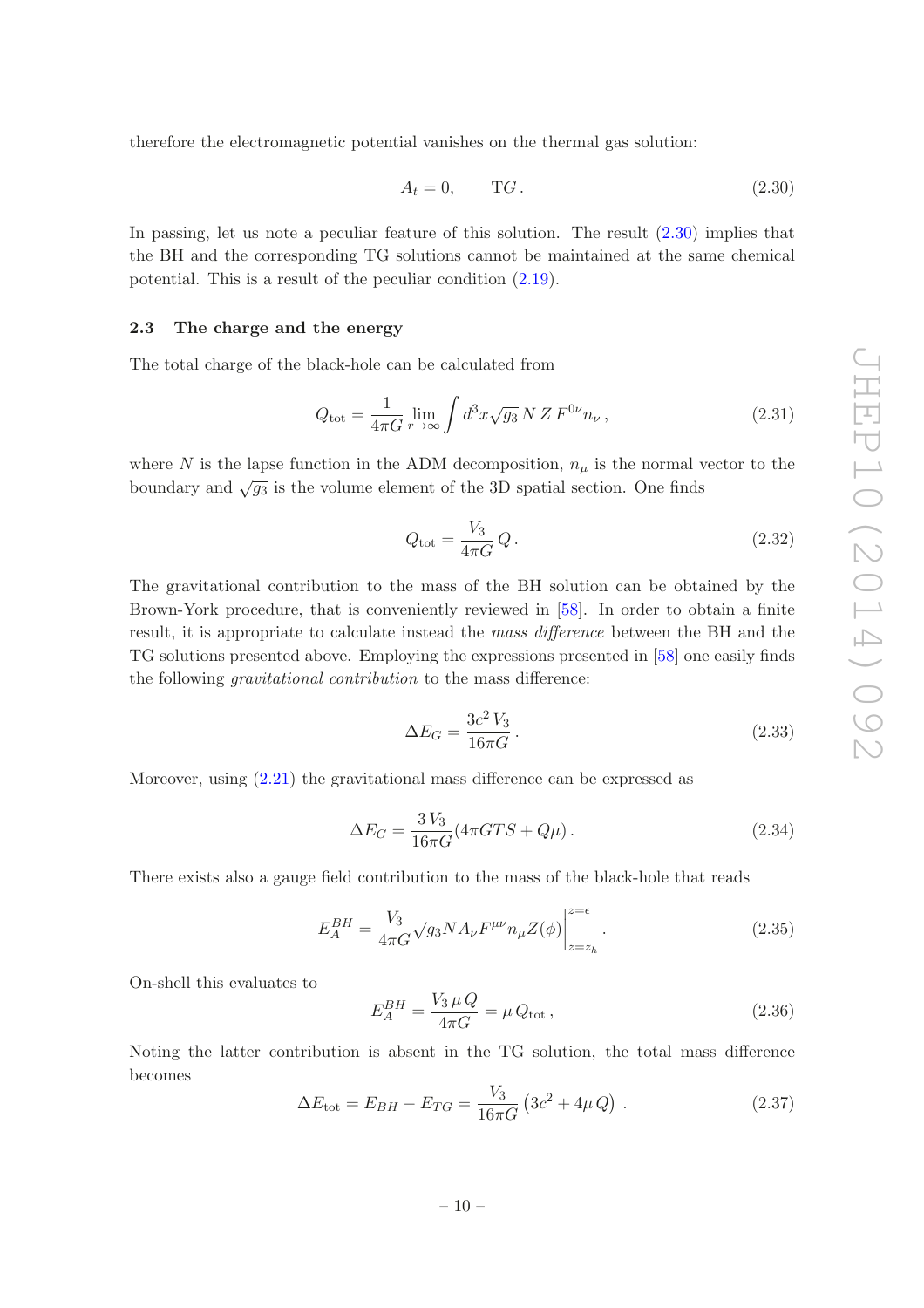therefore the electromagnetic potential vanishes on the thermal gas solution:

$$A_t = 0, \qquad \text{TG}. \tag{2.30}$$

In passing, let us note a peculiar feature of this solution. The result (2.30) implies that the BH and the corresponding TG solutions cannot be maintained at the same chemical potential. This is a result of the peculiar condition (2.19).

### 2.3 The charge and the energy

The total charge of the black-hole can be calculated from

$$Q_{\text{tot}} = \frac{1}{4\pi G} \lim_{r\to\infty} \int d^3x \sqrt{g_3}\, N\, Z\, F^{0\nu} n_\nu \,, \tag{2.31}$$

where $N$ is the lapse function in the ADM decomposition, $n_\mu$ is the normal vector to the boundary and $\sqrt{g_3}$ is the volume element of the 3D spatial section. One finds

$$Q_{\text{tot}} = \frac{V_3}{4\pi G}\, Q \,. \tag{2.32}$$

The gravitational contribution to the mass of the BH solution can be obtained by the Brown-York procedure, that is conveniently reviewed in [58]. In order to obtain a finite result, it is appropriate to calculate instead the *mass difference* between the BH and the TG solutions presented above. Employing the expressions presented in [58] one easily finds the following *gravitational contribution* to the mass difference:

$$\Delta E_G = \frac{3c^2\, V_3}{16\pi G} \,. \tag{2.33}$$

Moreover, using (2.21) the gravitational mass difference can be expressed as

$$\Delta E_G = \frac{3\, V_3}{16\pi G}(4\pi GTS + Q\mu) \,. \tag{2.34}$$

There exists also a gauge field contribution to the mass of the black-hole that reads

$$E_A^{BH} = \frac{V_3}{4\pi G} \sqrt{g_3} N A_\nu F^{\mu\nu} n_\mu Z(\phi) \Big|_{z=z_h}^{z=\epsilon} \,. \tag{2.35}$$

On-shell this evaluates to

$$E_A^{BH} = \frac{V_3\, \mu\, Q}{4\pi G} = \mu\, Q_{\text{tot}} \,, \tag{2.36}$$

Noting the latter contribution is absent in the TG solution, the total mass difference becomes

$$\Delta E_{\text{tot}} = E_{BH} - E_{TG} = \frac{V_3}{16\pi G}\left(3c^2 + 4\mu\, Q\right) \,. \tag{2.37}$$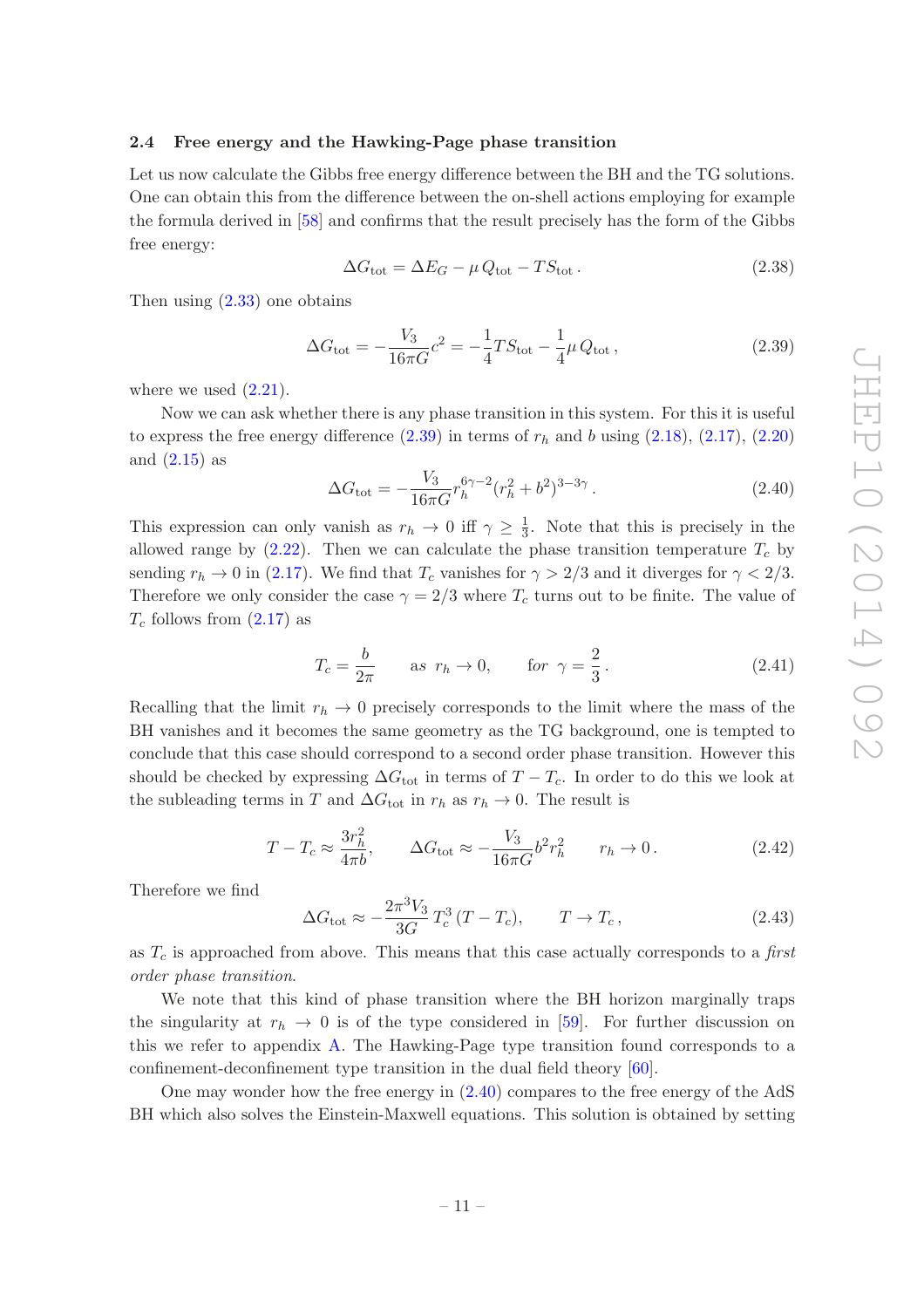### 2.4 Free energy and the Hawking-Page phase transition

Let us now calculate the Gibbs free energy difference between the BH and the TG solutions. One can obtain this from the difference between the on-shell actions employing for example the formula derived in [58] and confirms that the result precisely has the form of the Gibbs free energy:

$$\Delta G_{\text{tot}} = \Delta E_G - \mu\, Q_{\text{tot}} - T S_{\text{tot}}\,. \tag{2.38}$$

Then using (2.33) one obtains

$$\Delta G_{\text{tot}} = -\frac{V_3}{16\pi G} c^2 = -\frac{1}{4} T S_{\text{tot}} - \frac{1}{4}\mu\, Q_{\text{tot}}\,, \tag{2.39}$$

where we used (2.21).

Now we can ask whether there is any phase transition in this system. For this it is useful to express the free energy difference (2.39) in terms of $r_h$ and $b$ using (2.18), (2.17), (2.20) and (2.15) as

$$\Delta G_{\text{tot}} = -\frac{V_3}{16\pi G} r_h^{6\gamma-2} (r_h^2 + b^2)^{3-3\gamma}\,. \tag{2.40}$$

This expression can only vanish as $r_h \to 0$ iff $\gamma \geq \frac{1}{3}$. Note that this is precisely in the allowed range by (2.22). Then we can calculate the phase transition temperature $T_c$ by sending $r_h \to 0$ in (2.17). We find that $T_c$ vanishes for $\gamma > 2/3$ and it diverges for $\gamma < 2/3$. Therefore we only consider the case $\gamma = 2/3$ where $T_c$ turns out to be finite. The value of $T_c$ follows from (2.17) as

$$T_c = \frac{b}{2\pi} \qquad \text{as } r_h \to 0, \qquad \text{for } \gamma = \frac{2}{3}\,. \tag{2.41}$$

Recalling that the limit $r_h \to 0$ precisely corresponds to the limit where the mass of the BH vanishes and it becomes the same geometry as the TG background, one is tempted to conclude that this case should correspond to a second order phase transition. However this should be checked by expressing $\Delta G_{\text{tot}}$ in terms of $T - T_c$. In order to do this we look at the subleading terms in $T$ and $\Delta G_{\text{tot}}$ in $r_h$ as $r_h \to 0$. The result is

$$T - T_c \approx \frac{3 r_h^2}{4\pi b}, \qquad \Delta G_{\text{tot}} \approx -\frac{V_3}{16\pi G} b^2 r_h^2 \qquad r_h \to 0\,. \tag{2.42}$$

Therefore we find

$$\Delta G_{\text{tot}} \approx -\frac{2\pi^3 V_3}{3G} T_c^3\, (T - T_c), \qquad T \to T_c\,, \tag{2.43}$$

as $T_c$ is approached from above. This means that this case actually corresponds to a *first order phase transition*.

We note that this kind of phase transition where the BH horizon marginally traps the singularity at $r_h \to 0$ is of the type considered in [59]. For further discussion on this we refer to appendix A. The Hawking-Page type transition found corresponds to a confinement-deconfinement type transition in the dual field theory [60].

One may wonder how the free energy in (2.40) compares to the free energy of the AdS BH which also solves the Einstein-Maxwell equations. This solution is obtained by setting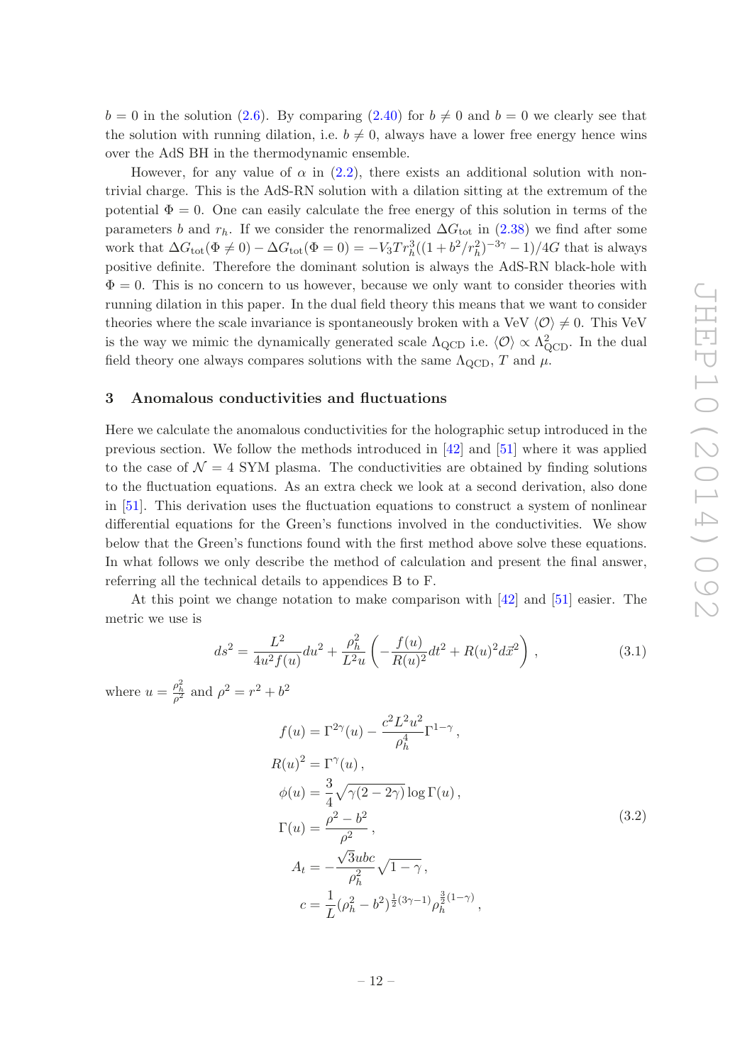$b = 0$ in the solution (2.6). By comparing (2.40) for $b \neq 0$ and $b = 0$ we clearly see that the solution with running dilation, i.e. $b \neq 0$, always have a lower free energy hence wins over the AdS BH in the thermodynamic ensemble.

However, for any value of $\alpha$ in (2.2), there exists an additional solution with non-trivial charge. This is the AdS-RN solution with a dilation sitting at the extremum of the potential $\Phi = 0$. One can easily calculate the free energy of this solution in terms of the parameters $b$ and $r_h$. If we consider the renormalized $\Delta G_{\text{tot}}$ in (2.38) we find after some work that $\Delta G_{\text{tot}}(\Phi \neq 0) - \Delta G_{\text{tot}}(\Phi = 0) = -V_3 T r_h^3((1 + b^2/r_h^2)^{-3\gamma} - 1)/4G$ that is always positive definite. Therefore the dominant solution is always the AdS-RN black-hole with $\Phi = 0$. This is no concern to us however, because we only want to consider theories with running dilation in this paper. In the dual field theory this means that we want to consider theories where the scale invariance is spontaneously broken with a VeV $\langle \mathcal{O} \rangle \neq 0$. This VeV is the way we mimic the dynamically generated scale $\Lambda_{\text{QCD}}$ i.e. $\langle \mathcal{O} \rangle \propto \Lambda_{\text{QCD}}^2$. In the dual field theory one always compares solutions with the same $\Lambda_{\text{QCD}}$, $T$ and $\mu$.

## 3 Anomalous conductivities and fluctuations

Here we calculate the anomalous conductivities for the holographic setup introduced in the previous section. We follow the methods introduced in [42] and [51] where it was applied to the case of $\mathcal{N} = 4$ SYM plasma. The conductivities are obtained by finding solutions to the fluctuation equations. As an extra check we look at a second derivation, also done in [51]. This derivation uses the fluctuation equations to construct a system of nonlinear differential equations for the Green's functions involved in the conductivities. We show below that the Green's functions found with the first method above solve these equations. In what follows we only describe the method of calculation and present the final answer, referring all the technical details to appendices B to F.

At this point we change notation to make comparison with [42] and [51] easier. The metric we use is

$$ds^2 = \frac{L^2}{4u^2 f(u)} du^2 + \frac{\rho_h^2}{L^2 u} \left( -\frac{f(u)}{R(u)^2} dt^2 + R(u)^2 d\vec{x}^2 \right), \tag{3.1}$$

where $u = \frac{\rho_h^2}{\rho^2}$ and $\rho^2 = r^2 + b^2$

$$\begin{aligned}
f(u) &= \Gamma^{2\gamma}(u) - \frac{c^2 L^2 u^2}{\rho_h^4} \Gamma^{1-\gamma}, \\
R(u)^2 &= \Gamma^{\gamma}(u), \\
\phi(u) &= \frac{3}{4} \sqrt{\gamma(2 - 2\gamma)} \log \Gamma(u), \\
\Gamma(u) &= \frac{\rho^2 - b^2}{\rho^2}, \\
A_t &= -\frac{\sqrt{3} ubc}{\rho_h^2} \sqrt{1 - \gamma}, \\
c &= \frac{1}{L} (\rho_h^2 - b^2)^{\frac{1}{2}(3\gamma - 1)} \rho_h^{\frac{3}{2}(1-\gamma)},
\end{aligned} \tag{3.2}$$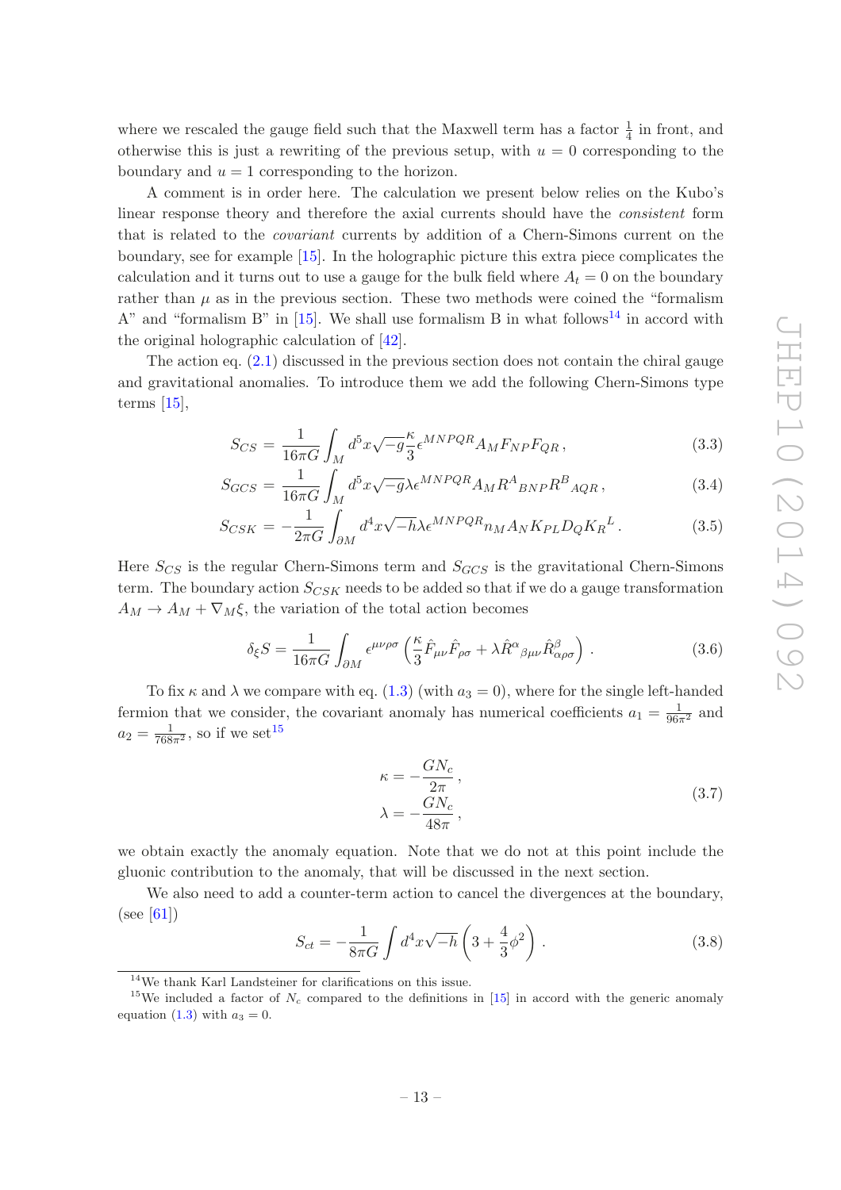where we rescaled the gauge field such that the Maxwell term has a factor $\frac{1}{4}$ in front, and otherwise this is just a rewriting of the previous setup, with $u = 0$ corresponding to the boundary and $u = 1$ corresponding to the horizon.

A comment is in order here. The calculation we present below relies on the Kubo's linear response theory and therefore the axial currents should have the *consistent* form that is related to the *covariant* currents by addition of a Chern-Simons current on the boundary, see for example [15]. In the holographic picture this extra piece complicates the calculation and it turns out to use a gauge for the bulk field where $A_t = 0$ on the boundary rather than $\mu$ as in the previous section. These two methods were coined the "formalism A" and "formalism B" in [15]. We shall use formalism B in what follows[14] in accord with the original holographic calculation of [42].

The action eq. (2.1) discussed in the previous section does not contain the chiral gauge and gravitational anomalies. To introduce them we add the following Chern-Simons type terms [15],

$$S_{CS} = \frac{1}{16\pi G}\int_M d^5x\sqrt{-g}\frac{\kappa}{3}\epsilon^{MNPQR}A_M F_{NP}F_{QR}\,, \tag{3.3}$$

$$S_{GCS} = \frac{1}{16\pi G}\int_M d^5x\sqrt{-g}\lambda\epsilon^{MNPQR}A_M R^A{}_{BNP}R^B{}_{AQR}\,, \tag{3.4}$$

$$S_{CSK} = -\frac{1}{2\pi G}\int_{\partial M} d^4x\sqrt{-h}\lambda\epsilon^{MNPQR}n_M A_N K_{PL}D_Q K_R{}^L\,. \tag{3.5}$$

Here $S_{CS}$ is the regular Chern-Simons term and $S_{GCS}$ is the gravitational Chern-Simons term. The boundary action $S_{CSK}$ needs to be added so that if we do a gauge transformation $A_M \to A_M + \nabla_M\xi$, the variation of the total action becomes

$$\delta_\xi S = \frac{1}{16\pi G}\int_{\partial M}\epsilon^{\mu\nu\rho\sigma}\left(\frac{\kappa}{3}\hat{F}_{\mu\nu}\hat{F}_{\rho\sigma} + \lambda\hat{R}^\alpha{}_{\beta\mu\nu}\hat{R}^\beta_{\alpha\rho\sigma}\right)\,. \tag{3.6}$$

To fix $\kappa$ and $\lambda$ we compare with eq. (1.3) (with $a_3 = 0$), where for the single left-handed fermion that we consider, the covariant anomaly has numerical coefficients $a_1 = \frac{1}{96\pi^2}$ and $a_2 = \frac{1}{768\pi^2}$, so if we set[15]

$$\begin{aligned}\kappa &= -\frac{GN_c}{2\pi}\,,\\ \lambda &= -\frac{GN_c}{48\pi}\,,\end{aligned} \tag{3.7}$$

we obtain exactly the anomaly equation. Note that we do not at this point include the gluonic contribution to the anomaly, that will be discussed in the next section.

We also need to add a counter-term action to cancel the divergences at the boundary, (see [61])

$$S_{ct} = -\frac{1}{8\pi G}\int d^4x\sqrt{-h}\left(3 + \frac{4}{3}\phi^2\right)\,. \tag{3.8}$$

[14] We thank Karl Landsteiner for clarifications on this issue.

[15] We included a factor of $N_c$ compared to the definitions in [15] in accord with the generic anomaly equation (1.3) with $a_3 = 0$.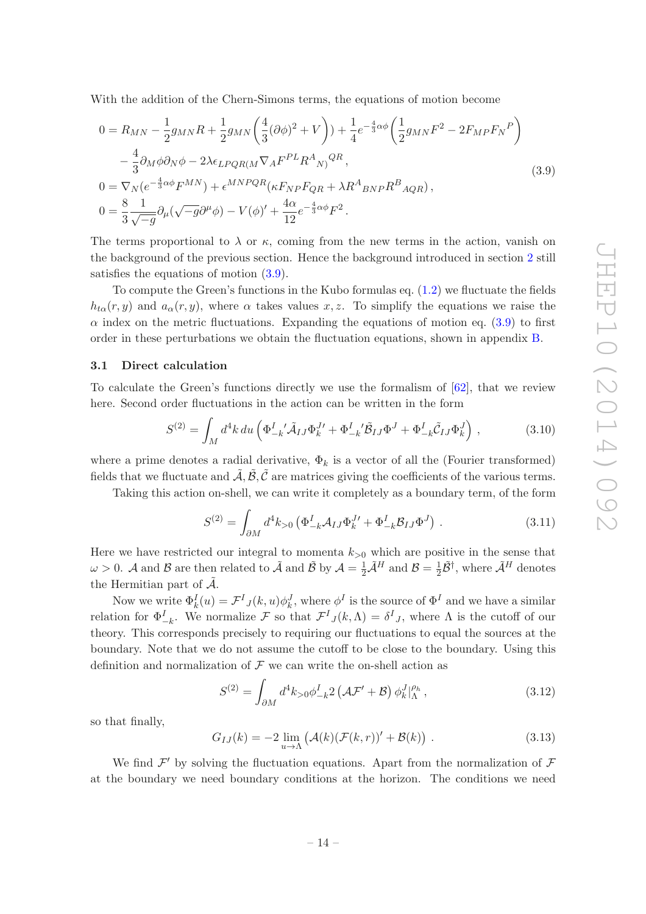With the addition of the Chern-Simons terms, the equations of motion become

$$
\begin{aligned}
0 &= R_{MN} - \frac{1}{2} g_{MN} R + \frac{1}{2} g_{MN}\left(\frac{4}{3}(\partial\phi)^2 + V\right) + \frac{1}{4} e^{-\frac{4}{3}\alpha\phi}\left(\frac{1}{2} g_{MN} F^2 - 2 F_{MP} F_N{}^P\right) \\
&\quad - \frac{4}{3}\partial_M\phi\partial_N\phi - 2\lambda\epsilon_{LPQR(M}\nabla_A F^{PL} R^A{}_{N)}{}^{QR}, \\
0 &= \nabla_N(e^{-\frac{4}{3}\alpha\phi}F^{MN}) + \epsilon^{MNPQR}(\kappa F_{NP}F_{QR} + \lambda R^A{}_{BNP}R^B{}_{AQR}), \\
0 &= \frac{8}{3}\frac{1}{\sqrt{-g}}\partial_\mu(\sqrt{-g}\partial^\mu\phi) - V(\phi)' + \frac{4\alpha}{12} e^{-\frac{4}{3}\alpha\phi} F^2 .
\end{aligned}
\tag{3.9}
$$

The terms proportional to $\lambda$ or $\kappa$, coming from the new terms in the action, vanish on the background of the previous section. Hence the background introduced in section 2 still satisfies the equations of motion (3.9).

To compute the Green's functions in the Kubo formulas eq. (1.2) we fluctuate the fields $h_{t\alpha}(r,y)$ and $a_\alpha(r,y)$, where $\alpha$ takes values $x, z$. To simplify the equations we raise the $\alpha$ index on the metric fluctuations. Expanding the equations of motion eq. (3.9) to first order in these perturbations we obtain the fluctuation equations, shown in appendix B.

### 3.1 Direct calculation

To calculate the Green's functions directly we use the formalism of [62], that we review here. Second order fluctuations in the action can be written in the form

$$
S^{(2)} = \int_M d^4k\, du \left(\Phi^I_{-k}{}'\tilde{\mathcal{A}}_{IJ}\Phi^{J\prime}_k + \Phi^I_{-k}{}'\tilde{\mathcal{B}}_{IJ}\Phi^J + \Phi^I_{-k}\tilde{\mathcal{C}}_{IJ}\Phi^J_k\right), \tag{3.10}
$$

where a prime denotes a radial derivative, $\Phi_k$ is a vector of all the (Fourier transformed) fields that we fluctuate and $\tilde{\mathcal{A}}, \tilde{\mathcal{B}}, \tilde{\mathcal{C}}$ are matrices giving the coefficients of the various terms.

Taking this action on-shell, we can write it completely as a boundary term, of the form

$$
S^{(2)} = \int_{\partial M} d^4k_{>0}\left(\Phi^I_{-k}\mathcal{A}_{IJ}\Phi^{J\prime}_k + \Phi^I_{-k}\mathcal{B}_{IJ}\Phi^J\right). \tag{3.11}
$$

Here we have restricted our integral to momenta $k_{>0}$ which are positive in the sense that $\omega > 0$. $\mathcal{A}$ and $\mathcal{B}$ are then related to $\tilde{\mathcal{A}}$ and $\tilde{\mathcal{B}}$ by $\mathcal{A} = \frac{1}{2}\tilde{\mathcal{A}}^H$ and $\mathcal{B} = \frac{1}{2}\tilde{\mathcal{B}}^\dagger$, where $\tilde{\mathcal{A}}^H$ denotes the Hermitian part of $\tilde{\mathcal{A}}$.

Now we write $\Phi^I_k(u) = \mathcal{F}^I{}_J(k,u)\phi^J_k$, where $\phi^I$ is the source of $\Phi^I$ and we have a similar relation for $\Phi^I_{-k}$. We normalize $\mathcal{F}$ so that $\mathcal{F}^I{}_J(k,\Lambda) = \delta^I{}_J$, where $\Lambda$ is the cutoff of our theory. This corresponds precisely to requiring our fluctuations to equal the sources at the boundary. Note that we do not assume the cutoff to be close to the boundary. Using this definition and normalization of $\mathcal{F}$ we can write the on-shell action as

$$
S^{(2)} = \int_{\partial M} d^4k_{>0}\phi^I_{-k} 2\left(\mathcal{A}\mathcal{F}' + \mathcal{B}\right)\phi^J_k|^{\rho_h}_\Lambda, \tag{3.12}
$$

so that finally,

$$
G_{IJ}(k) = -2\lim_{u\to\Lambda}\left(\mathcal{A}(k)(\mathcal{F}(k,r))' + \mathcal{B}(k)\right). \tag{3.13}
$$

We find $\mathcal{F}'$ by solving the fluctuation equations. Apart from the normalization of $\mathcal{F}$ at the boundary we need boundary conditions at the horizon. The conditions we need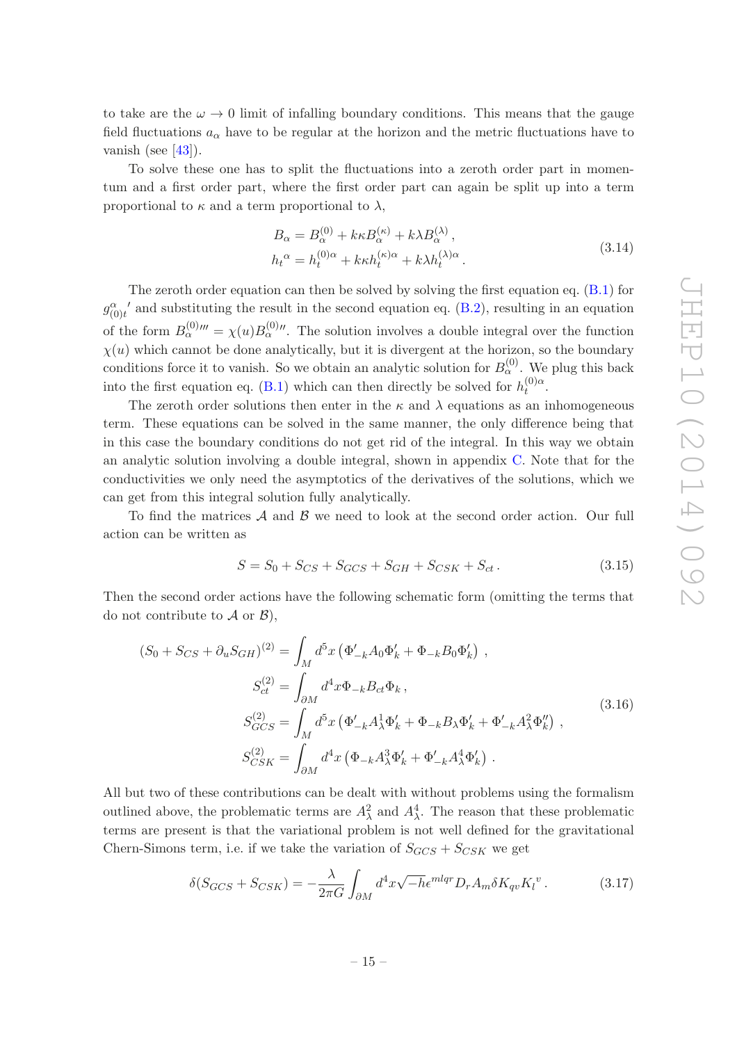to take are the $\omega \to 0$ limit of infalling boundary conditions. This means that the gauge field fluctuations $a_\alpha$ have to be regular at the horizon and the metric fluctuations have to vanish (see [43]).

To solve these one has to split the fluctuations into a zeroth order part in momentum and a first order part, where the first order part can again be split up into a term proportional to $\kappa$ and a term proportional to $\lambda$,

$$
\begin{aligned}
B_\alpha &= B_\alpha^{(0)} + k\kappa B_\alpha^{(\kappa)} + k\lambda B_\alpha^{(\lambda)} , \\
h_t{}^\alpha &= h_t^{(0)\alpha} + k\kappa h_t^{(\kappa)\alpha} + k\lambda h_t^{(\lambda)\alpha} .
\end{aligned}
\tag{3.14}
$$

The zeroth order equation can then be solved by solving the first equation eq. (B.1) for ${g^\alpha_{(0)t}}'$ and substituting the result in the second equation eq. (B.2), resulting in an equation of the form $B_\alpha^{(0)\prime\prime\prime} = \chi(u) B_\alpha^{(0)\prime\prime}$. The solution involves a double integral over the function $\chi(u)$ which cannot be done analytically, but it is divergent at the horizon, so the boundary conditions force it to vanish. So we obtain an analytic solution for $B_\alpha^{(0)}$. We plug this back into the first equation eq. (B.1) which can then directly be solved for $h_t^{(0)\alpha}$.

The zeroth order solutions then enter in the $\kappa$ and $\lambda$ equations as an inhomogeneous term. These equations can be solved in the same manner, the only difference being that in this case the boundary conditions do not get rid of the integral. In this way we obtain an analytic solution involving a double integral, shown in appendix C. Note that for the conductivities we only need the asymptotics of the derivatives of the solutions, which we can get from this integral solution fully analytically.

To find the matrices $\mathcal{A}$ and $\mathcal{B}$ we need to look at the second order action. Our full action can be written as

$$
S = S_0 + S_{CS} + S_{GCS} + S_{GH} + S_{CSK} + S_{ct} .
\tag{3.15}
$$

Then the second order actions have the following schematic form (omitting the terms that do not contribute to $\mathcal{A}$ or $\mathcal{B}$),

$$
\begin{aligned}
(S_0 + S_{CS} + \partial_u S_{GH})^{(2)} &= \int_M d^5x \left( \Phi'_{-k} A_0 \Phi'_k + \Phi_{-k} B_0 \Phi'_k \right) , \\
S_{ct}^{(2)} &= \int_{\partial M} d^4x \Phi_{-k} B_{ct} \Phi_k , \\
S_{GCS}^{(2)} &= \int_M d^5x \left( \Phi'_{-k} A^1_\lambda \Phi'_k + \Phi_{-k} B_\lambda \Phi'_k + \Phi'_{-k} A^2_\lambda \Phi''_k \right) , \\
S_{CSK}^{(2)} &= \int_{\partial M} d^4x \left( \Phi_{-k} A^3_\lambda \Phi'_k + \Phi'_{-k} A^4_\lambda \Phi'_k \right) .
\end{aligned}
\tag{3.16}
$$

All but two of these contributions can be dealt with without problems using the formalism outlined above, the problematic terms are $A^2_\lambda$ and $A^4_\lambda$. The reason that these problematic terms are present is that the variational problem is not well defined for the gravitational Chern-Simons term, i.e. if we take the variation of $S_{GCS} + S_{CSK}$ we get

$$
\delta(S_{GCS} + S_{CSK}) = -\frac{\lambda}{2\pi G} \int_{\partial M} d^4x \sqrt{-h} \epsilon^{mlqr} D_r A_m \delta K_{qv} K_l{}^v .
\tag{3.17}
$$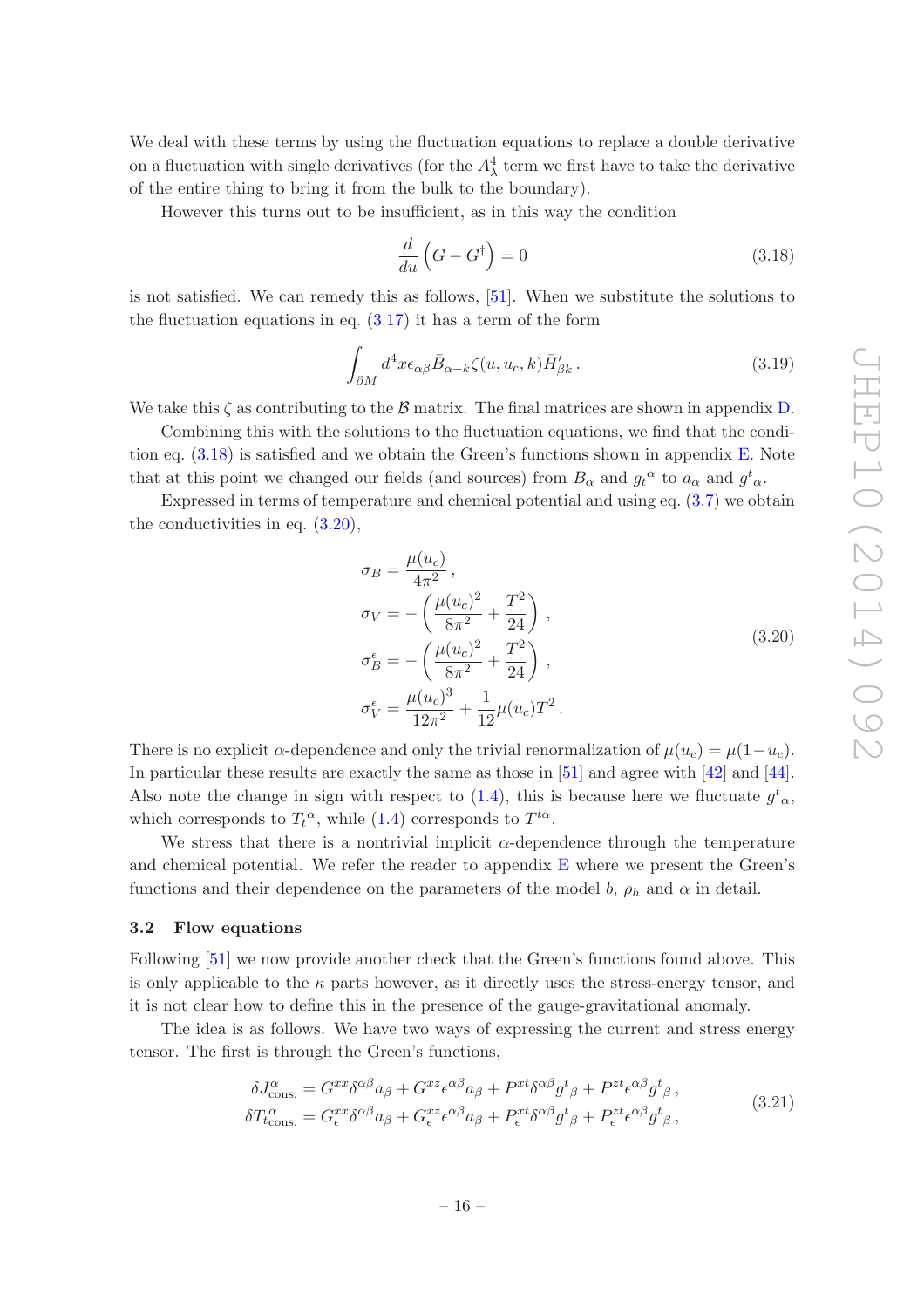We deal with these terms by using the fluctuation equations to replace a double derivative on a fluctuation with single derivatives (for the $A^4_\lambda$ term we first have to take the derivative of the entire thing to bring it from the bulk to the boundary).

However this turns out to be insufficient, as in this way the condition

$$\frac{d}{du}\left(G - G^\dagger\right) = 0 \tag{3.18}$$

is not satisfied. We can remedy this as follows, [51]. When we substitute the solutions to the fluctuation equations in eq. (3.17) it has a term of the form

$$\int_{\partial M} d^4x \epsilon_{\alpha\beta} \bar{B}_{\alpha -k} \zeta(u, u_c, k) \bar{H}'_{\beta k}\,. \tag{3.19}$$

We take this $\zeta$ as contributing to the $\mathcal{B}$ matrix. The final matrices are shown in appendix D.

Combining this with the solutions to the fluctuation equations, we find that the condition eq. (3.18) is satisfied and we obtain the Green's functions shown in appendix E. Note that at this point we changed our fields (and sources) from $B_\alpha$ and ${g_t}^\alpha$ to $a_\alpha$ and ${g^t}_\alpha$.

Expressed in terms of temperature and chemical potential and using eq. (3.7) we obtain the conductivities in eq. (3.20),

$$\begin{aligned}
\sigma_B &= \frac{\mu(u_c)}{4\pi^2}\,, \\
\sigma_V &= -\left(\frac{\mu(u_c)^2}{8\pi^2} + \frac{T^2}{24}\right)\,, \\
\sigma_B^\epsilon &= -\left(\frac{\mu(u_c)^2}{8\pi^2} + \frac{T^2}{24}\right)\,, \\
\sigma_V^\epsilon &= \frac{\mu(u_c)^3}{12\pi^2} + \frac{1}{12}\mu(u_c)T^2\,.
\end{aligned} \tag{3.20}$$

There is no explicit $\alpha$-dependence and only the trivial renormalization of $\mu(u_c) = \mu(1-u_c)$. In particular these results are exactly the same as those in [51] and agree with [42] and [44]. Also note the change in sign with respect to (1.4), this is because here we fluctuate ${g^t}_\alpha$, which corresponds to ${T_t}^\alpha$, while (1.4) corresponds to $T^{t\alpha}$.

We stress that there is a nontrivial implicit $\alpha$-dependence through the temperature and chemical potential. We refer the reader to appendix E where we present the Green's functions and their dependence on the parameters of the model $b$, $\rho_h$ and $\alpha$ in detail.

### 3.2 Flow equations

Following [51] we now provide another check that the Green's functions found above. This is only applicable to the $\kappa$ parts however, as it directly uses the stress-energy tensor, and it is not clear how to define this in the presence of the gauge-gravitational anomaly.

The idea is as follows. We have two ways of expressing the current and stress energy tensor. The first is through the Green's functions,

$$\begin{aligned}
\delta J^\alpha_{\text{cons.}} &= G^{xx}\delta^{\alpha\beta}a_\beta + G^{xz}\epsilon^{\alpha\beta}a_\beta + P^{xt}\delta^{\alpha\beta}{g^t}_\beta + P^{zt}\epsilon^{\alpha\beta}{g^t}_\beta\,, \\
\delta T^\alpha_{t\,\text{cons.}} &= G^{xx}_\epsilon\delta^{\alpha\beta}a_\beta + G^{xz}_\epsilon\epsilon^{\alpha\beta}a_\beta + P^{xt}_\epsilon\delta^{\alpha\beta}{g^t}_\beta + P^{zt}_\epsilon\epsilon^{\alpha\beta}{g^t}_\beta\,,
\end{aligned} \tag{3.21}$$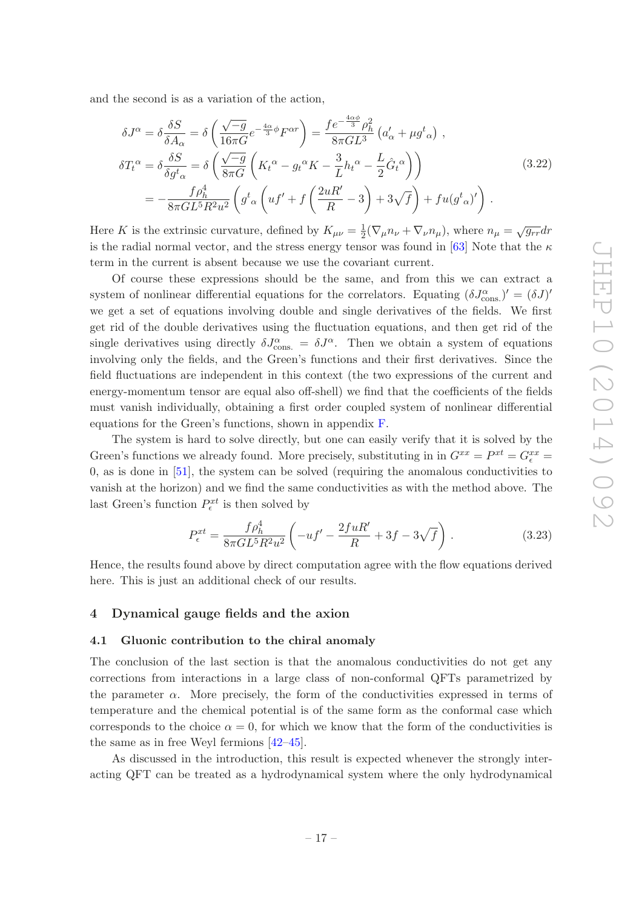and the second is as a variation of the action,

$$
\begin{aligned}
\delta J^\alpha &= \delta \frac{\delta S}{\delta A_\alpha} = \delta\left(\frac{\sqrt{-g}}{16\pi G} e^{-\frac{4\alpha}{3}\phi} F^{\alpha r}\right) = \frac{f e^{-\frac{4\alpha\phi}{3}} \rho_h^2}{8\pi G L^3}\left(a'_\alpha + \mu g^t{}_\alpha\right) , \\
\delta T_t{}^\alpha &= \delta \frac{\delta S}{\delta g^t{}_\alpha} = \delta\left(\frac{\sqrt{-g}}{8\pi G}\left(K_t{}^\alpha - g_t{}^\alpha K - \frac{3}{L} h_t{}^\alpha - \frac{L}{2}\hat{G}_t{}^\alpha\right)\right) \\
&= -\frac{f\rho_h^4}{8\pi G L^5 R^2 u^2}\left(g^t{}_\alpha\left(uf' + f\left(\frac{2uR'}{R} - 3\right) + 3\sqrt{f}\right) + fu(g^t{}_\alpha)'\right) .
\end{aligned}
\tag{3.22}
$$

Here $K$ is the extrinsic curvature, defined by $K_{\mu\nu} = \frac{1}{2}(\nabla_\mu n_\nu + \nabla_\nu n_\mu)$, where $n_\mu = \sqrt{g_{rr}}dr$ is the radial normal vector, and the stress energy tensor was found in [63] Note that the $\kappa$ term in the current is absent because we use the covariant current.

Of course these expressions should be the same, and from this we can extract a system of nonlinear differential equations for the correlators. Equating $(\delta J^\alpha_{\text{cons.}})' = (\delta J)'$ we get a set of equations involving double and single derivatives of the fields. We first get rid of the double derivatives using the fluctuation equations, and then get rid of the single derivatives using directly $\delta J^\alpha_{\text{cons.}} = \delta J^\alpha$. Then we obtain a system of equations involving only the fields, and the Green's functions and their first derivatives. Since the field fluctuations are independent in this context (the two expressions of the current and energy-momentum tensor are equal also off-shell) we find that the coefficients of the fields must vanish individually, obtaining a first order coupled system of nonlinear differential equations for the Green's functions, shown in appendix F.

The system is hard to solve directly, but one can easily verify that it is solved by the Green's functions we already found. More precisely, substituting in in $G^{xx} = P^{xt} = G^{xx}_\epsilon = 0$, as is done in [51], the system can be solved (requiring the anomalous conductivities to vanish at the horizon) and we find the same conductivities as with the method above. The last Green's function $P^{xt}_\epsilon$ is then solved by

$$
P^{xt}_\epsilon = \frac{f\rho_h^4}{8\pi G L^5 R^2 u^2}\left(-uf' - \frac{2fuR'}{R} + 3f - 3\sqrt{f}\right) .
\tag{3.23}
$$

Hence, the results found above by direct computation agree with the flow equations derived here. This is just an additional check of our results.

## 4 Dynamical gauge fields and the axion

### 4.1 Gluonic contribution to the chiral anomaly

The conclusion of the last section is that the anomalous conductivities do not get any corrections from interactions in a large class of non-conformal QFTs parametrized by the parameter $\alpha$. More precisely, the form of the conductivities expressed in terms of temperature and the chemical potential is of the same form as the conformal case which corresponds to the choice $\alpha = 0$, for which we know that the form of the conductivities is the same as in free Weyl fermions [42–45].

As discussed in the introduction, this result is expected whenever the strongly interacting QFT can be treated as a hydrodynamical system where the only hydrodynamical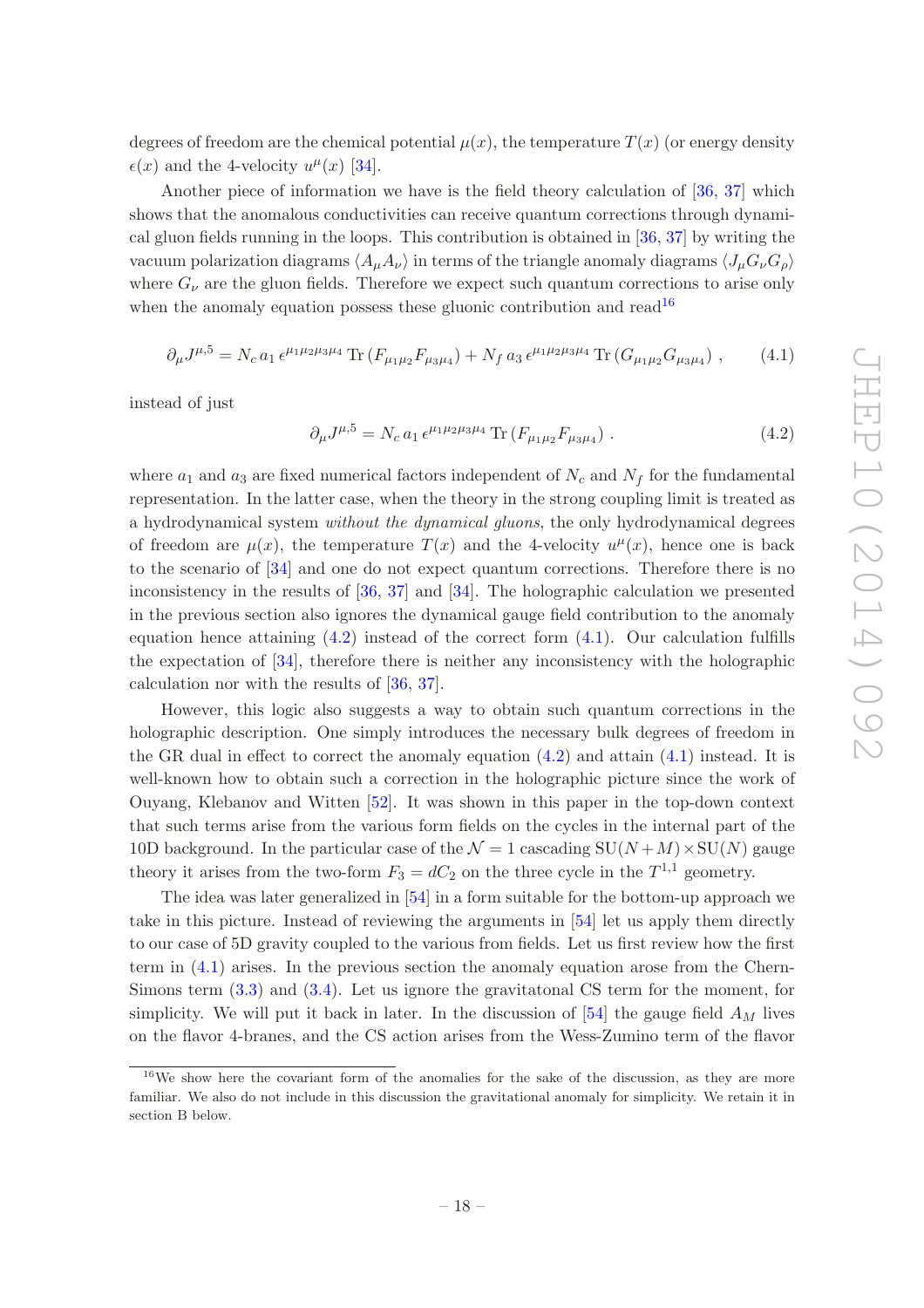degrees of freedom are the chemical potential $\mu(x)$, the temperature $T(x)$ (or energy density $\epsilon(x)$ and the 4-velocity $u^\mu(x)$ [34].

Another piece of information we have is the field theory calculation of [36, 37] which shows that the anomalous conductivities can receive quantum corrections through dynamical gluon fields running in the loops. This contribution is obtained in [36, 37] by writing the vacuum polarization diagrams $\langle A_\mu A_\nu \rangle$ in terms of the triangle anomaly diagrams $\langle J_\mu G_\nu G_\rho \rangle$ where $G_\nu$ are the gluon fields. Therefore we expect such quantum corrections to arise only when the anomaly equation possess these gluonic contribution and read[16]

$$\partial_\mu J^{\mu,5} = N_c\, a_1\, \epsilon^{\mu_1\mu_2\mu_3\mu_4}\, \mathrm{Tr}\left(F_{\mu_1\mu_2} F_{\mu_3\mu_4}\right) + N_f\, a_3\, \epsilon^{\mu_1\mu_2\mu_3\mu_4}\, \mathrm{Tr}\left(G_{\mu_1\mu_2} G_{\mu_3\mu_4}\right)\,, \tag{4.1}$$

instead of just

$$\partial_\mu J^{\mu,5} = N_c\, a_1\, \epsilon^{\mu_1\mu_2\mu_3\mu_4}\, \mathrm{Tr}\left(F_{\mu_1\mu_2} F_{\mu_3\mu_4}\right)\,. \tag{4.2}$$

where $a_1$ and $a_3$ are fixed numerical factors independent of $N_c$ and $N_f$ for the fundamental representation. In the latter case, when the theory in the strong coupling limit is treated as a hydrodynamical system *without the dynamical gluons*, the only hydrodynamical degrees of freedom are $\mu(x)$, the temperature $T(x)$ and the 4-velocity $u^\mu(x)$, hence one is back to the scenario of [34] and one do not expect quantum corrections. Therefore there is no inconsistency in the results of [36, 37] and [34]. The holographic calculation we presented in the previous section also ignores the dynamical gauge field contribution to the anomaly equation hence attaining (4.2) instead of the correct form (4.1). Our calculation fulfills the expectation of [34], therefore there is neither any inconsistency with the holographic calculation nor with the results of [36, 37].

However, this logic also suggests a way to obtain such quantum corrections in the holographic description. One simply introduces the necessary bulk degrees of freedom in the GR dual in effect to correct the anomaly equation (4.2) and attain (4.1) instead. It is well-known how to obtain such a correction in the holographic picture since the work of Ouyang, Klebanov and Witten [52]. It was shown in this paper in the top-down context that such terms arise from the various form fields on the cycles in the internal part of the 10D background. In the particular case of the $\mathcal{N}=1$ cascading $\mathrm{SU}(N+M)\times\mathrm{SU}(N)$ gauge theory it arises from the two-form $F_3 = dC_2$ on the three cycle in the $T^{1,1}$ geometry.

The idea was later generalized in [54] in a form suitable for the bottom-up approach we take in this picture. Instead of reviewing the arguments in [54] let us apply them directly to our case of 5D gravity coupled to the various from fields. Let us first review how the first term in (4.1) arises. In the previous section the anomaly equation arose from the Chern-Simons term (3.3) and (3.4). Let us ignore the gravitatonal CS term for the moment, for simplicity. We will put it back in later. In the discussion of [54] the gauge field $A_M$ lives on the flavor 4-branes, and the CS action arises from the Wess-Zumino term of the flavor

[16] We show here the covariant form of the anomalies for the sake of the discussion, as they are more familiar. We also do not include in this discussion the gravitational anomaly for simplicity. We retain it in section B below.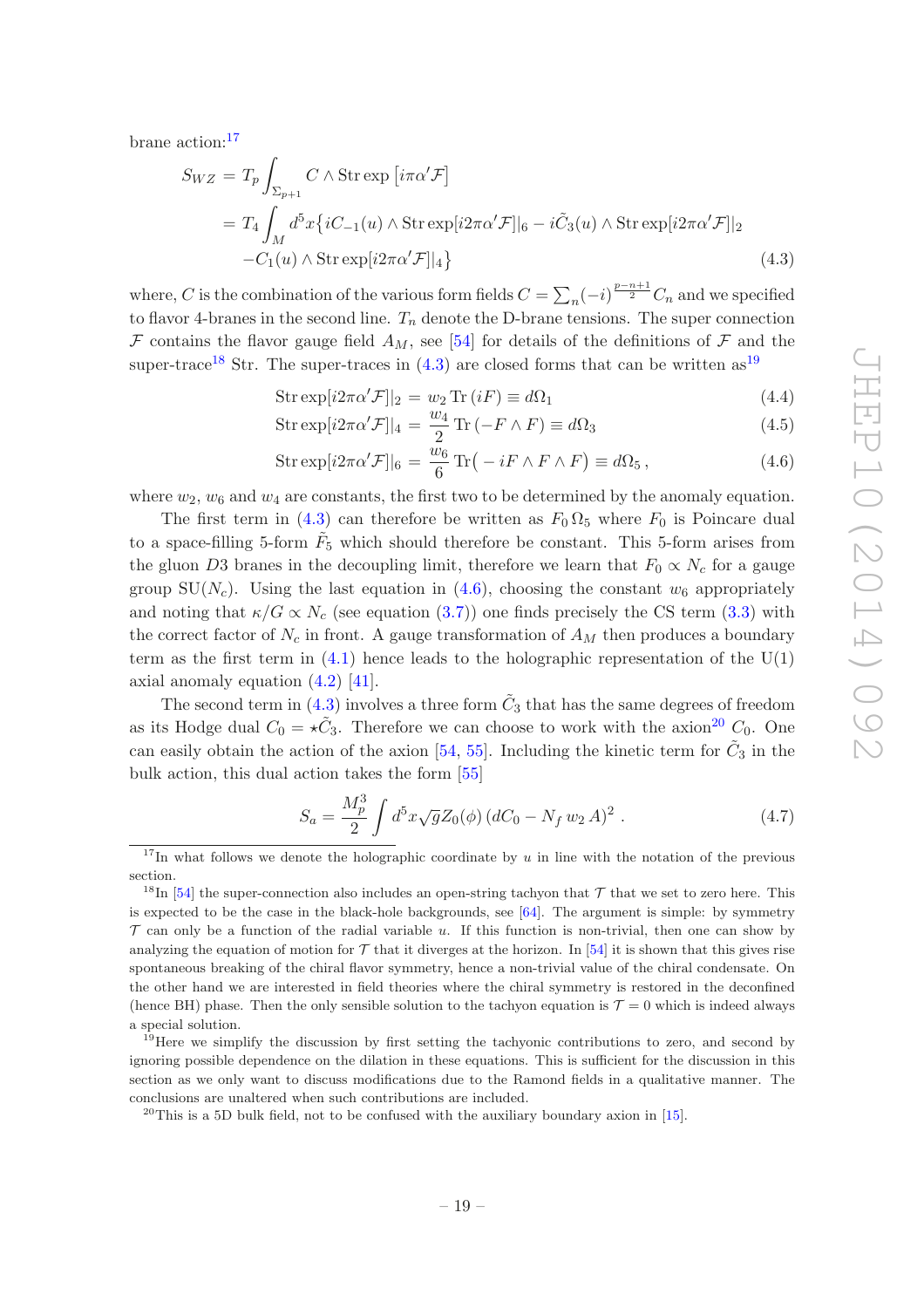brane action:[17]

$$
\begin{aligned}
S_{WZ} &= T_p \int_{\Sigma_{p+1}} C \wedge \mathrm{Str} \exp\left[i\pi\alpha' \mathcal{F}\right] \\
&= T_4 \int_M d^5x \big\{ iC_{-1}(u) \wedge \mathrm{Str}\exp[i2\pi\alpha'\mathcal{F}]|_6 - i\tilde{C}_3(u) \wedge \mathrm{Str}\exp[i2\pi\alpha'\mathcal{F}]|_2 \\
&\quad - C_1(u) \wedge \mathrm{Str}\exp[i2\pi\alpha'\mathcal{F}]|_4 \big\}
\end{aligned} \tag{4.3}
$$

where, $C$ is the combination of the various form fields $C = \sum_n (-i)^{\frac{p-n+1}{2}} C_n$ and we specified to flavor 4-branes in the second line. $T_n$ denote the D-brane tensions. The super connection $\mathcal{F}$ contains the flavor gauge field $A_M$, see [54] for details of the definitions of $\mathcal{F}$ and the super-trace[18] Str. The super-traces in (4.3) are closed forms that can be written as[19]

$$
\mathrm{Str}\exp[i2\pi\alpha'\mathcal{F}]|_2 = w_2 \,\mathrm{Tr}\,(iF) \equiv d\Omega_1 \tag{4.4}
$$

$$
\mathrm{Str}\exp[i2\pi\alpha'\mathcal{F}]|_4 = \frac{w_4}{2}\,\mathrm{Tr}\,(-F\wedge F) \equiv d\Omega_3 \tag{4.5}
$$

$$
\mathrm{Str}\exp[i2\pi\alpha'\mathcal{F}]|_6 = \frac{w_6}{6}\,\mathrm{Tr}\big(-iF\wedge F\wedge F\big) \equiv d\Omega_5\,, \tag{4.6}
$$

where $w_2$, $w_6$ and $w_4$ are constants, the first two to be determined by the anomaly equation.

The first term in (4.3) can therefore be written as $F_0\,\Omega_5$ where $F_0$ is Poincare dual to a space-filling 5-form $\tilde{F}_5$ which should therefore be constant. This 5-form arises from the gluon $D3$ branes in the decoupling limit, therefore we learn that $F_0 \propto N_c$ for a gauge group SU$(N_c)$. Using the last equation in (4.6), choosing the constant $w_6$ appropriately and noting that $\kappa/G \propto N_c$ (see equation (3.7)) one finds precisely the CS term (3.3) with the correct factor of $N_c$ in front. A gauge transformation of $A_M$ then produces a boundary term as the first term in (4.1) hence leads to the holographic representation of the U(1) axial anomaly equation (4.2) [41].

The second term in (4.3) involves a three form $\tilde{C}_3$ that has the same degrees of freedom as its Hodge dual $C_0 = \star\tilde{C}_3$. Therefore we can choose to work with the axion[20] $C_0$. One can easily obtain the action of the axion [54, 55]. Including the kinetic term for $\tilde{C}_3$ in the bulk action, this dual action takes the form [55]

$$
S_a = \frac{M_p^3}{2}\int d^5x\sqrt{g}Z_0(\phi)\left(dC_0 - N_f\, w_2\, A\right)^2 . \tag{4.7}
$$

[17] In what follows we denote the holographic coordinate by $u$ in line with the notation of the previous section.

[18] In [54] the super-connection also includes an open-string tachyon that $\mathcal{T}$ that we set to zero here. This is expected to be the case in the black-hole backgrounds, see [64]. The argument is simple: by symmetry $\mathcal{T}$ can only be a function of the radial variable $u$. If this function is non-trivial, then one can show by analyzing the equation of motion for $\mathcal{T}$ that it diverges at the horizon. In [54] it is shown that this gives rise spontaneous breaking of the chiral flavor symmetry, hence a non-trivial value of the chiral condensate. On the other hand we are interested in field theories where the chiral symmetry is restored in the deconfined (hence BH) phase. Then the only sensible solution to the tachyon equation is $\mathcal{T} = 0$ which is indeed always a special solution.

[19] Here we simplify the discussion by first setting the tachyonic contributions to zero, and second by ignoring possible dependence on the dilation in these equations. This is sufficient for the discussion in this section as we only want to discuss modifications due to the Ramond fields in a qualitative manner. The conclusions are unaltered when such contributions are included.

[20] This is a 5D bulk field, not to be confused with the auxiliary boundary axion in [15].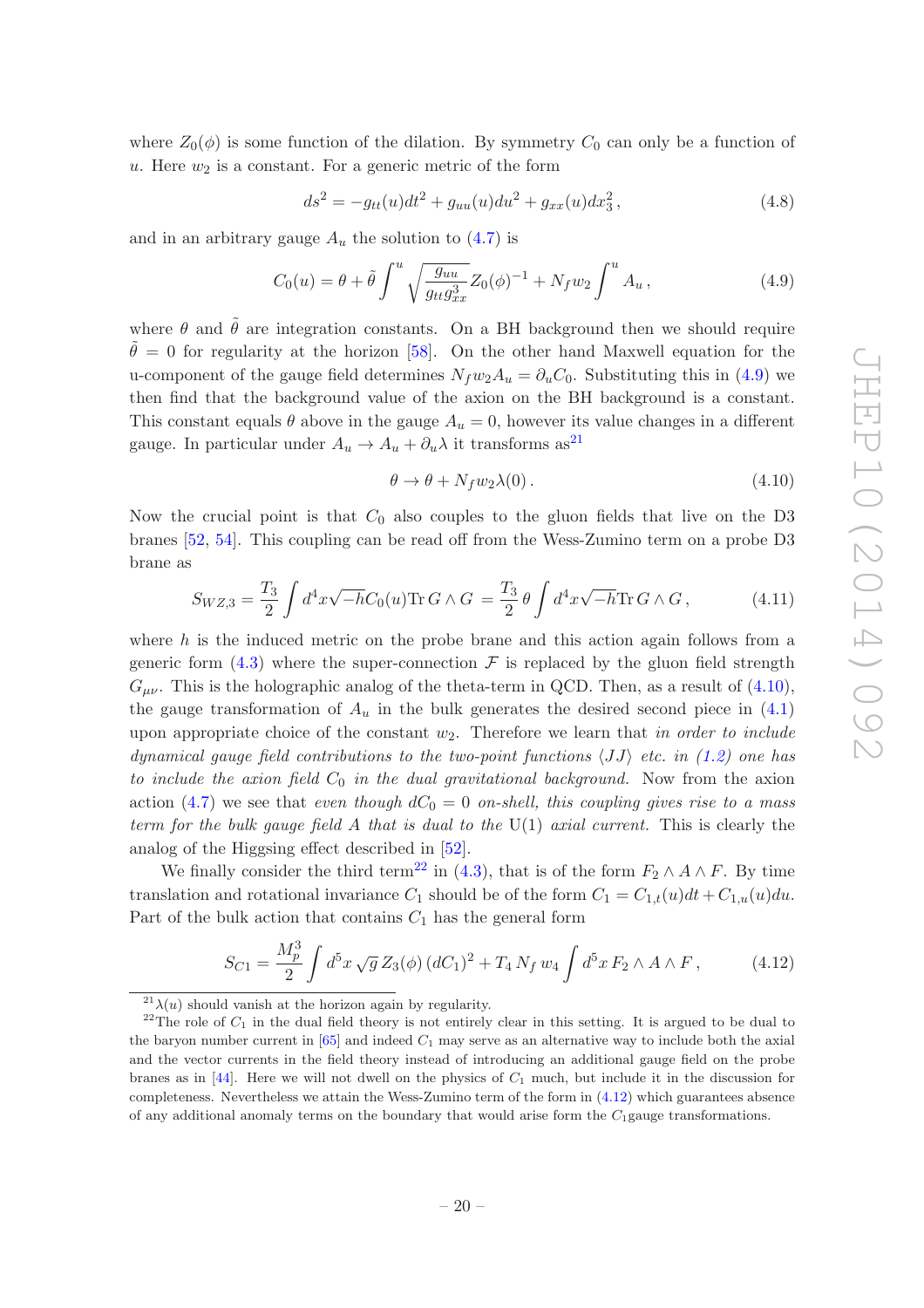where $Z_0(\phi)$ is some function of the dilation. By symmetry $C_0$ can only be a function of $u$. Here $w_2$ is a constant. For a generic metric of the form

$$ds^2 = -g_{tt}(u)dt^2 + g_{uu}(u)du^2 + g_{xx}(u)dx_3^2\,, \tag{4.8}$$

and in an arbitrary gauge $A_u$ the solution to (4.7) is

$$C_0(u) = \theta + \tilde{\theta}\int^u \sqrt{\frac{g_{uu}}{g_{tt}g_{xx}^3}}Z_0(\phi)^{-1} + N_f w_2 \int^u A_u\,, \tag{4.9}$$

where $\theta$ and $\tilde{\theta}$ are integration constants. On a BH background then we should require $\tilde{\theta} = 0$ for regularity at the horizon [58]. On the other hand Maxwell equation for the u-component of the gauge field determines $N_f w_2 A_u = \partial_u C_0$. Substituting this in (4.9) we then find that the background value of the axion on the BH background is a constant. This constant equals $\theta$ above in the gauge $A_u = 0$, however its value changes in a different gauge. In particular under $A_u \to A_u + \partial_u \lambda$ it transforms as[21]

$$\theta \to \theta + N_f w_2 \lambda(0)\,. \tag{4.10}$$

Now the crucial point is that $C_0$ also couples to the gluon fields that live on the D3 branes [52, 54]. This coupling can be read off from the Wess-Zumino term on a probe D3 brane as

$$S_{WZ,3} = \frac{T_3}{2}\int d^4x\sqrt{-h}C_0(u)\mathrm{Tr}\, G\wedge G = \frac{T_3}{2}\,\theta\int d^4x\sqrt{-h}\mathrm{Tr}\, G\wedge G\,, \tag{4.11}$$

where $h$ is the induced metric on the probe brane and this action again follows from a generic form (4.3) where the super-connection $\mathcal{F}$ is replaced by the gluon field strength $G_{\mu\nu}$. This is the holographic analog of the theta-term in QCD. Then, as a result of (4.10), the gauge transformation of $A_u$ in the bulk generates the desired second piece in (4.1) upon appropriate choice of the constant $w_2$. Therefore we learn that *in order to include dynamical gauge field contributions to the two-point functions $\langle JJ\rangle$ etc. in (1.2) one has to include the axion field $C_0$ in the dual gravitational background.* Now from the axion action (4.7) we see that *even though $dC_0 = 0$ on-shell, this coupling gives rise to a mass term for the bulk gauge field $A$ that is dual to the* U(1) *axial current.* This is clearly the analog of the Higgsing effect described in [52].

We finally consider the third term[22] in (4.3), that is of the form $F_2\wedge A\wedge F$. By time translation and rotational invariance $C_1$ should be of the form $C_1 = C_{1,t}(u)dt + C_{1,u}(u)du$. Part of the bulk action that contains $C_1$ has the general form

$$S_{C1} = \frac{M_p^3}{2}\int d^5x\,\sqrt{g}\,Z_3(\phi)\,(dC_1)^2 + T_4\,N_f\,w_4\int d^5x\,F_2\wedge A\wedge F\,, \tag{4.12}$$

[21] $\lambda(u)$ should vanish at the horizon again by regularity.

[22] The role of $C_1$ in the dual field theory is not entirely clear in this setting. It is argued to be dual to the baryon number current in [65] and indeed $C_1$ may serve as an alternative way to include both the axial and the vector currents in the field theory instead of introducing an additional gauge field on the probe branes as in [44]. Here we will not dwell on the physics of $C_1$ much, but include it in the discussion for completeness. Nevertheless we attain the Wess-Zumino term of the form in (4.12) which guarantees absence of any additional anomaly terms on the boundary that would arise form the $C_1$gauge transformations.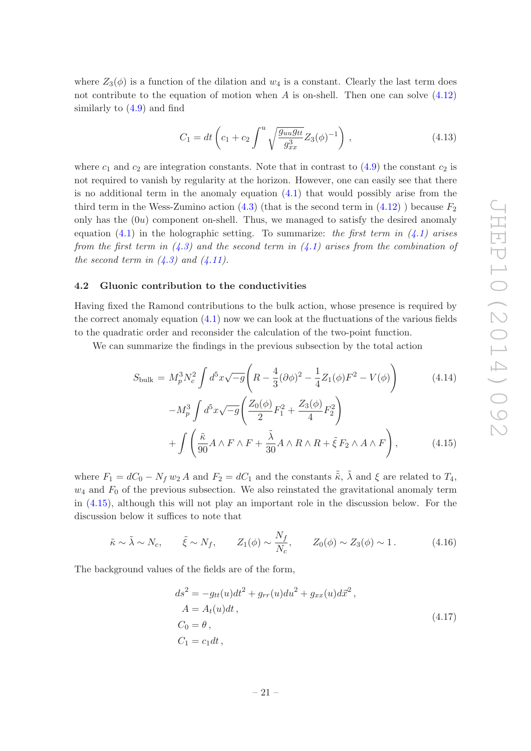where $Z_3(\phi)$ is a function of the dilation and $w_4$ is a constant. Clearly the last term does not contribute to the equation of motion when $A$ is on-shell. Then one can solve (4.12) similarly to (4.9) and find

$$C_1 = dt \left( c_1 + c_2 \int^u \sqrt{\frac{g_{uu} g_{tt}}{g_{xx}^3}} Z_3(\phi)^{-1} \right) , \tag{4.13}$$

where $c_1$ and $c_2$ are integration constants. Note that in contrast to (4.9) the constant $c_2$ is not required to vanish by regularity at the horizon. However, one can easily see that there is no additional term in the anomaly equation (4.1) that would possibly arise from the third term in the Wess-Zumino action (4.3) (that is the second term in (4.12) ) because $F_2$ only has the $(0u)$ component on-shell. Thus, we managed to satisfy the desired anomaly equation (4.1) in the holographic setting. To summarize: *the first term in (4.1) arises from the first term in (4.3) and the second term in (4.1) arises from the combination of the second term in (4.3) and (4.11).*

### 4.2 Gluonic contribution to the conductivities

Having fixed the Ramond contributions to the bulk action, whose presence is required by the correct anomaly equation (4.1) now we can look at the fluctuations of the various fields to the quadratic order and reconsider the calculation of the two-point function.

We can summarize the findings in the previous subsection by the total action

$$S_{\text{bulk}} = M_p^3 N_c^2 \int d^5x \sqrt{-g} \left( R - \frac{4}{3}(\partial\phi)^2 - \frac{1}{4} Z_1(\phi) F^2 - V(\phi) \right) \tag{4.14}$$

$$- M_p^3 \int d^5x \sqrt{-g} \left( \frac{Z_0(\phi)}{2} F_1^2 + \frac{Z_3(\phi)}{4} F_2^2 \right)$$

$$+ \int \left( \frac{\tilde{\kappa}}{90} A \wedge F \wedge F + \frac{\tilde{\lambda}}{30} A \wedge R \wedge R + \tilde{\xi}\, F_2 \wedge A \wedge F \right) , \tag{4.15}$$

where $F_1 = dC_0 - N_f\, w_2\, A$ and $F_2 = dC_1$ and the constants $\tilde{\kappa}$, $\tilde{\lambda}$ and $\xi$ are related to $T_4$, $w_4$ and $F_0$ of the previous subsection. We also reinstated the gravitational anomaly term in (4.15), although this will not play an important role in the discussion below. For the discussion below it suffices to note that

$$\tilde{\kappa} \sim \tilde{\lambda} \sim N_c, \qquad \tilde{\xi} \sim N_f, \qquad Z_1(\phi) \sim \frac{N_f}{N_c}, \qquad Z_0(\phi) \sim Z_3(\phi) \sim 1 . \tag{4.16}$$

The background values of the fields are of the form,

$$\begin{aligned}
ds^2 &= -g_{tt}(u) dt^2 + g_{rr}(u) du^2 + g_{xx}(u) d\vec{x}^2 , \\
A &= A_t(u) dt , \\
C_0 &= \theta , \\
C_1 &= c_1 dt ,
\end{aligned} \tag{4.17}$$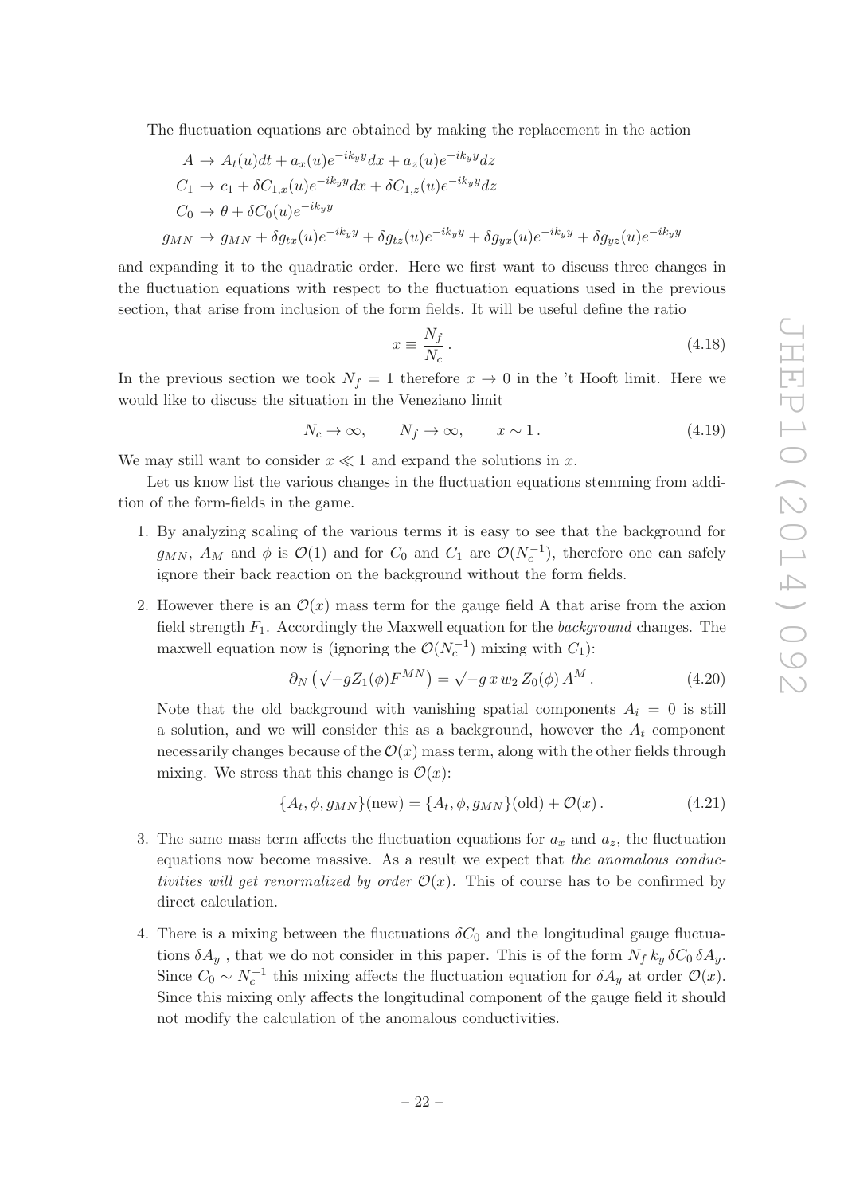The fluctuation equations are obtained by making the replacement in the action

$$
\begin{aligned}
A &\to A_t(u)dt + a_x(u)e^{-ik_y y}dx + a_z(u)e^{-ik_y y}dz \\
C_1 &\to c_1 + \delta C_{1,x}(u)e^{-ik_y y}dx + \delta C_{1,z}(u)e^{-ik_y y}dz \\
C_0 &\to \theta + \delta C_0(u)e^{-ik_y y} \\
g_{MN} &\to g_{MN} + \delta g_{tx}(u)e^{-ik_y y} + \delta g_{tz}(u)e^{-ik_y y} + \delta g_{yx}(u)e^{-ik_y y} + \delta g_{yz}(u)e^{-ik_y y}
\end{aligned}
$$

and expanding it to the quadratic order. Here we first want to discuss three changes in the fluctuation equations with respect to the fluctuation equations used in the previous section, that arise from inclusion of the form fields. It will be useful define the ratio

$$
x \equiv \frac{N_f}{N_c}\,. \tag{4.18}
$$

In the previous section we took $N_f = 1$ therefore $x \to 0$ in the 't Hooft limit. Here we would like to discuss the situation in the Veneziano limit

$$
N_c \to \infty, \qquad N_f \to \infty, \qquad x \sim 1\,. \tag{4.19}
$$

We may still want to consider $x \ll 1$ and expand the solutions in $x$.

Let us know list the various changes in the fluctuation equations stemming from addition of the form-fields in the game.

1. By analyzing scaling of the various terms it is easy to see that the background for $g_{MN}$, $A_M$ and $\phi$ is $\mathcal{O}(1)$ and for $C_0$ and $C_1$ are $\mathcal{O}(N_c^{-1})$, therefore one can safely ignore their back reaction on the background without the form fields.

2. However there is an $\mathcal{O}(x)$ mass term for the gauge field A that arise from the axion field strength $F_1$. Accordingly the Maxwell equation for the *background* changes. The maxwell equation now is (ignoring the $\mathcal{O}(N_c^{-1})$ mixing with $C_1$):

$$
\partial_N \left(\sqrt{-g} Z_1(\phi) F^{MN}\right) = \sqrt{-g}\, x\, w_2\, Z_0(\phi)\, A^M\,. \tag{4.20}
$$

   Note that the old background with vanishing spatial components $A_i = 0$ is still a solution, and we will consider this as a background, however the $A_t$ component necessarily changes because of the $\mathcal{O}(x)$ mass term, along with the other fields through mixing. We stress that this change is $\mathcal{O}(x)$:

$$
\{A_t, \phi, g_{MN}\}(\text{new}) = \{A_t, \phi, g_{MN}\}(\text{old}) + \mathcal{O}(x)\,. \tag{4.21}
$$

3. The same mass term affects the fluctuation equations for $a_x$ and $a_z$, the fluctuation equations now become massive. As a result we expect that *the anomalous conductivities will get renormalized by order* $\mathcal{O}(x)$. This of course has to be confirmed by direct calculation.

4. There is a mixing between the fluctuations $\delta C_0$ and the longitudinal gauge fluctuations $\delta A_y$ , that we do not consider in this paper. This is of the form $N_f\, k_y\, \delta C_0\, \delta A_y$. Since $C_0 \sim N_c^{-1}$ this mixing affects the fluctuation equation for $\delta A_y$ at order $\mathcal{O}(x)$. Since this mixing only affects the longitudinal component of the gauge field it should not modify the calculation of the anomalous conductivities.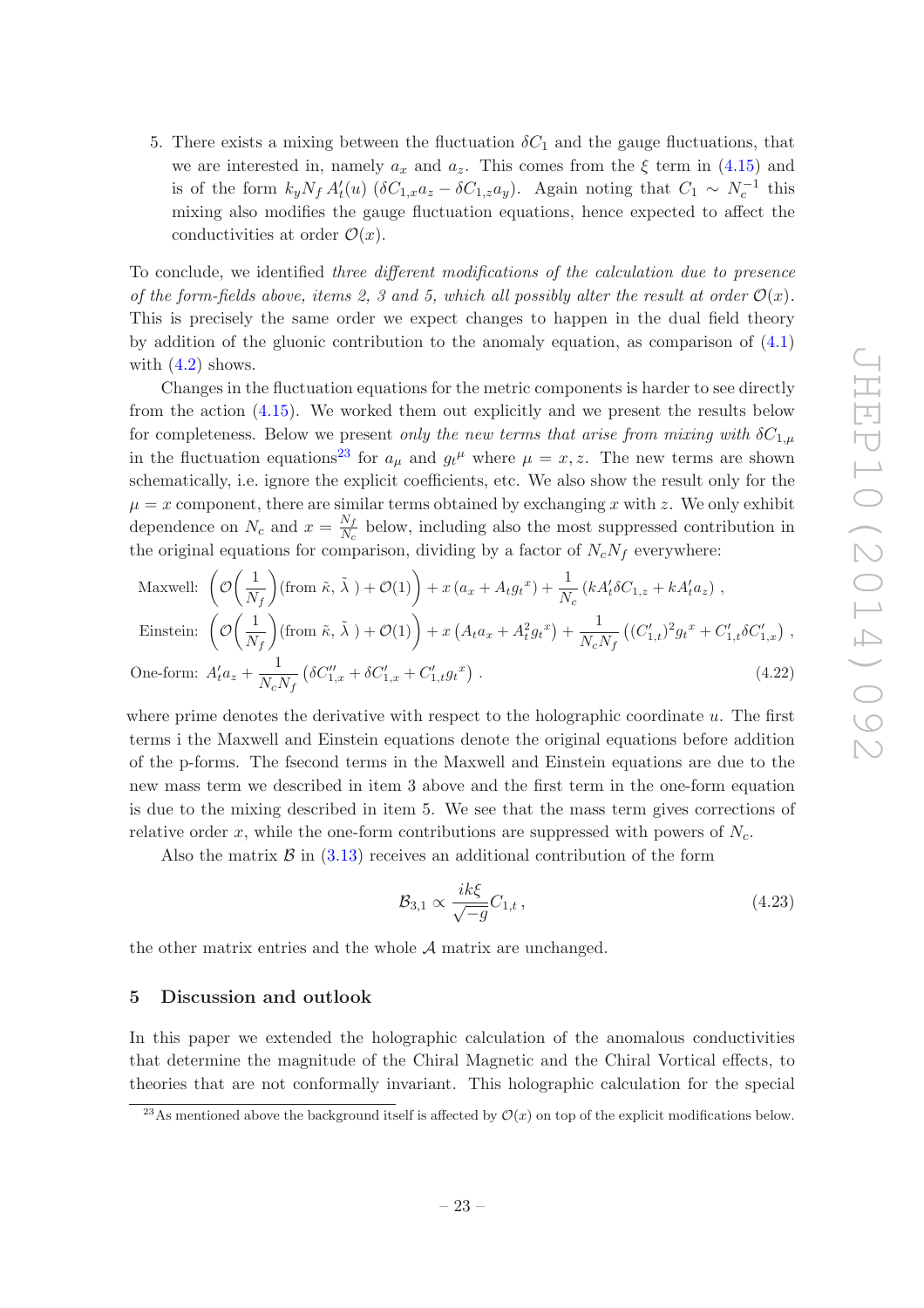5. There exists a mixing between the fluctuation $\delta C_1$ and the gauge fluctuations, that we are interested in, namely $a_x$ and $a_z$. This comes from the $\xi$ term in (4.15) and is of the form $k_y N_f \, A_t'(u) \, (\delta C_{1,x} a_z - \delta C_{1,z} a_y)$. Again noting that $C_1 \sim N_c^{-1}$ this mixing also modifies the gauge fluctuation equations, hence expected to affect the conductivities at order $\mathcal{O}(x)$.

To conclude, we identified *three different modifications of the calculation due to presence of the form-fields above, items 2, 3 and 5, which all possibly alter the result at order* $\mathcal{O}(x)$. This is precisely the same order we expect changes to happen in the dual field theory by addition of the gluonic contribution to the anomaly equation, as comparison of (4.1) with (4.2) shows.

Changes in the fluctuation equations for the metric components is harder to see directly from the action (4.15). We worked them out explicitly and we present the results below for completeness. Below we present *only the new terms that arise from mixing with* $\delta C_{1,\mu}$ in the fluctuation equations[23] for $a_\mu$ and $g_t{}^\mu$ where $\mu = x, z$. The new terms are shown schematically, i.e. ignore the explicit coefficients, etc. We also show the result only for the $\mu = x$ component, there are similar terms obtained by exchanging $x$ with $z$. We only exhibit dependence on $N_c$ and $x = \frac{N_f}{N_c}$ below, including also the most suppressed contribution in the original equations for comparison, dividing by a factor of $N_c N_f$ everywhere:

$$
\begin{aligned}
&\text{Maxwell:} \ \left(\mathcal{O}\left(\frac{1}{N_f}\right)(\text{from } \tilde{\kappa},\, \tilde{\lambda}\ ) + \mathcal{O}(1)\right) + x\left(a_x + A_t g_t{}^x\right) + \frac{1}{N_c}\left(k A_t' \delta C_{1,z} + k A_t' a_z\right) , \\
&\text{Einstein:} \ \left(\mathcal{O}\left(\frac{1}{N_f}\right)(\text{from } \tilde{\kappa},\, \tilde{\lambda}\ ) + \mathcal{O}(1)\right) + x\left(A_t a_x + A_t^2 g_t{}^x\right) + \frac{1}{N_c N_f}\left((C_{1,t}')^2 g_t{}^x + C_{1,t}' \delta C_{1,x}'\right) , \\
&\text{One-form:} \ A_t' a_z + \frac{1}{N_c N_f}\left(\delta C_{1,x}'' + \delta C_{1,x}' + C_{1,t}' g_t{}^x\right) .
\end{aligned}
\tag{4.22}
$$

where prime denotes the derivative with respect to the holographic coordinate $u$. The first terms i the Maxwell and Einstein equations denote the original equations before addition of the p-forms. The fsecond terms in the Maxwell and Einstein equations are due to the new mass term we described in item 3 above and the first term in the one-form equation is due to the mixing described in item 5. We see that the mass term gives corrections of relative order $x$, while the one-form contributions are suppressed with powers of $N_c$.

Also the matrix $\mathcal{B}$ in (3.13) receives an additional contribution of the form

$$
\mathcal{B}_{3,1} \propto \frac{ik\xi}{\sqrt{-g}} C_{1,t} \,, \tag{4.23}
$$

the other matrix entries and the whole $\mathcal{A}$ matrix are unchanged.

## 5 Discussion and outlook

In this paper we extended the holographic calculation of the anomalous conductivities that determine the magnitude of the Chiral Magnetic and the Chiral Vortical effects, to theories that are not conformally invariant. This holographic calculation for the special

[23] As mentioned above the background itself is affected by $\mathcal{O}(x)$ on top of the explicit modifications below.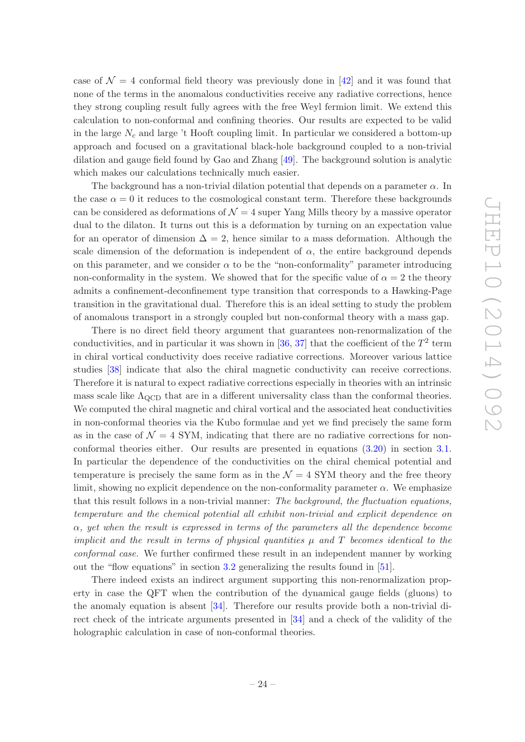case of $\mathcal{N} = 4$ conformal field theory was previously done in [42] and it was found that none of the terms in the anomalous conductivities receive any radiative corrections, hence they strong coupling result fully agrees with the free Weyl fermion limit. We extend this calculation to non-conformal and confining theories. Our results are expected to be valid in the large $N_c$ and large 't Hooft coupling limit. In particular we considered a bottom-up approach and focused on a gravitational black-hole background coupled to a non-trivial dilation and gauge field found by Gao and Zhang [49]. The background solution is analytic which makes our calculations technically much easier.

The background has a non-trivial dilation potential that depends on a parameter $\alpha$. In the case $\alpha = 0$ it reduces to the cosmological constant term. Therefore these backgrounds can be considered as deformations of $\mathcal{N} = 4$ super Yang Mills theory by a massive operator dual to the dilaton. It turns out this is a deformation by turning on an expectation value for an operator of dimension $\Delta = 2$, hence similar to a mass deformation. Although the scale dimension of the deformation is independent of $\alpha$, the entire background depends on this parameter, and we consider $\alpha$ to be the "non-conformality" parameter introducing non-conformality in the system. We showed that for the specific value of $\alpha = 2$ the theory admits a confinement-deconfinement type transition that corresponds to a Hawking-Page transition in the gravitational dual. Therefore this is an ideal setting to study the problem of anomalous transport in a strongly coupled but non-conformal theory with a mass gap.

There is no direct field theory argument that guarantees non-renormalization of the conductivities, and in particular it was shown in [36, 37] that the coefficient of the $T^2$ term in chiral vortical conductivity does receive radiative corrections. Moreover various lattice studies [38] indicate that also the chiral magnetic conductivity can receive corrections. Therefore it is natural to expect radiative corrections especially in theories with an intrinsic mass scale like $\Lambda_{\text{QCD}}$ that are in a different universality class than the conformal theories. We computed the chiral magnetic and chiral vortical and the associated heat conductivities in non-conformal theories via the Kubo formulae and yet we find precisely the same form as in the case of $\mathcal{N} = 4$ SYM, indicating that there are no radiative corrections for non-conformal theories either. Our results are presented in equations (3.20) in section 3.1. In particular the dependence of the conductivities on the chiral chemical potential and temperature is precisely the same form as in the $\mathcal{N} = 4$ SYM theory and the free theory limit, showing no explicit dependence on the non-conformality parameter $\alpha$. We emphasize that this result follows in a non-trivial manner: *The background, the fluctuation equations, temperature and the chemical potential all exhibit non-trivial and explicit dependence on $\alpha$, yet when the result is expressed in terms of the parameters all the dependence become implicit and the result in terms of physical quantities $\mu$ and $T$ becomes identical to the conformal case.* We further confirmed these result in an independent manner by working out the "flow equations" in section 3.2 generalizing the results found in [51].

There indeed exists an indirect argument supporting this non-renormalization property in case the QFT when the contribution of the dynamical gauge fields (gluons) to the anomaly equation is absent [34]. Therefore our results provide both a non-trivial direct check of the intricate arguments presented in [34] and a check of the validity of the holographic calculation in case of non-conformal theories.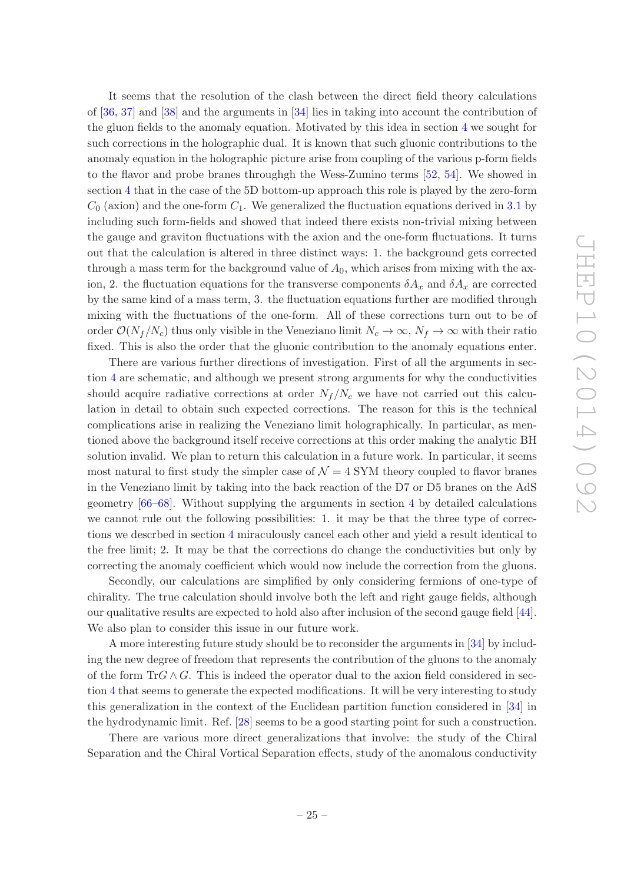It seems that the resolution of the clash between the direct field theory calculations of [36, 37] and [38] and the arguments in [34] lies in taking into account the contribution of the gluon fields to the anomaly equation. Motivated by this idea in section 4 we sought for such corrections in the holographic dual. It is known that such gluonic contributions to the anomaly equation in the holographic picture arise from coupling of the various p-form fields to the flavor and probe branes throughgh the Wess-Zumino terms [52, 54]. We showed in section 4 that in the case of the 5D bottom-up approach this role is played by the zero-form $C_0$ (axion) and the one-form $C_1$. We generalized the fluctuation equations derived in 3.1 by including such form-fields and showed that indeed there exists non-trivial mixing between the gauge and graviton fluctuations with the axion and the one-form fluctuations. It turns out that the calculation is altered in three distinct ways: 1. the background gets corrected through a mass term for the background value of $A_0$, which arises from mixing with the axion, 2. the fluctuation equations for the transverse components $\delta A_x$ and $\delta A_x$ are corrected by the same kind of a mass term, 3. the fluctuation equations further are modified through mixing with the fluctuations of the one-form. All of these corrections turn out to be of order $\mathcal{O}(N_f/N_c)$ thus only visible in the Veneziano limit $N_c \to \infty$, $N_f \to \infty$ with their ratio fixed. This is also the order that the gluonic contribution to the anomaly equations enter.

There are various further directions of investigation. First of all the arguments in section 4 are schematic, and although we present strong arguments for why the conductivities should acquire radiative corrections at order $N_f/N_c$ we have not carried out this calculation in detail to obtain such expected corrections. The reason for this is the technical complications arise in realizing the Veneziano limit holographically. In particular, as mentioned above the background itself receive corrections at this order making the analytic BH solution invalid. We plan to return this calculation in a future work. In particular, it seems most natural to first study the simpler case of $\mathcal{N} = 4$ SYM theory coupled to flavor branes in the Veneziano limit by taking into the back reaction of the D7 or D5 branes on the AdS geometry [66–68]. Without supplying the arguments in section 4 by detailed calculations we cannot rule out the following possibilities: 1. it may be that the three type of corrections we descrbed in section 4 miraculously cancel each other and yield a result identical to the free limit; 2. It may be that the corrections do change the conductivities but only by correcting the anomaly coefficient which would now include the correction from the gluons.

Secondly, our calculations are simplified by only considering fermions of one-type of chirality. The true calculation should involve both the left and right gauge fields, although our qualitative results are expected to hold also after inclusion of the second gauge field [44]. We also plan to consider this issue in our future work.

A more interesting future study should be to reconsider the arguments in [34] by including the new degree of freedom that represents the contribution of the gluons to the anomaly of the form $\mathrm{Tr} G \wedge G$. This is indeed the operator dual to the axion field considered in section 4 that seems to generate the expected modifications. It will be very interesting to study this generalization in the context of the Euclidean partition function considered in [34] in the hydrodynamic limit. Ref. [28] seems to be a good starting point for such a construction.

There are various more direct generalizations that involve: the study of the Chiral Separation and the Chiral Vortical Separation effects, study of the anomalous conductivity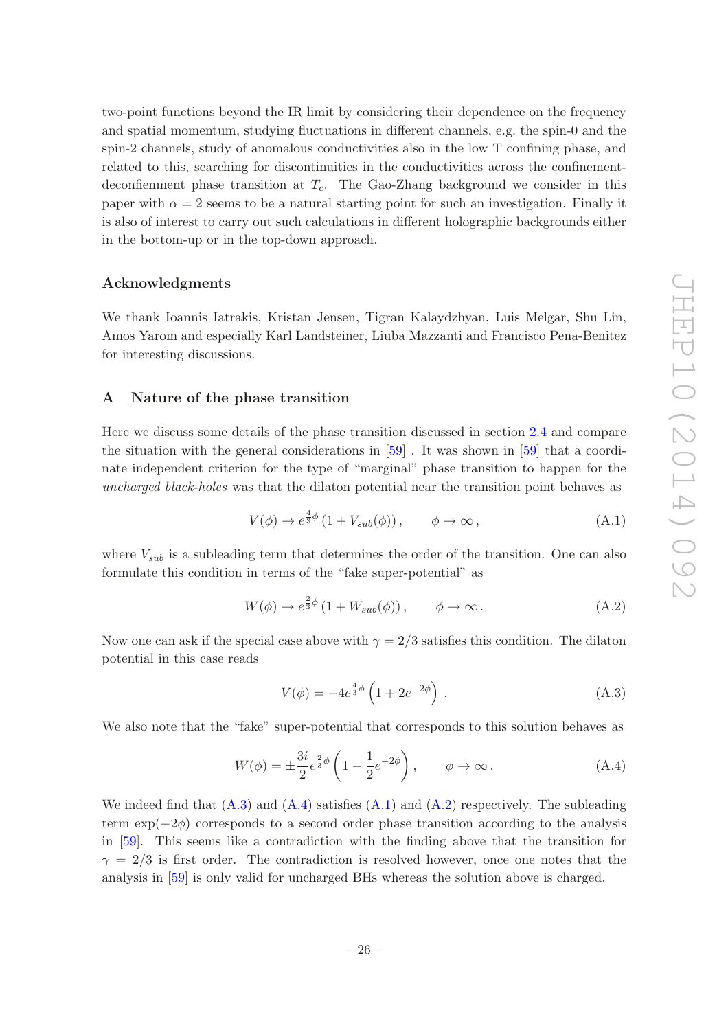two-point functions beyond the IR limit by considering their dependence on the frequency and spatial momentum, studying fluctuations in different channels, e.g. the spin-0 and the spin-2 channels, study of anomalous conductivities also in the low T confining phase, and related to this, searching for discontinuities in the conductivities across the confinement-deconfinement phase transition at $T_c$. The Gao-Zhang background we consider in this paper with $\alpha = 2$ seems to be a natural starting point for such an investigation. Finally it is also of interest to carry out such calculations in different holographic backgrounds either in the bottom-up or in the top-down approach.

### Acknowledgments

We thank Ioannis Iatrakis, Kristan Jensen, Tigran Kalaydzhyan, Luis Melgar, Shu Lin, Amos Yarom and especially Karl Landsteiner, Liuba Mazzanti and Francisco Pena-Benitez for interesting discussions.

## A Nature of the phase transition

Here we discuss some details of the phase transition discussed in section 2.4 and compare the situation with the general considerations in [59] . It was shown in [59] that a coordinate independent criterion for the type of "marginal" phase transition to happen for the *uncharged black-holes* was that the dilaton potential near the transition point behaves as

$$V(\phi) \to e^{\frac{4}{3}\phi}\left(1 + V_{sub}(\phi)\right), \qquad \phi \to \infty, \tag{A.1}$$

where $V_{sub}$ is a subleading term that determines the order of the transition. One can also formulate this condition in terms of the "fake super-potential" as

$$W(\phi) \to e^{\frac{2}{3}\phi}\left(1 + W_{sub}(\phi)\right), \qquad \phi \to \infty. \tag{A.2}$$

Now one can ask if the special case above with $\gamma = 2/3$ satisfies this condition. The dilaton potential in this case reads

$$V(\phi) = -4e^{\frac{4}{3}\phi}\left(1 + 2e^{-2\phi}\right). \tag{A.3}$$

We also note that the "fake" super-potential that corresponds to this solution behaves as

$$W(\phi) = \pm\frac{3i}{2}e^{\frac{2}{3}\phi}\left(1 - \frac{1}{2}e^{-2\phi}\right), \qquad \phi \to \infty. \tag{A.4}$$

We indeed find that (A.3) and (A.4) satisfies (A.1) and (A.2) respectively. The subleading term $\exp(-2\phi)$ corresponds to a second order phase transition according to the analysis in [59]. This seems like a contradiction with the finding above that the transition for $\gamma = 2/3$ is first order. The contradiction is resolved however, once one notes that the analysis in [59] is only valid for uncharged BHs whereas the solution above is charged.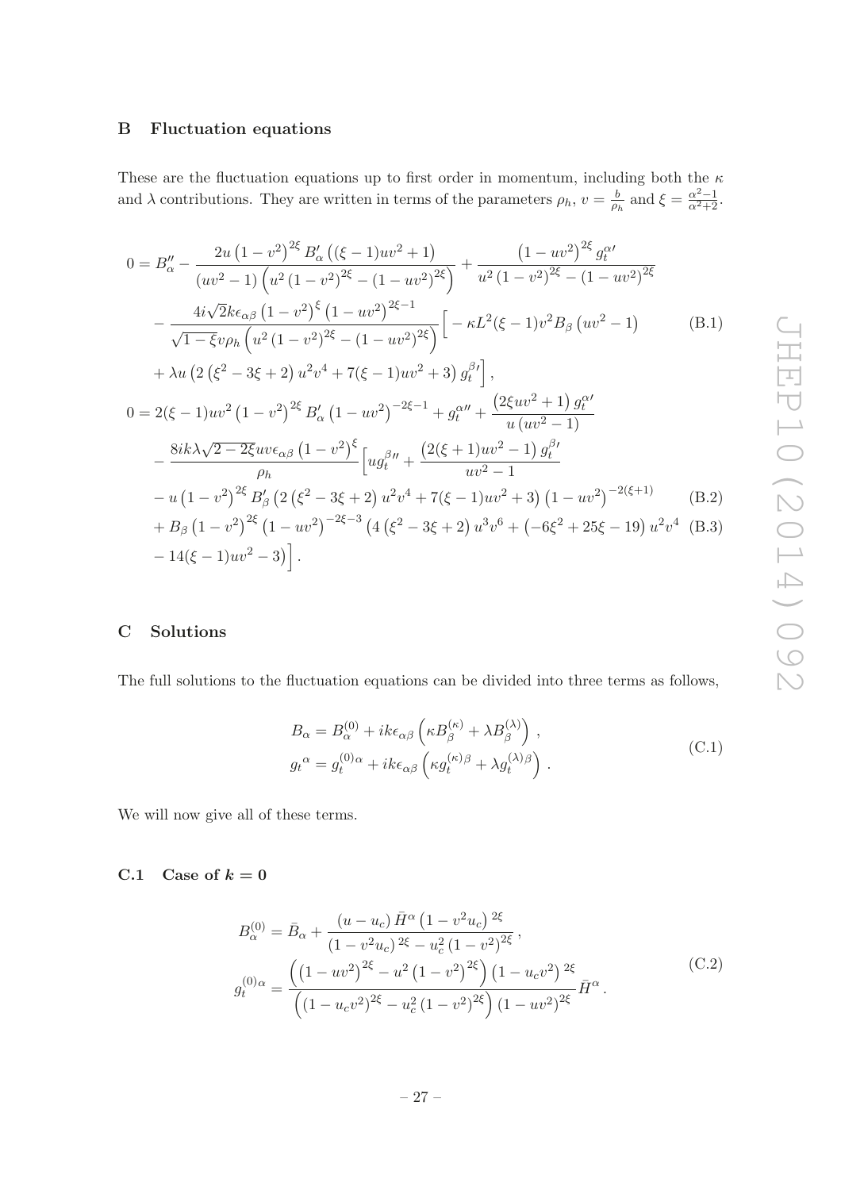## B Fluctuation equations

These are the fluctuation equations up to first order in momentum, including both the $\kappa$ and $\lambda$ contributions. They are written in terms of the parameters $\rho_h$, $v = \frac{b}{\rho_h}$ and $\xi = \frac{\alpha^2-1}{\alpha^2+2}$.

$$
\begin{aligned}
0 = {} & B_\alpha'' - \frac{2u\left(1-v^2\right)^{2\xi} B_\alpha'\left((\xi-1)uv^2+1\right)}{\left(uv^2-1\right)\left(u^2\left(1-v^2\right)^{2\xi}-\left(1-uv^2\right)^{2\xi}\right)} + \frac{\left(1-uv^2\right)^{2\xi} g_t^{\alpha\prime}}{u^2\left(1-v^2\right)^{2\xi}-\left(1-uv^2\right)^{2\xi}} \\
& - \frac{4i\sqrt{2}k\epsilon_{\alpha\beta}\left(1-v^2\right)^{\xi}\left(1-uv^2\right)^{2\xi-1}}{\sqrt{1-\xi}v\rho_h\left(u^2\left(1-v^2\right)^{2\xi}-\left(1-uv^2\right)^{2\xi}\right)}\Big[-\kappa L^2(\xi-1)v^2 B_\beta\left(uv^2-1\right) \qquad \text{(B.1)} \\
& + \lambda u\left(2\left(\xi^2-3\xi+2\right)u^2v^4+7(\xi-1)uv^2+3\right)g_t^{\beta\prime}\Big] , \\
0 = {} & 2(\xi-1)uv^2\left(1-v^2\right)^{2\xi} B_\alpha'\left(1-uv^2\right)^{-2\xi-1} + g_t^{\alpha\prime\prime} + \frac{\left(2\xi uv^2+1\right)g_t^{\alpha\prime}}{u\left(uv^2-1\right)} \\
& - \frac{8ik\lambda\sqrt{2-2\xi}uv\epsilon_{\alpha\beta}\left(1-v^2\right)^{\xi}}{\rho_h}\Big[u g_t^{\beta\prime\prime} + \frac{\left(2(\xi+1)uv^2-1\right)g_t^{\beta\prime}}{uv^2-1} \\
& - u\left(1-v^2\right)^{2\xi} B_\beta'\left(2\left(\xi^2-3\xi+2\right)u^2v^4+7(\xi-1)uv^2+3\right)\left(1-uv^2\right)^{-2(\xi+1)} \qquad \text{(B.2)} \\
& + B_\beta\left(1-v^2\right)^{2\xi}\left(1-uv^2\right)^{-2\xi-3}\left(4\left(\xi^2-3\xi+2\right)u^3v^6+\left(-6\xi^2+25\xi-19\right)u^2v^4 \qquad \text{(B.3)}\right. \\
& \left. - 14(\xi-1)uv^2-3\right)\Big] .
\end{aligned}
$$

## C Solutions

The full solutions to the fluctuation equations can be divided into three terms as follows,

$$
\begin{aligned}
B_\alpha &= B_\alpha^{(0)} + ik\epsilon_{\alpha\beta}\left(\kappa B_\beta^{(\kappa)} + \lambda B_\beta^{(\lambda)}\right) , \\
g_t{}^\alpha &= g_t^{(0)\alpha} + ik\epsilon_{\alpha\beta}\left(\kappa g_t^{(\kappa)\beta} + \lambda g_t^{(\lambda)\beta}\right) .
\end{aligned}
\qquad \text{(C.1)}
$$

We will now give all of these terms.

### C.1 Case of $k = 0$

$$
\begin{aligned}
B_\alpha^{(0)} &= \bar{B}_\alpha + \frac{\left(u-u_c\right)\bar{H}^\alpha\left(1-v^2u_c\right)^{2\xi}}{\left(1-v^2u_c\right)^{2\xi}-u_c^2\left(1-v^2\right)^{2\xi}} , \\
g_t^{(0)\alpha} &= \frac{\left(\left(1-uv^2\right)^{2\xi}-u^2\left(1-v^2\right)^{2\xi}\right)\left(1-u_cv^2\right)^{2\xi}}{\left(\left(1-u_cv^2\right)^{2\xi}-u_c^2\left(1-v^2\right)^{2\xi}\right)\left(1-uv^2\right)^{2\xi}}\bar{H}^\alpha .
\end{aligned}
\qquad \text{(C.2)}
$$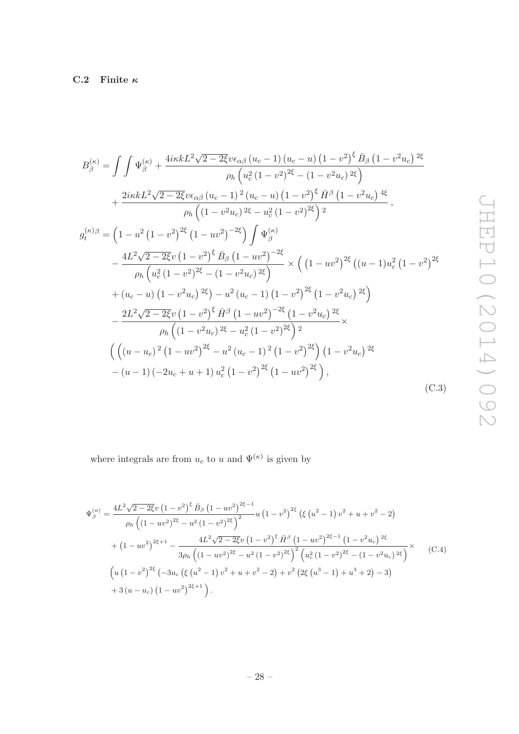### C.2 Finite $\kappa$

$$
\begin{aligned}
B_\beta^{(\kappa)} = \int\int \Psi_\beta^{(\kappa)} &+ \frac{4i\kappa k L^2\sqrt{2-2\xi}v\epsilon_{\alpha\beta}\left(u_c-1\right)\left(u_c-u\right)\left(1-v^2\right)^\xi \bar{B}_\beta\left(1-v^2u_c\right)^{2\xi}}{\rho_h\left(u_c^2\left(1-v^2\right)^{2\xi}-\left(1-v^2u_c\right)^{2\xi}\right)} \\
&+ \frac{2i\kappa k L^2\sqrt{2-2\xi}v\epsilon_{\alpha\beta}\left(u_c-1\right)^2\left(u_c-u\right)\left(1-v^2\right)^\xi \bar{H}^\beta\left(1-v^2u_c\right)^{4\xi}}{\rho_h\left(\left(1-v^2u_c\right)^{2\xi}-u_c^2\left(1-v^2\right)^{2\xi}\right)^2}\,, \\
g_t^{(\kappa)\beta} = &\left(1-u^2\left(1-v^2\right)^{2\xi}\left(1-uv^2\right)^{-2\xi}\right)\int\Psi_\beta^{(\kappa)} \\
&- \frac{4L^2\sqrt{2-2\xi}v\left(1-v^2\right)^\xi\bar{B}_\beta\left(1-uv^2\right)^{-2\xi}}{\rho_h\left(u_c^2\left(1-v^2\right)^{2\xi}-\left(1-v^2u_c\right)^{2\xi}\right)} \times \Big(\left(1-uv^2\right)^{2\xi}\left((u-1)u_c^2\left(1-v^2\right)^{2\xi}\right. \\
&\left.+\left(u_c-u\right)\left(1-v^2u_c\right)^{2\xi}\right)-u^2\left(u_c-1\right)\left(1-v^2\right)^{2\xi}\left(1-v^2u_c\right)^{2\xi}\Big) \\
&- \frac{2L^2\sqrt{2-2\xi}v\left(1-v^2\right)^\xi\bar{H}^\beta\left(1-uv^2\right)^{-2\xi}\left(1-v^2u_c\right)^{2\xi}}{\rho_h\left(\left(1-v^2u_c\right)^{2\xi}-u_c^2\left(1-v^2\right)^{2\xi}\right)^2}\times \\
&\Big(\left(\left(u-u_c\right)^2\left(1-uv^2\right)^{2\xi}-u^2\left(u_c-1\right)^2\left(1-v^2\right)^{2\xi}\right)\left(1-v^2u_c\right)^{2\xi} \\
&-(u-1)\left(-2u_c+u+1\right)u_c^2\left(1-v^2\right)^{2\xi}\left(1-uv^2\right)^{2\xi}\Big)\,,
\end{aligned}
\tag{C.3}
$$

where integrals are from $u_c$ to $u$ and $\Psi^{(\kappa)}$ is given by

$$
\begin{aligned}
\Psi_\beta^{(\kappa)} = &\frac{4L^2\sqrt{2-2\xi}v\left(1-v^2\right)^\xi\bar{B}_\beta\left(1-uv^2\right)^{2\xi-1}}{\rho_h\left(\left(1-uv^2\right)^{2\xi}-u^2\left(1-v^2\right)^{2\xi}\right)^2}u\left(1-v^2\right)^{2\xi}\left(\xi\left(u^2-1\right)v^2+u+v^2-2\right) \\
&+\left(1-uv^2\right)^{2\xi+1} - \frac{4L^2\sqrt{2-2\xi}v\left(1-v^2\right)^\xi\bar{H}^\beta\left(1-uv^2\right)^{2\xi-1}\left(1-v^2u_c\right)^{2\xi}}{3\rho_h\left(\left(1-uv^2\right)^{2\xi}-u^2\left(1-v^2\right)^{2\xi}\right)^2\left(u_c^2\left(1-v^2\right)^{2\xi}-\left(1-v^2u_c\right)^{2\xi}\right)}\times \\
&\Big(u\left(1-v^2\right)^{2\xi}\left(-3u_c\left(\xi\left(u^2-1\right)v^2+u+v^2-2\right)+v^2\left(2\xi\left(u^3-1\right)+u^3+2\right)-3\right) \\
&+3\left(u-u_c\right)\left(1-uv^2\right)^{2\xi+1}\Big)\,.
\end{aligned}
\tag{C.4}
$$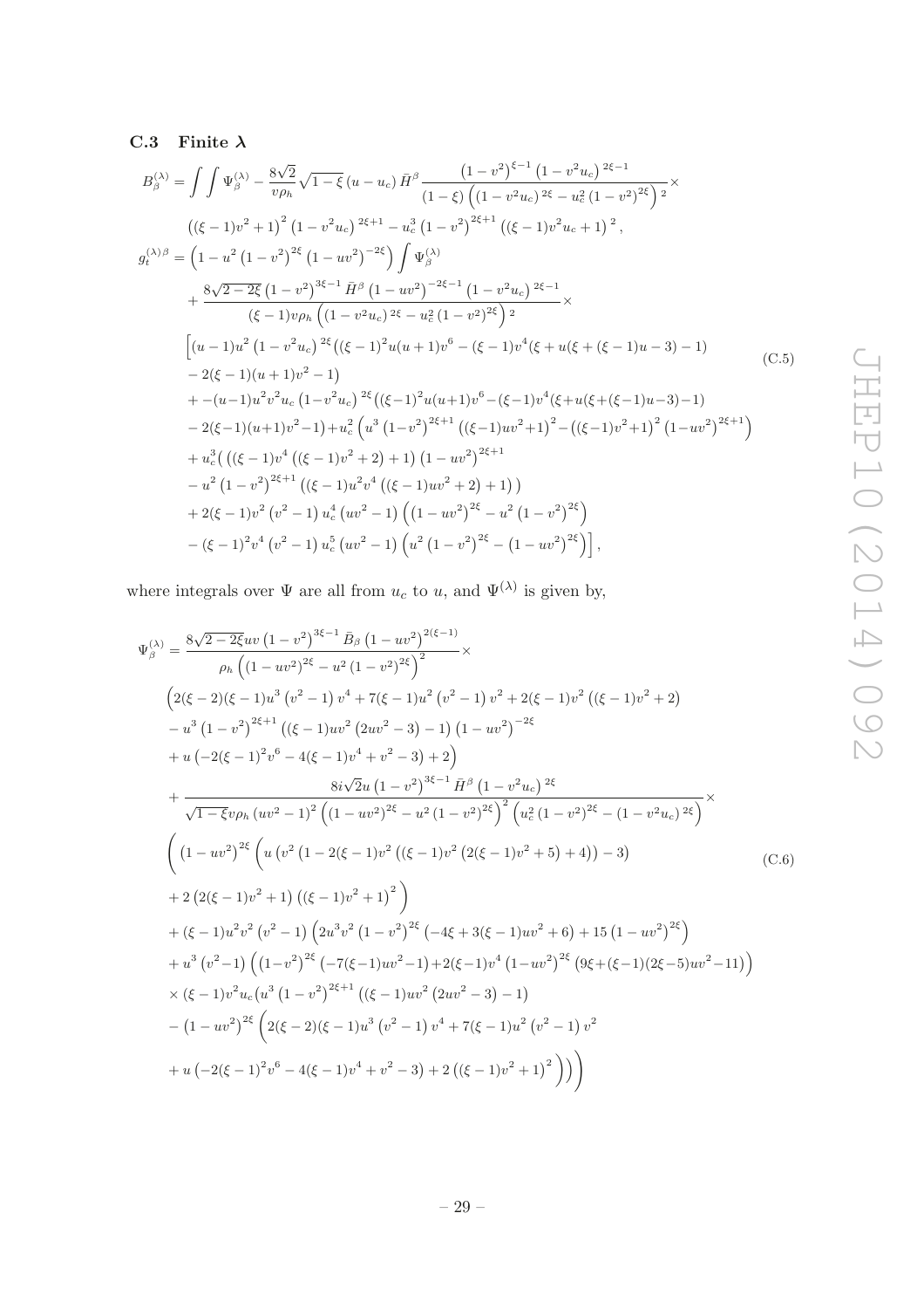### C.3 Finite $\boldsymbol{\lambda}$

$$
\begin{aligned}
B_\beta^{(\lambda)} &= \int\int \Psi_\beta^{(\lambda)} - \frac{8\sqrt{2}}{v\rho_h}\sqrt{1-\xi}\,(u-u_c)\,\bar{H}^\beta \frac{\left(1-v^2\right)^{\xi-1}\left(1-v^2u_c\right)^{2\xi-1}}{(1-\xi)\left(\left(1-v^2u_c\right)^{2\xi}-u_c^2\left(1-v^2\right)^{2\xi}\right)^2}\times \\
&\quad \left(\left((\xi-1)v^2+1\right)^2\left(1-v^2u_c\right)^{2\xi+1} - u_c^3\left(1-v^2\right)^{2\xi+1}\left((\xi-1)v^2u_c+1\right)^2\right), \\
g_t^{(\lambda)\beta} &= \left(1-u^2\left(1-v^2\right)^{2\xi}\left(1-uv^2\right)^{-2\xi}\right)\int \Psi_\beta^{(\lambda)} \\
&\quad + \frac{8\sqrt{2-2\xi}\left(1-v^2\right)^{3\xi-1}\bar{H}^\beta\left(1-uv^2\right)^{-2\xi-1}\left(1-v^2u_c\right)^{2\xi-1}}{(\xi-1)v\rho_h\left(\left(1-v^2u_c\right)^{2\xi}-u_c^2\left(1-v^2\right)^{2\xi}\right)^2}\times \\
&\quad \Big[(u-1)u^2\left(1-v^2u_c\right)^{2\xi}\big((\xi-1)^2u(u+1)v^6-(\xi-1)v^4(\xi+u(\xi+(\xi-1)u-3)-1) \\
&\quad - 2(\xi-1)(u+1)v^2-1\big) \\
&\quad + -(u-1)u^2v^2u_c\left(1-v^2u_c\right)^{2\xi}\big((\xi-1)^2u(u+1)v^6-(\xi-1)v^4(\xi+u(\xi+(\xi-1)u-3)-1) \\
&\quad - 2(\xi-1)(u+1)v^2-1\big)+u_c^2\left(u^3\left(1-v^2\right)^{2\xi+1}\left((\xi-1)uv^2+1\right)^2-\left((\xi-1)v^2+1\right)^2\left(1-uv^2\right)^{2\xi+1}\right) \\
&\quad + u_c^3\big(\left((\xi-1)v^4\left((\xi-1)v^2+2\right)+1\right)\left(1-uv^2\right)^{2\xi+1} \\
&\quad - u^2\left(1-v^2\right)^{2\xi+1}\left((\xi-1)u^2v^4\left((\xi-1)uv^2+2\right)+1\right)\big) \\
&\quad + 2(\xi-1)v^2\left(v^2-1\right)u_c^4\left(uv^2-1\right)\left(\left(1-uv^2\right)^{2\xi}-u^2\left(1-v^2\right)^{2\xi}\right) \\
&\quad - (\xi-1)^2v^4\left(v^2-1\right)u_c^5\left(uv^2-1\right)\left(u^2\left(1-v^2\right)^{2\xi}-\left(1-uv^2\right)^{2\xi}\right)\Big],
\end{aligned} \tag{C.5}
$$

where integrals over $\Psi$ are all from $u_c$ to $u$, and $\Psi^{(\lambda)}$ is given by,

$$
\begin{aligned}
\Psi_\beta^{(\lambda)} &= \frac{8\sqrt{2-2\xi}uv\left(1-v^2\right)^{3\xi-1}\bar{B}_\beta\left(1-uv^2\right)^{2(\xi-1)}}{\rho_h\left(\left(1-uv^2\right)^{2\xi}-u^2\left(1-v^2\right)^{2\xi}\right)^2}\times \\
&\quad \Big(2(\xi-2)(\xi-1)u^3\left(v^2-1\right)v^4+7(\xi-1)u^2\left(v^2-1\right)v^2+2(\xi-1)v^2\left((\xi-1)v^2+2\right) \\
&\quad - u^3\left(1-v^2\right)^{2\xi+1}\left((\xi-1)uv^2\left(2uv^2-3\right)-1\right)\left(1-uv^2\right)^{-2\xi} \\
&\quad + u\left(-2(\xi-1)^2v^6-4(\xi-1)v^4+v^2-3\right)+2\Big) \\
&\quad + \frac{8i\sqrt{2}u\left(1-v^2\right)^{3\xi-1}\bar{H}^\beta\left(1-v^2u_c\right)^{2\xi}}{\sqrt{1-\xi}v\rho_h\left(uv^2-1\right)^2\left(\left(1-uv^2\right)^{2\xi}-u^2\left(1-v^2\right)^{2\xi}\right)^2\left(u_c^2\left(1-v^2\right)^{2\xi}-\left(1-v^2u_c\right)^{2\xi}\right)}\times \\
&\quad \Bigg(\left(1-uv^2\right)^{2\xi}\Big(u\left(v^2\left(1-2(\xi-1)v^2\left((\xi-1)v^2\left(2(\xi-1)v^2+5\right)+4\right)\right)-3\right) \\
&\quad + 2\left(2(\xi-1)v^2+1\right)\left((\xi-1)v^2+1\right)^2\Big) \\
&\quad + (\xi-1)u^2v^2\left(v^2-1\right)\left(2u^3v^2\left(1-v^2\right)^{2\xi}\left(-4\xi+3(\xi-1)uv^2+6\right)+15\left(1-uv^2\right)^{2\xi}\right) \\
&\quad + u^3\left(v^2-1\right)\left(\left(1-v^2\right)^{2\xi}\left(-7(\xi-1)uv^2-1\right)+2(\xi-1)v^4\left(1-uv^2\right)^{2\xi}\left(9\xi+(\xi-1)(2\xi-5)uv^2-11\right)\right) \\
&\quad \times(\xi-1)v^2u_c\big(u^3\left(1-v^2\right)^{2\xi+1}\left((\xi-1)uv^2\left(2uv^2-3\right)-1\right) \\
&\quad - \left(1-uv^2\right)^{2\xi}\Big(2(\xi-2)(\xi-1)u^3\left(v^2-1\right)v^4+7(\xi-1)u^2\left(v^2-1\right)v^2 \\
&\quad + u\left(-2(\xi-1)^2v^6-4(\xi-1)v^4+v^2-3\right)+2\left((\xi-1)v^2+1\right)^2\Big)\big)\Bigg)
\end{aligned} \tag{C.6}
$$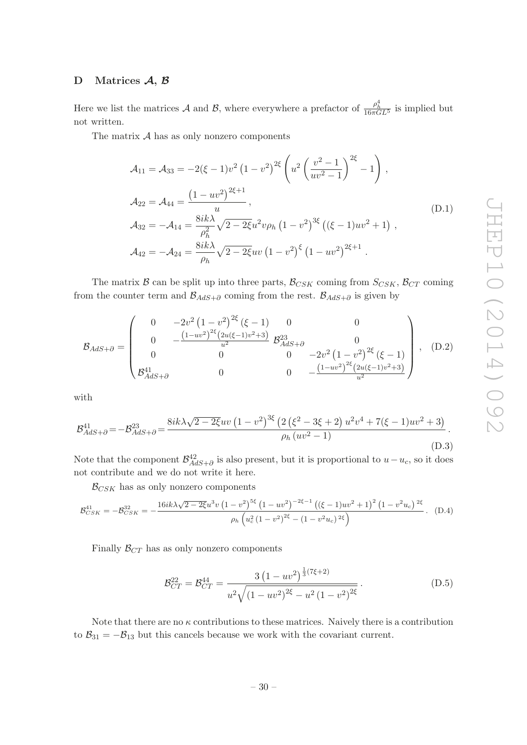## D Matrices $\mathcal{A}$, $\mathcal{B}$

Here we list the matrices $\mathcal{A}$ and $\mathcal{B}$, where everywhere a prefactor of $\frac{\rho_h^4}{16\pi G L^5}$ is implied but not written.

The matrix $\mathcal{A}$ has as only nonzero components

$$
\begin{aligned}
\mathcal{A}_{11} = \mathcal{A}_{33} &= -2(\xi-1)v^2\left(1-v^2\right)^{2\xi}\left(u^2\left(\frac{v^2-1}{uv^2-1}\right)^{2\xi}-1\right), \\
\mathcal{A}_{22} = \mathcal{A}_{44} &= \frac{\left(1-uv^2\right)^{2\xi+1}}{u}, \\
\mathcal{A}_{32} = -\mathcal{A}_{14} &= \frac{8ik\lambda}{\rho_h^2}\sqrt{2-2\xi}u^2 v\rho_h\left(1-v^2\right)^{3\xi}\left((\xi-1)uv^2+1\right), \\
\mathcal{A}_{42} = -\mathcal{A}_{24} &= \frac{8ik\lambda}{\rho_h}\sqrt{2-2\xi}uv\left(1-v^2\right)^{\xi}\left(1-uv^2\right)^{2\xi+1}.
\end{aligned}
\tag{D.1}
$$

The matrix $\mathcal{B}$ can be split up into three parts, $\mathcal{B}_{CSK}$ coming from $S_{CSK}$, $\mathcal{B}_{CT}$ coming from the counter term and $\mathcal{B}_{AdS+\partial}$ coming from the rest. $\mathcal{B}_{AdS+\partial}$ is given by

$$
\mathcal{B}_{AdS+\partial} = \begin{pmatrix}
0 & -2v^2\left(1-v^2\right)^{2\xi}(\xi-1) & 0 & 0 \\
0 & -\frac{\left(1-uv^2\right)^{2\xi}\left(2u(\xi-1)v^2+3\right)}{u^2} & \mathcal{B}^{23}_{AdS+\partial} & 0 \\
0 & 0 & 0 & -2v^2\left(1-v^2\right)^{2\xi}(\xi-1) \\
\mathcal{B}^{41}_{AdS+\partial} & 0 & 0 & -\frac{\left(1-uv^2\right)^{2\xi}\left(2u(\xi-1)v^2+3\right)}{u^2}
\end{pmatrix}, \tag{D.2}
$$

with

$$
\mathcal{B}^{41}_{AdS+\partial} = -\mathcal{B}^{23}_{AdS+\partial} = \frac{8ik\lambda\sqrt{2-2\xi}uv\left(1-v^2\right)^{3\xi}\left(2\left(\xi^2-3\xi+2\right)u^2v^4+7(\xi-1)uv^2+3\right)}{\rho_h\left(uv^2-1\right)}. \tag{D.3}
$$

Note that the component $\mathcal{B}^{42}_{AdS+\partial}$ is also present, but it is proportional to $u-u_c$, so it does not contribute and we do not write it here.

$\mathcal{B}_{CSK}$ has as only nonzero components

$$
\mathcal{B}^{41}_{CSK} = -\mathcal{B}^{32}_{CSK} = -\frac{16ik\lambda\sqrt{2-2\xi}u^3v\left(1-v^2\right)^{5\xi}\left(1-uv^2\right)^{-2\xi-1}\left((\xi-1)uv^2+1\right)^2\left(1-v^2u_c\right)^{2\xi}}{\rho_h\left(u_c^2\left(1-v^2\right)^{2\xi}-\left(1-v^2u_c\right)^{2\xi}\right)}. \tag{D.4}
$$

Finally $\mathcal{B}_{CT}$ has as only nonzero components

$$
\mathcal{B}^{22}_{CT} = \mathcal{B}^{44}_{CT} = \frac{3\left(1-uv^2\right)^{\frac{1}{3}(7\xi+2)}}{u^2\sqrt{\left(1-uv^2\right)^{2\xi}-u^2\left(1-v^2\right)^{2\xi}}}. \tag{D.5}
$$

Note that there are no $\kappa$ contributions to these matrices. Naively there is a contribution to $\mathcal{B}_{31} = -\mathcal{B}_{13}$ but this cancels because we work with the covariant current.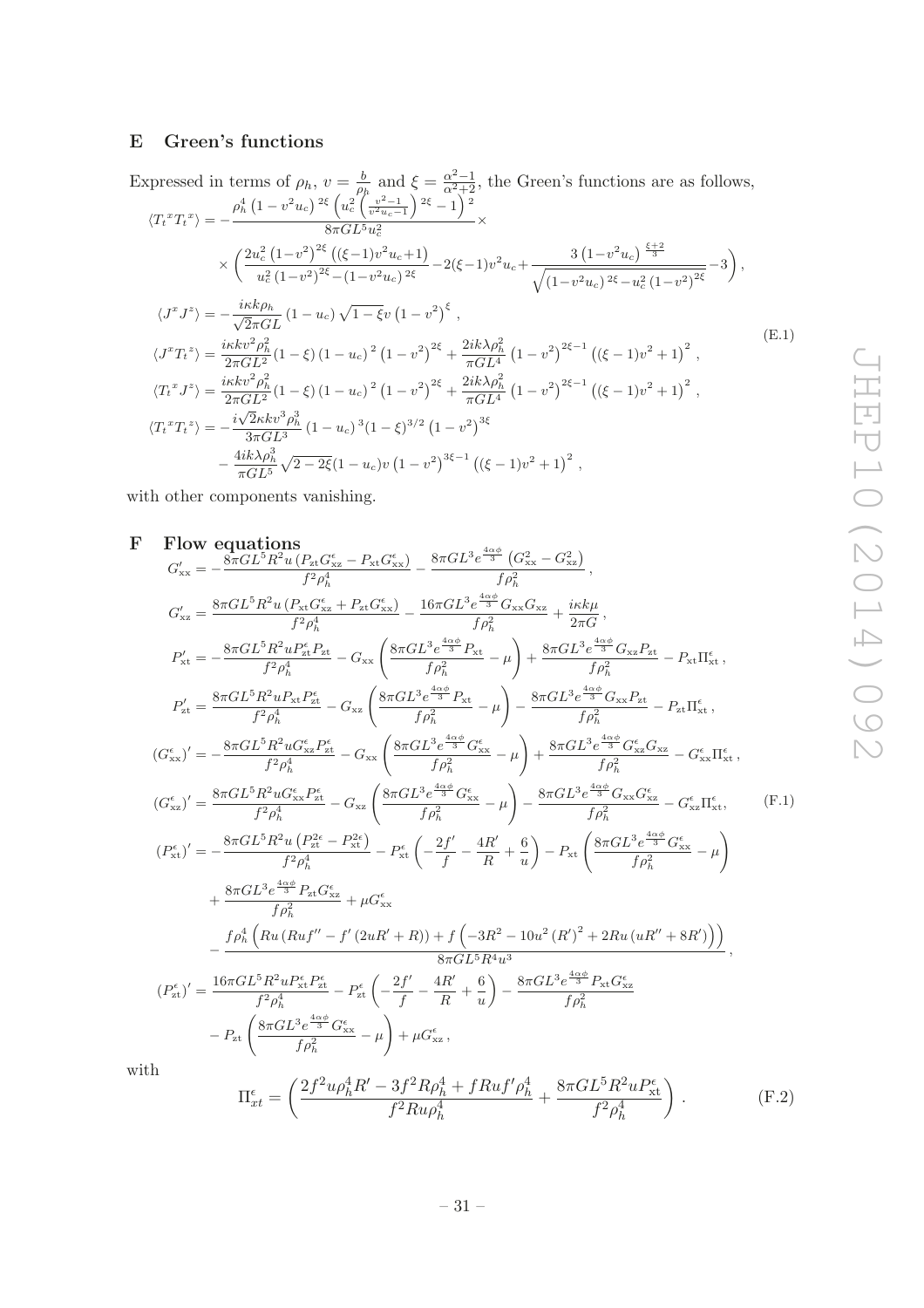## E Green's functions

Expressed in terms of $\rho_h$, $v = \frac{b}{\rho_h}$ and $\xi = \frac{\alpha^2-1}{\alpha^2+2}$, the Green's functions are as follows,

$$
\begin{aligned}
\langle {T_t}^x {T_t}^x \rangle &= -\frac{\rho_h^4 \left(1-v^2 u_c\right)^{2\xi} \left(u_c^2 \left(\frac{v^2-1}{v^2 u_c-1}\right)^{2\xi}-1\right)^2}{8\pi G L^5 u_c^2} \times \\
&\quad \times \left( \frac{2u_c^2 \left(1-v^2\right)^{2\xi} \left((\xi-1)v^2 u_c+1\right)}{u_c^2 \left(1-v^2\right)^{2\xi} - \left(1-v^2 u_c\right)^{2\xi}} - 2(\xi-1)v^2 u_c + \frac{3\left(1-v^2 u_c\right)^{\frac{\xi+2}{3}}}{\sqrt{\left(1-v^2 u_c\right)^{2\xi} - u_c^2 \left(1-v^2\right)^{2\xi}}} - 3 \right), \\
\langle J^x J^z \rangle &= -\frac{i\kappa k \rho_h}{\sqrt{2}\pi G L} \left(1-u_c\right) \sqrt{1-\xi}\, v \left(1-v^2\right)^{\xi}, \\
\langle J^x {T_t}^z \rangle &= \frac{i\kappa k v^2 \rho_h^2}{2\pi G L^2} (1-\xi) \left(1-u_c\right)^2 \left(1-v^2\right)^{2\xi} + \frac{2ik\lambda \rho_h^2}{\pi G L^4} \left(1-v^2\right)^{2\xi-1} \left((\xi-1)v^2+1\right)^2, \\
\langle {T_t}^x J^z \rangle &= \frac{i\kappa k v^2 \rho_h^2}{2\pi G L^2} (1-\xi) \left(1-u_c\right)^2 \left(1-v^2\right)^{2\xi} + \frac{2ik\lambda \rho_h^2}{\pi G L^4} \left(1-v^2\right)^{2\xi-1} \left((\xi-1)v^2+1\right)^2, \\
\langle {T_t}^x {T_t}^z \rangle &= -\frac{i\sqrt{2}\kappa k v^3 \rho_h^3}{3\pi G L^3} \left(1-u_c\right)^3 (1-\xi)^{3/2} \left(1-v^2\right)^{3\xi} \\
&\quad - \frac{4ik\lambda \rho_h^3}{\pi G L^5} \sqrt{2-2\xi}\,(1-u_c) v \left(1-v^2\right)^{3\xi-1} \left((\xi-1)v^2+1\right)^2,
\end{aligned} \tag{E.1}
$$

with other components vanishing.

## F Flow equations

$$
\begin{aligned}
G'_{\text{xx}} &= -\frac{8\pi G L^5 R^2 u \left(P_{\text{zt}} G^\epsilon_{\text{xz}} - P_{\text{xt}} G^\epsilon_{\text{xx}}\right)}{f^2 \rho_h^4} - \frac{8\pi G L^3 e^{\frac{4\alpha\phi}{3}} \left(G_{\text{xx}}^2 - G_{\text{xz}}^2\right)}{f \rho_h^2}, \\
G'_{\text{xz}} &= \frac{8\pi G L^5 R^2 u \left(P_{\text{xt}} G^\epsilon_{\text{xz}} + P_{\text{zt}} G^\epsilon_{\text{xx}}\right)}{f^2 \rho_h^4} - \frac{16\pi G L^3 e^{\frac{4\alpha\phi}{3}} G_{\text{xx}} G_{\text{xz}}}{f \rho_h^2} + \frac{i\kappa k \mu}{2\pi G}, \\
P'_{\text{xt}} &= -\frac{8\pi G L^5 R^2 u P^\epsilon_{\text{zt}} P_{\text{zt}}}{f^2 \rho_h^4} - G_{\text{xx}} \left( \frac{8\pi G L^3 e^{\frac{4\alpha\phi}{3}} P_{\text{xt}}}{f \rho_h^2} - \mu \right) + \frac{8\pi G L^3 e^{\frac{4\alpha\phi}{3}} G_{\text{xz}} P_{\text{zt}}}{f \rho_h^2} - P_{\text{xt}} \Pi^\epsilon_{\text{xt}}, \\
P'_{\text{zt}} &= \frac{8\pi G L^5 R^2 u P_{\text{xt}} P^\epsilon_{\text{zt}}}{f^2 \rho_h^4} - G_{\text{xz}} \left( \frac{8\pi G L^3 e^{\frac{4\alpha\phi}{3}} P_{\text{xt}}}{f \rho_h^2} - \mu \right) - \frac{8\pi G L^3 e^{\frac{4\alpha\phi}{3}} G_{\text{xx}} P_{\text{zt}}}{f \rho_h^2} - P_{\text{zt}} \Pi^\epsilon_{\text{xt}}, \\
(G^\epsilon_{\text{xx}})' &= -\frac{8\pi G L^5 R^2 u G^\epsilon_{\text{xz}} P^\epsilon_{\text{zt}}}{f^2 \rho_h^4} - G_{\text{xx}} \left( \frac{8\pi G L^3 e^{\frac{4\alpha\phi}{3}} G^\epsilon_{\text{xx}}}{f \rho_h^2} - \mu \right) + \frac{8\pi G L^3 e^{\frac{4\alpha\phi}{3}} G^\epsilon_{\text{xz}} G_{\text{xz}}}{f \rho_h^2} - G^\epsilon_{\text{xx}} \Pi^\epsilon_{\text{xt}}, \\
(G^\epsilon_{\text{xz}})' &= \frac{8\pi G L^5 R^2 u G^\epsilon_{\text{xx}} P^\epsilon_{\text{zt}}}{f^2 \rho_h^4} - G_{\text{xz}} \left( \frac{8\pi G L^3 e^{\frac{4\alpha\phi}{3}} G^\epsilon_{\text{xx}}}{f \rho_h^2} - \mu \right) - \frac{8\pi G L^3 e^{\frac{4\alpha\phi}{3}} G_{\text{xx}} G^\epsilon_{\text{xz}}}{f \rho_h^2} - G^\epsilon_{\text{xz}} \Pi^\epsilon_{\text{xt}}, \\
(P^\epsilon_{\text{xt}})' &= -\frac{8\pi G L^5 R^2 u \left(P^{2\epsilon}_{\text{zt}} - P^{2\epsilon}_{\text{xt}}\right)}{f^2 \rho_h^4} - P^\epsilon_{\text{xt}} \left( -\frac{2f'}{f} - \frac{4R'}{R} + \frac{6}{u} \right) - P_{\text{xt}} \left( \frac{8\pi G L^3 e^{\frac{4\alpha\phi}{3}} G^\epsilon_{\text{xx}}}{f \rho_h^2} - \mu \right) \\
&\quad + \frac{8\pi G L^3 e^{\frac{4\alpha\phi}{3}} P_{\text{zt}} G^\epsilon_{\text{xz}}}{f \rho_h^2} + \mu G^\epsilon_{\text{xx}} \\
&\quad - \frac{f \rho_h^4 \left( Ru \left(Ruf'' - f'\left(2uR' + R\right)\right) + f\left(-3R^2 - 10u^2 \left(R'\right)^2 + 2Ru\left(uR'' + 8R'\right)\right)\right)}{8\pi G L^5 R^4 u^3}, \\
(P^\epsilon_{\text{zt}})' &= \frac{16\pi G L^5 R^2 u P^\epsilon_{\text{xt}} P^\epsilon_{\text{zt}}}{f^2 \rho_h^4} - P^\epsilon_{\text{zt}} \left( -\frac{2f'}{f} - \frac{4R'}{R} + \frac{6}{u} \right) - \frac{8\pi G L^3 e^{\frac{4\alpha\phi}{3}} P_{\text{xt}} G^\epsilon_{\text{xz}}}{f \rho_h^2} \\
&\quad - P_{\text{zt}} \left( \frac{8\pi G L^3 e^{\frac{4\alpha\phi}{3}} G^\epsilon_{\text{xx}}}{f \rho_h^2} - \mu \right) + \mu G^\epsilon_{\text{xz}},
\end{aligned} \tag{F.1}
$$

with

$$
\Pi^\epsilon_{xt} = \left( \frac{2f^2 u \rho_h^4 R' - 3f^2 R \rho_h^4 + fRuf' \rho_h^4}{f^2 R u \rho_h^4} + \frac{8\pi G L^5 R^2 u P^\epsilon_{\text{xt}}}{f^2 \rho_h^4} \right). \tag{F.2}
$$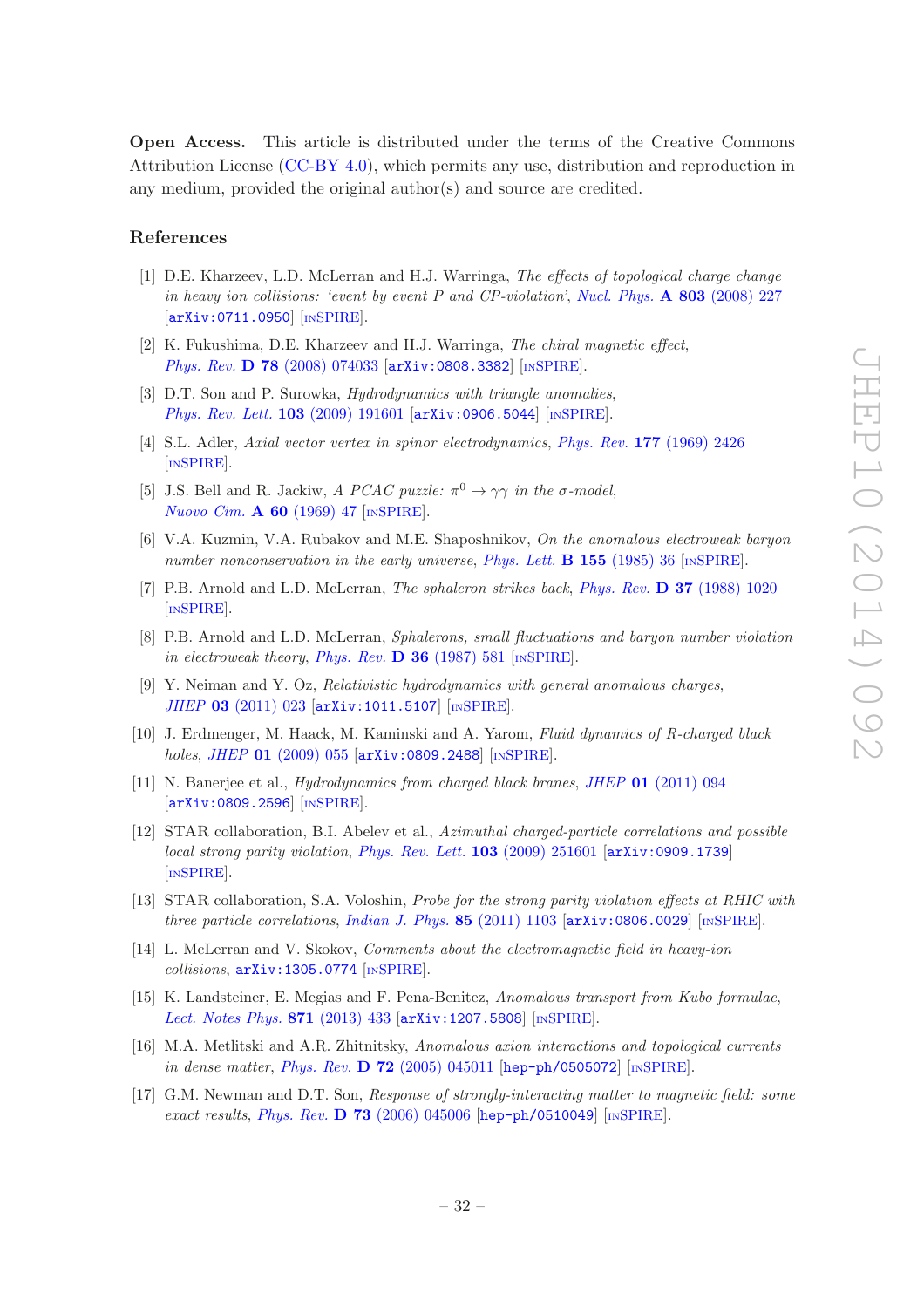**Open Access.** This article is distributed under the terms of the Creative Commons Attribution License (CC-BY 4.0), which permits any use, distribution and reproduction in any medium, provided the original author(s) and source are credited.

## References

[1] D.E. Kharzeev, L.D. McLerran and H.J. Warringa, *The effects of topological charge change in heavy ion collisions: 'event by event P and CP-violation'*, *Nucl. Phys.* **A 803** (2008) 227 [arXiv:0711.0950] [INSPIRE].

[2] K. Fukushima, D.E. Kharzeev and H.J. Warringa, *The chiral magnetic effect*, *Phys. Rev.* **D 78** (2008) 074033 [arXiv:0808.3382] [INSPIRE].

[3] D.T. Son and P. Surowka, *Hydrodynamics with triangle anomalies*, *Phys. Rev. Lett.* **103** (2009) 191601 [arXiv:0906.5044] [INSPIRE].

[4] S.L. Adler, *Axial vector vertex in spinor electrodynamics*, *Phys. Rev.* **177** (1969) 2426 [INSPIRE].

[5] J.S. Bell and R. Jackiw, *A PCAC puzzle: $\pi^0 \to \gamma\gamma$ in the $\sigma$-model*, *Nuovo Cim.* **A 60** (1969) 47 [INSPIRE].

[6] V.A. Kuzmin, V.A. Rubakov and M.E. Shaposhnikov, *On the anomalous electroweak baryon number nonconservation in the early universe*, *Phys. Lett.* **B 155** (1985) 36 [INSPIRE].

[7] P.B. Arnold and L.D. McLerran, *The sphaleron strikes back*, *Phys. Rev.* **D 37** (1988) 1020 [INSPIRE].

[8] P.B. Arnold and L.D. McLerran, *Sphalerons, small fluctuations and baryon number violation in electroweak theory*, *Phys. Rev.* **D 36** (1987) 581 [INSPIRE].

[9] Y. Neiman and Y. Oz, *Relativistic hydrodynamics with general anomalous charges*, *JHEP* **03** (2011) 023 [arXiv:1011.5107] [INSPIRE].

[10] J. Erdmenger, M. Haack, M. Kaminski and A. Yarom, *Fluid dynamics of R-charged black holes*, *JHEP* **01** (2009) 055 [arXiv:0809.2488] [INSPIRE].

[11] N. Banerjee et al., *Hydrodynamics from charged black branes*, *JHEP* **01** (2011) 094 [arXiv:0809.2596] [INSPIRE].

[12] STAR collaboration, B.I. Abelev et al., *Azimuthal charged-particle correlations and possible local strong parity violation*, *Phys. Rev. Lett.* **103** (2009) 251601 [arXiv:0909.1739] [INSPIRE].

[13] STAR collaboration, S.A. Voloshin, *Probe for the strong parity violation effects at RHIC with three particle correlations*, *Indian J. Phys.* **85** (2011) 1103 [arXiv:0806.0029] [INSPIRE].

[14] L. McLerran and V. Skokov, *Comments about the electromagnetic field in heavy-ion collisions*, arXiv:1305.0774 [INSPIRE].

[15] K. Landsteiner, E. Megias and F. Pena-Benitez, *Anomalous transport from Kubo formulae*, *Lect. Notes Phys.* **871** (2013) 433 [arXiv:1207.5808] [INSPIRE].

[16] M.A. Metlitski and A.R. Zhitnitsky, *Anomalous axion interactions and topological currents in dense matter*, *Phys. Rev.* **D 72** (2005) 045011 [hep-ph/0505072] [INSPIRE].

[17] G.M. Newman and D.T. Son, *Response of strongly-interacting matter to magnetic field: some exact results*, *Phys. Rev.* **D 73** (2006) 045006 [hep-ph/0510049] [INSPIRE].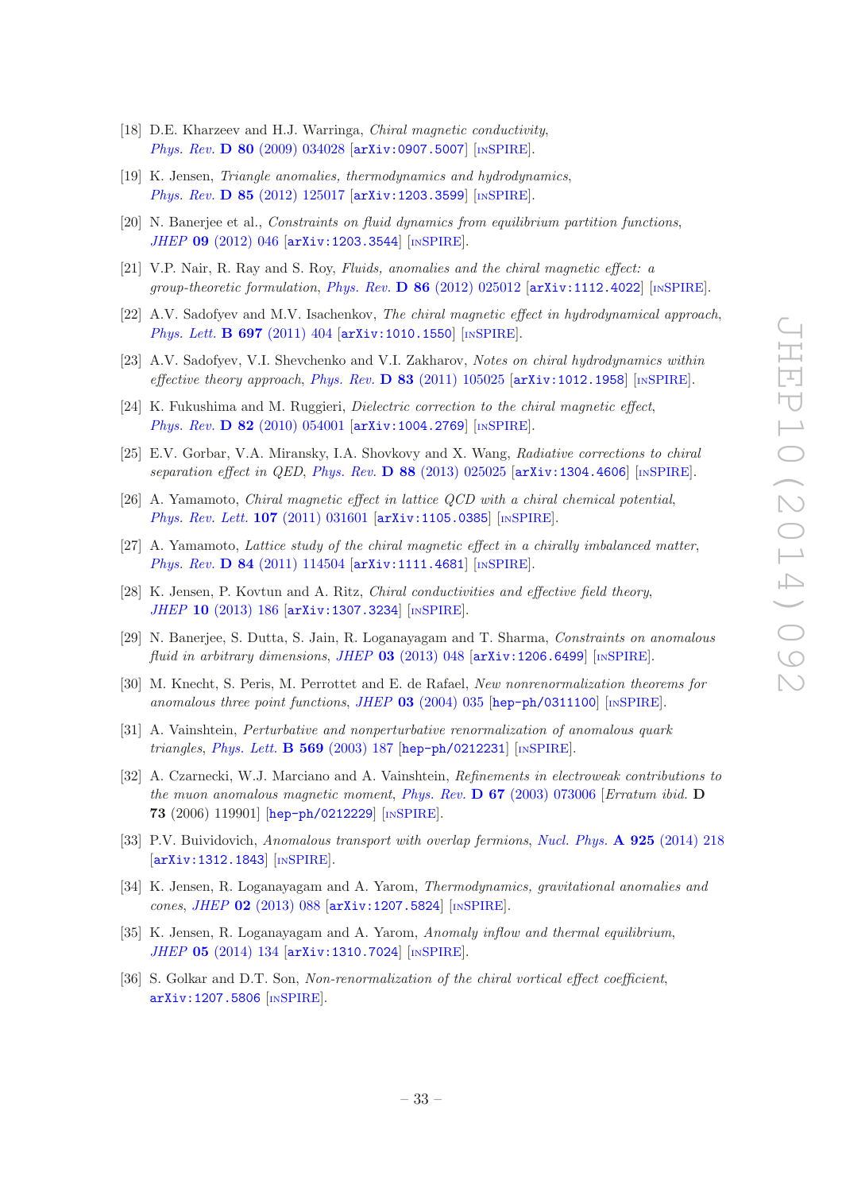[18] D.E. Kharzeev and H.J. Warringa, *Chiral magnetic conductivity*, *Phys. Rev.* **D 80** (2009) 034028 [arXiv:0907.5007] [INSPIRE].

[19] K. Jensen, *Triangle anomalies, thermodynamics and hydrodynamics*, *Phys. Rev.* **D 85** (2012) 125017 [arXiv:1203.3599] [INSPIRE].

[20] N. Banerjee et al., *Constraints on fluid dynamics from equilibrium partition functions*, *JHEP* **09** (2012) 046 [arXiv:1203.3544] [INSPIRE].

[21] V.P. Nair, R. Ray and S. Roy, *Fluids, anomalies and the chiral magnetic effect: a group-theoretic formulation*, *Phys. Rev.* **D 86** (2012) 025012 [arXiv:1112.4022] [INSPIRE].

[22] A.V. Sadofyev and M.V. Isachenkov, *The chiral magnetic effect in hydrodynamical approach*, *Phys. Lett.* **B 697** (2011) 404 [arXiv:1010.1550] [INSPIRE].

[23] A.V. Sadofyev, V.I. Shevchenko and V.I. Zakharov, *Notes on chiral hydrodynamics within effective theory approach*, *Phys. Rev.* **D 83** (2011) 105025 [arXiv:1012.1958] [INSPIRE].

[24] K. Fukushima and M. Ruggieri, *Dielectric correction to the chiral magnetic effect*, *Phys. Rev.* **D 82** (2010) 054001 [arXiv:1004.2769] [INSPIRE].

[25] E.V. Gorbar, V.A. Miransky, I.A. Shovkovy and X. Wang, *Radiative corrections to chiral separation effect in QED*, *Phys. Rev.* **D 88** (2013) 025025 [arXiv:1304.4606] [INSPIRE].

[26] A. Yamamoto, *Chiral magnetic effect in lattice QCD with a chiral chemical potential*, *Phys. Rev. Lett.* **107** (2011) 031601 [arXiv:1105.0385] [INSPIRE].

[27] A. Yamamoto, *Lattice study of the chiral magnetic effect in a chirally imbalanced matter*, *Phys. Rev.* **D 84** (2011) 114504 [arXiv:1111.4681] [INSPIRE].

[28] K. Jensen, P. Kovtun and A. Ritz, *Chiral conductivities and effective field theory*, *JHEP* **10** (2013) 186 [arXiv:1307.3234] [INSPIRE].

[29] N. Banerjee, S. Dutta, S. Jain, R. Loganayagam and T. Sharma, *Constraints on anomalous fluid in arbitrary dimensions*, *JHEP* **03** (2013) 048 [arXiv:1206.6499] [INSPIRE].

[30] M. Knecht, S. Peris, M. Perrottet and E. de Rafael, *New nonrenormalization theorems for anomalous three point functions*, *JHEP* **03** (2004) 035 [hep-ph/0311100] [INSPIRE].

[31] A. Vainshtein, *Perturbative and nonperturbative renormalization of anomalous quark triangles*, *Phys. Lett.* **B 569** (2003) 187 [hep-ph/0212231] [INSPIRE].

[32] A. Czarnecki, W.J. Marciano and A. Vainshtein, *Refinements in electroweak contributions to the muon anomalous magnetic moment*, *Phys. Rev.* **D 67** (2003) 073006 [*Erratum ibid.* **D 73** (2006) 119901] [hep-ph/0212229] [INSPIRE].

[33] P.V. Buividovich, *Anomalous transport with overlap fermions*, *Nucl. Phys.* **A 925** (2014) 218 [arXiv:1312.1843] [INSPIRE].

[34] K. Jensen, R. Loganayagam and A. Yarom, *Thermodynamics, gravitational anomalies and cones*, *JHEP* **02** (2013) 088 [arXiv:1207.5824] [INSPIRE].

[35] K. Jensen, R. Loganayagam and A. Yarom, *Anomaly inflow and thermal equilibrium*, *JHEP* **05** (2014) 134 [arXiv:1310.7024] [INSPIRE].

[36] S. Golkar and D.T. Son, *Non-renormalization of the chiral vortical effect coefficient*, arXiv:1207.5806 [INSPIRE].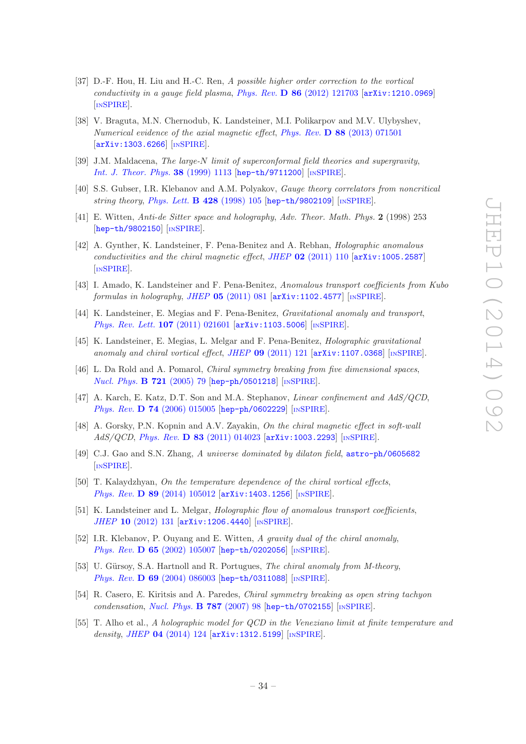- [37] D.-F. Hou, H. Liu and H.-C. Ren, *A possible higher order correction to the vortical conductivity in a gauge field plasma*, Phys. Rev. **D 86** (2012) 121703 [arXiv:1210.0969] [INSPIRE].
- [38] V. Braguta, M.N. Chernodub, K. Landsteiner, M.I. Polikarpov and M.V. Ulybyshev, *Numerical evidence of the axial magnetic effect*, Phys. Rev. **D 88** (2013) 071501 [arXiv:1303.6266] [INSPIRE].
- [39] J.M. Maldacena, *The large-N limit of superconformal field theories and supergravity*, Int. J. Theor. Phys. **38** (1999) 1113 [hep-th/9711200] [INSPIRE].
- [40] S.S. Gubser, I.R. Klebanov and A.M. Polyakov, *Gauge theory correlators from noncritical string theory*, Phys. Lett. **B 428** (1998) 105 [hep-th/9802109] [INSPIRE].
- [41] E. Witten, *Anti-de Sitter space and holography*, Adv. Theor. Math. Phys. **2** (1998) 253 [hep-th/9802150] [INSPIRE].
- [42] A. Gynther, K. Landsteiner, F. Pena-Benitez and A. Rebhan, *Holographic anomalous conductivities and the chiral magnetic effect*, JHEP **02** (2011) 110 [arXiv:1005.2587] [INSPIRE].
- [43] I. Amado, K. Landsteiner and F. Pena-Benitez, *Anomalous transport coefficients from Kubo formulas in holography*, JHEP **05** (2011) 081 [arXiv:1102.4577] [INSPIRE].
- [44] K. Landsteiner, E. Megias and F. Pena-Benitez, *Gravitational anomaly and transport*, Phys. Rev. Lett. **107** (2011) 021601 [arXiv:1103.5006] [INSPIRE].
- [45] K. Landsteiner, E. Megias, L. Melgar and F. Pena-Benitez, *Holographic gravitational anomaly and chiral vortical effect*, JHEP **09** (2011) 121 [arXiv:1107.0368] [INSPIRE].
- [46] L. Da Rold and A. Pomarol, *Chiral symmetry breaking from five dimensional spaces*, Nucl. Phys. **B 721** (2005) 79 [hep-ph/0501218] [INSPIRE].
- [47] A. Karch, E. Katz, D.T. Son and M.A. Stephanov, *Linear confinement and AdS/QCD*, Phys. Rev. **D 74** (2006) 015005 [hep-ph/0602229] [INSPIRE].
- [48] A. Gorsky, P.N. Kopnin and A.V. Zayakin, *On the chiral magnetic effect in soft-wall AdS/QCD*, Phys. Rev. **D 83** (2011) 014023 [arXiv:1003.2293] [INSPIRE].
- [49] C.J. Gao and S.N. Zhang, *A universe dominated by dilaton field*, astro-ph/0605682 [INSPIRE].
- [50] T. Kalaydzhyan, *On the temperature dependence of the chiral vortical effects*, Phys. Rev. **D 89** (2014) 105012 [arXiv:1403.1256] [INSPIRE].
- [51] K. Landsteiner and L. Melgar, *Holographic flow of anomalous transport coefficients*, JHEP **10** (2012) 131 [arXiv:1206.4440] [INSPIRE].
- [52] I.R. Klebanov, P. Ouyang and E. Witten, *A gravity dual of the chiral anomaly*, Phys. Rev. **D 65** (2002) 105007 [hep-th/0202056] [INSPIRE].
- [53] U. Gürsoy, S.A. Hartnoll and R. Portugues, *The chiral anomaly from M-theory*, Phys. Rev. **D 69** (2004) 086003 [hep-th/0311088] [INSPIRE].
- [54] R. Casero, E. Kiritsis and A. Paredes, *Chiral symmetry breaking as open string tachyon condensation*, Nucl. Phys. **B 787** (2007) 98 [hep-th/0702155] [INSPIRE].
- [55] T. Alho et al., *A holographic model for QCD in the Veneziano limit at finite temperature and density*, JHEP **04** (2014) 124 [arXiv:1312.5199] [INSPIRE].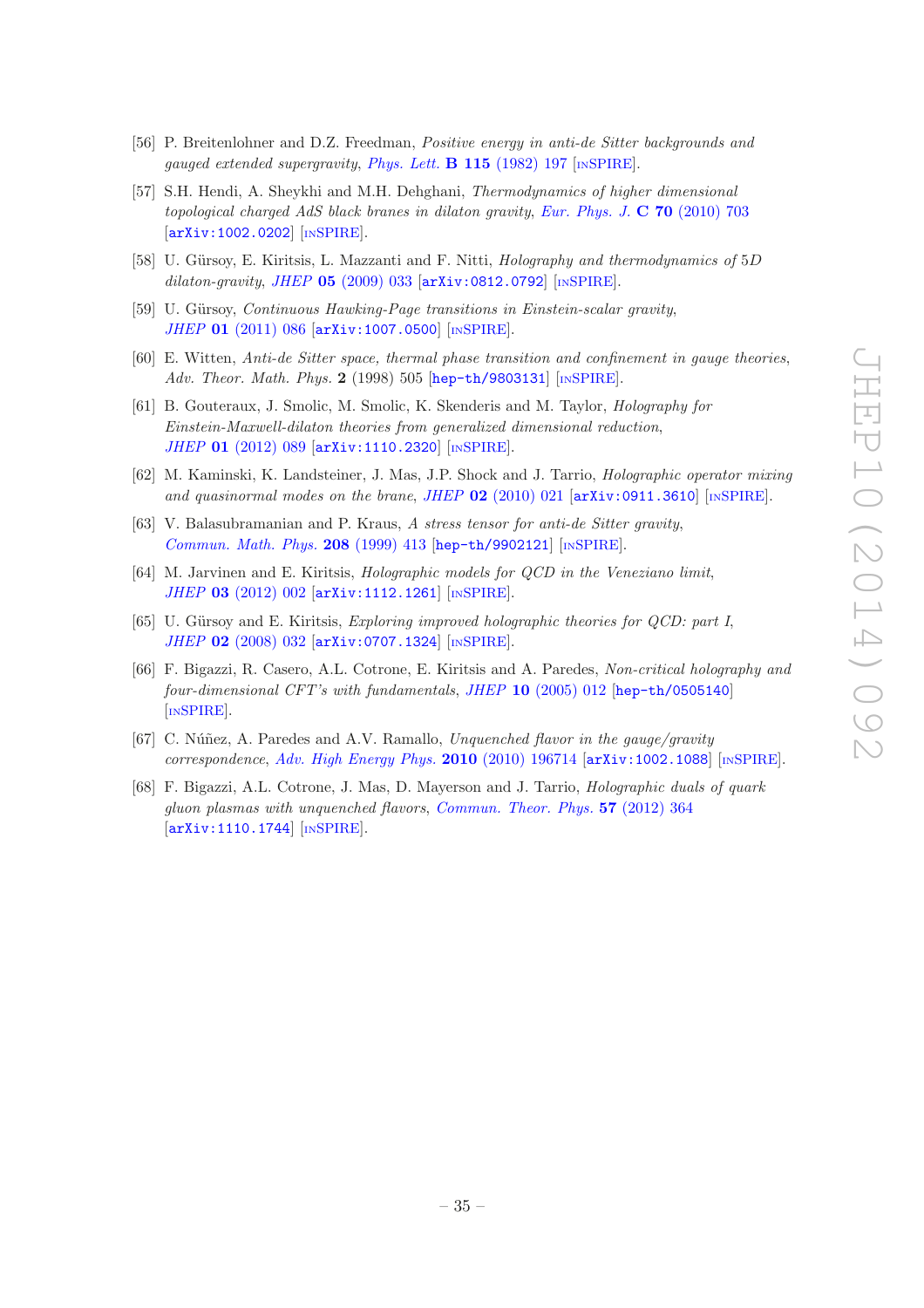[56] P. Breitenlohner and D.Z. Freedman, *Positive energy in anti-de Sitter backgrounds and gauged extended supergravity*, *Phys. Lett.* **B 115** (1982) 197 [INSPIRE].

[57] S.H. Hendi, A. Sheykhi and M.H. Dehghani, *Thermodynamics of higher dimensional topological charged AdS black branes in dilaton gravity*, *Eur. Phys. J.* **C 70** (2010) 703 [arXiv:1002.0202] [INSPIRE].

[58] U. Gürsoy, E. Kiritsis, L. Mazzanti and F. Nitti, *Holography and thermodynamics of 5D dilaton-gravity*, *JHEP* **05** (2009) 033 [arXiv:0812.0792] [INSPIRE].

[59] U. Gürsoy, *Continuous Hawking-Page transitions in Einstein-scalar gravity*, *JHEP* **01** (2011) 086 [arXiv:1007.0500] [INSPIRE].

[60] E. Witten, *Anti-de Sitter space, thermal phase transition and confinement in gauge theories*, *Adv. Theor. Math. Phys.* **2** (1998) 505 [hep-th/9803131] [INSPIRE].

[61] B. Gouteraux, J. Smolic, M. Smolic, K. Skenderis and M. Taylor, *Holography for Einstein-Maxwell-dilaton theories from generalized dimensional reduction*, *JHEP* **01** (2012) 089 [arXiv:1110.2320] [INSPIRE].

[62] M. Kaminski, K. Landsteiner, J. Mas, J.P. Shock and J. Tarrio, *Holographic operator mixing and quasinormal modes on the brane*, *JHEP* **02** (2010) 021 [arXiv:0911.3610] [INSPIRE].

[63] V. Balasubramanian and P. Kraus, *A stress tensor for anti-de Sitter gravity*, *Commun. Math. Phys.* **208** (1999) 413 [hep-th/9902121] [INSPIRE].

[64] M. Jarvinen and E. Kiritsis, *Holographic models for QCD in the Veneziano limit*, *JHEP* **03** (2012) 002 [arXiv:1112.1261] [INSPIRE].

[65] U. Gürsoy and E. Kiritsis, *Exploring improved holographic theories for QCD: part I*, *JHEP* **02** (2008) 032 [arXiv:0707.1324] [INSPIRE].

[66] F. Bigazzi, R. Casero, A.L. Cotrone, E. Kiritsis and A. Paredes, *Non-critical holography and four-dimensional CFT's with fundamentals*, *JHEP* **10** (2005) 012 [hep-th/0505140] [INSPIRE].

[67] C. Núñez, A. Paredes and A.V. Ramallo, *Unquenched flavor in the gauge/gravity correspondence*, *Adv. High Energy Phys.* **2010** (2010) 196714 [arXiv:1002.1088] [INSPIRE].

[68] F. Bigazzi, A.L. Cotrone, J. Mas, D. Mayerson and J. Tarrio, *Holographic duals of quark gluon plasmas with unquenched flavors*, *Commun. Theor. Phys.* **57** (2012) 364 [arXiv:1110.1744] [INSPIRE].